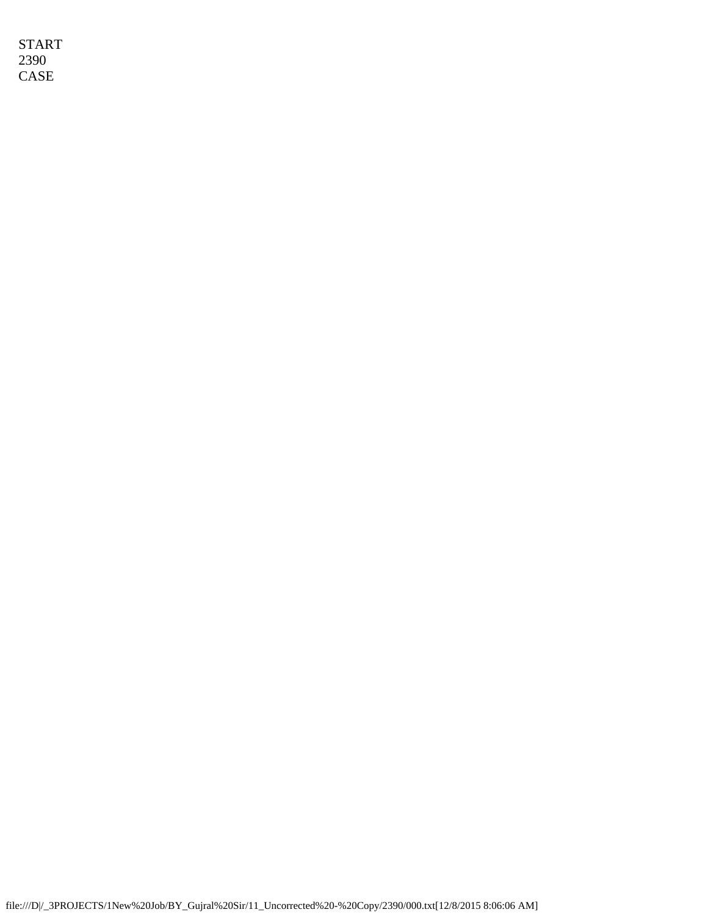START
2390
CASE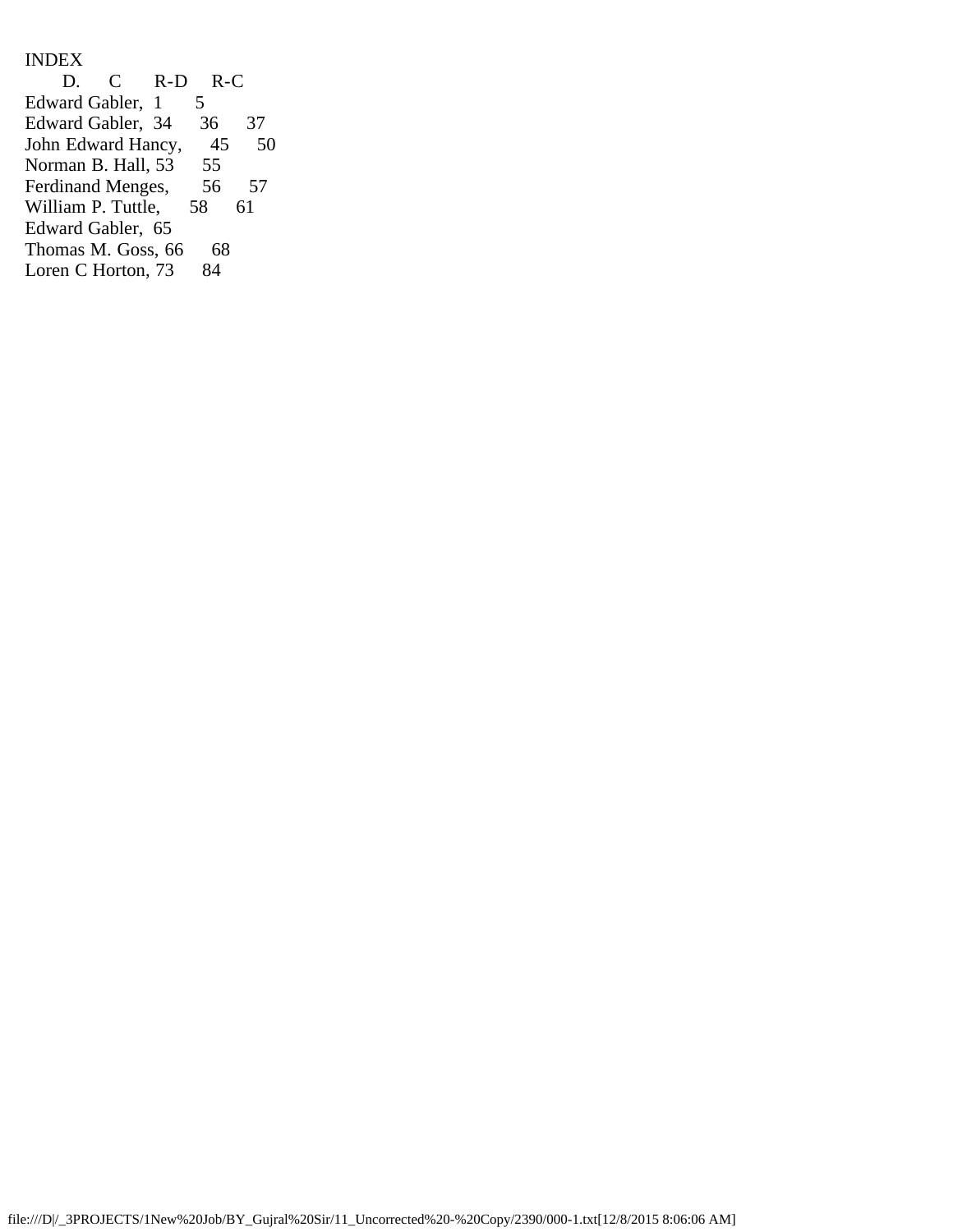INDEX

| | D. | C | R-D | R-C |
|---|---|---|---|---|
| Edward Gabler, | 1 | 5 | | |
| Edward Gabler, | 34 | 36 | 37 | |
| John Edward Hancy, | 45 | 50 | | |
| Norman B. Hall, | 53 | 55 | | |
| Ferdinand Menges, | 56 | 57 | | |
| William P. Tuttle, | 58 | 61 | | |
| Edward Gabler, | 65 | | | |
| Thomas M. Goss, | 66 | 68 | | |
| Loren C Horton, | 73 | 84 | | |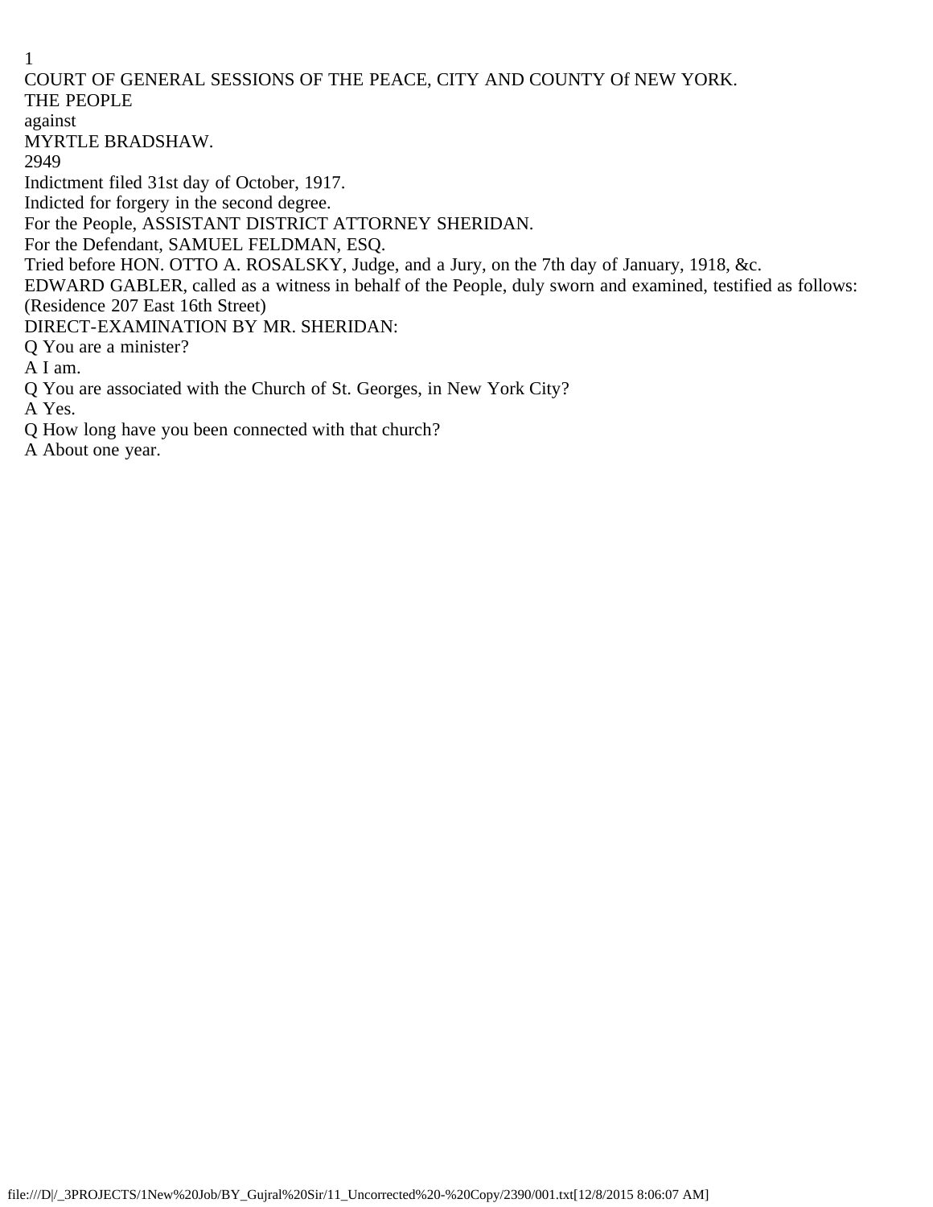COURT OF GENERAL SESSIONS OF THE PEACE, CITY AND COUNTY Of NEW YORK.

THE PEOPLE

against

MYRTLE BRADSHAW.

2949

Indictment filed 31st day of October, 1917.

Indicted for forgery in the second degree.

For the People, ASSISTANT DISTRICT ATTORNEY SHERIDAN.

For the Defendant, SAMUEL FELDMAN, ESQ.

Tried before HON. OTTO A. ROSALSKY, Judge, and a Jury, on the 7th day of January, 1918, &c.

EDWARD GABLER, called as a witness in behalf of the People, duly sworn and examined, testified as follows: (Residence 207 East 16th Street)

DIRECT-EXAMINATION BY MR. SHERIDAN:

Q You are a minister?

A I am.

Q You are associated with the Church of St. Georges, in New York City?

A Yes.

Q How long have you been connected with that church?

A About one year.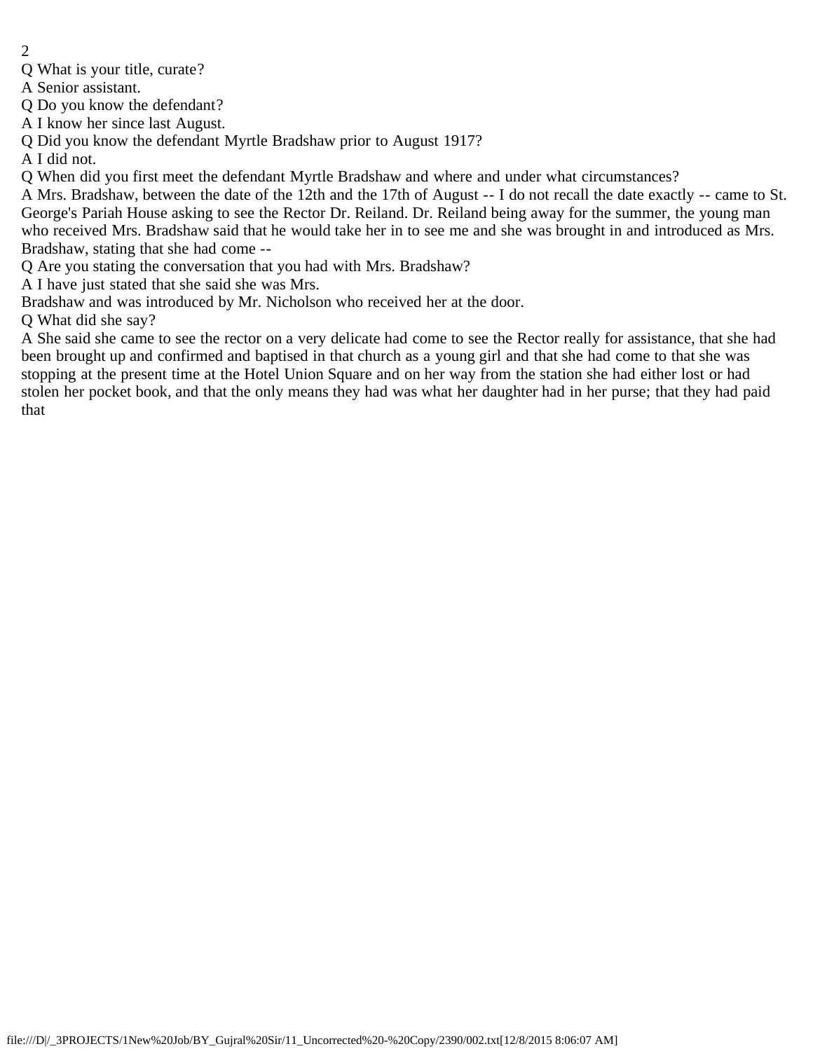Q What is your title, curate?

A Senior assistant.

Q Do you know the defendant?

A I know her since last August.

Q Did you know the defendant Myrtle Bradshaw prior to August 1917?

A I did not.

Q When did you first meet the defendant Myrtle Bradshaw and where and under what circumstances?

A Mrs. Bradshaw, between the date of the 12th and the 17th of August -- I do not recall the date exactly -- came to St. George's Pariah House asking to see the Rector Dr. Reiland. Dr. Reiland being away for the summer, the young man who received Mrs. Bradshaw said that he would take her in to see me and she was brought in and introduced as Mrs. Bradshaw, stating that she had come --

Q Are you stating the conversation that you had with Mrs. Bradshaw?

A I have just stated that she said she was Mrs.

Bradshaw and was introduced by Mr. Nicholson who received her at the door.

Q What did she say?

A She said she came to see the rector on a very delicate had come to see the Rector really for assistance, that she had been brought up and confirmed and baptised in that church as a young girl and that she had come to that she was stopping at the present time at the Hotel Union Square and on her way from the station she had either lost or had stolen her pocket book, and that the only means they had was what her daughter had in her purse; that they had paid that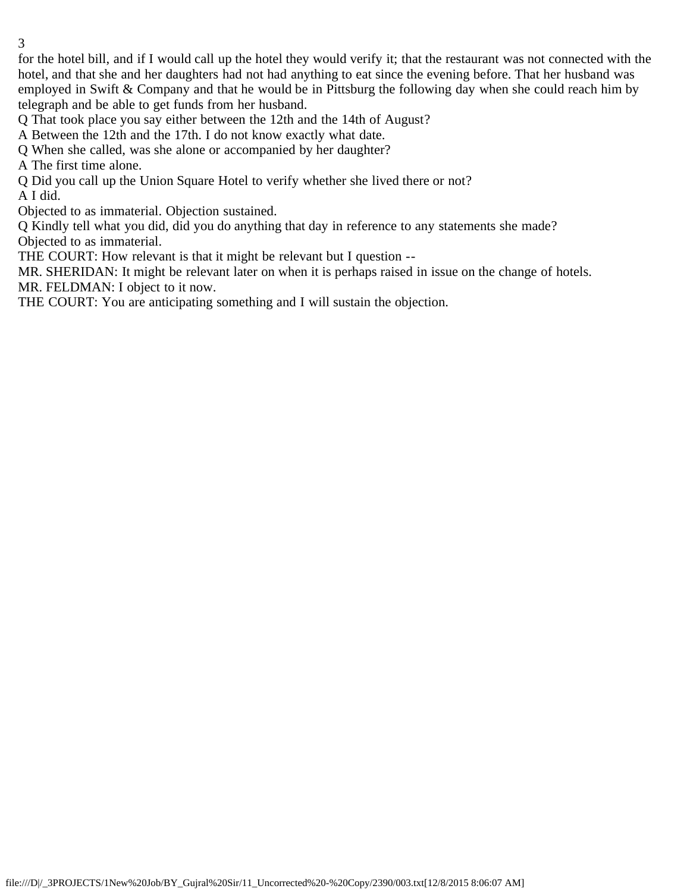for the hotel bill, and if I would call up the hotel they would verify it; that the restaurant was not connected with the hotel, and that she and her daughters had not had anything to eat since the evening before. That her husband was employed in Swift & Company and that he would be in Pittsburg the following day when she could reach him by telegraph and be able to get funds from her husband.

Q That took place you say either between the 12th and the 14th of August?

A Between the 12th and the 17th. I do not know exactly what date.

Q When she called, was she alone or accompanied by her daughter?

A The first time alone.

Q Did you call up the Union Square Hotel to verify whether she lived there or not?

A I did.

Objected to as immaterial. Objection sustained.

Q Kindly tell what you did, did you do anything that day in reference to any statements she made?

Objected to as immaterial.

THE COURT: How relevant is that it might be relevant but I question --

MR. SHERIDAN: It might be relevant later on when it is perhaps raised in issue on the change of hotels.

MR. FELDMAN: I object to it now.

THE COURT: You are anticipating something and I will sustain the objection.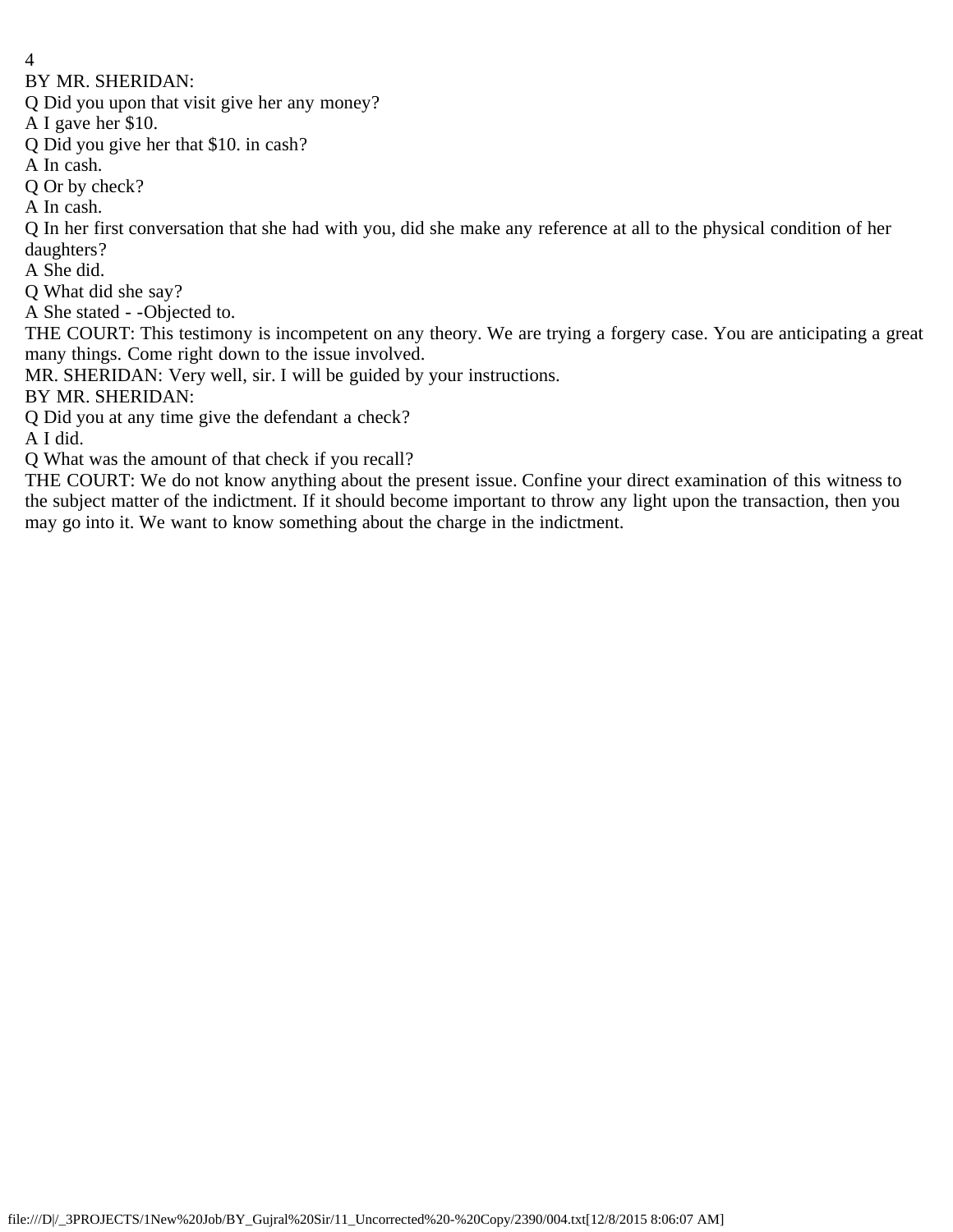BY MR. SHERIDAN:

Q Did you upon that visit give her any money?

A I gave her $10.

Q Did you give her that $10. in cash?

A In cash.

Q Or by check?

A In cash.

Q In her first conversation that she had with you, did she make any reference at all to the physical condition of her daughters?

A She did.

Q What did she say?

A She stated - -Objected to.

THE COURT: This testimony is incompetent on any theory. We are trying a forgery case. You are anticipating a great many things. Come right down to the issue involved.

MR. SHERIDAN: Very well, sir. I will be guided by your instructions.

BY MR. SHERIDAN:

Q Did you at any time give the defendant a check?

A I did.

Q What was the amount of that check if you recall?

THE COURT: We do not know anything about the present issue. Confine your direct examination of this witness to the subject matter of the indictment. If it should become important to throw any light upon the transaction, then you may go into it. We want to know something about the charge in the indictment.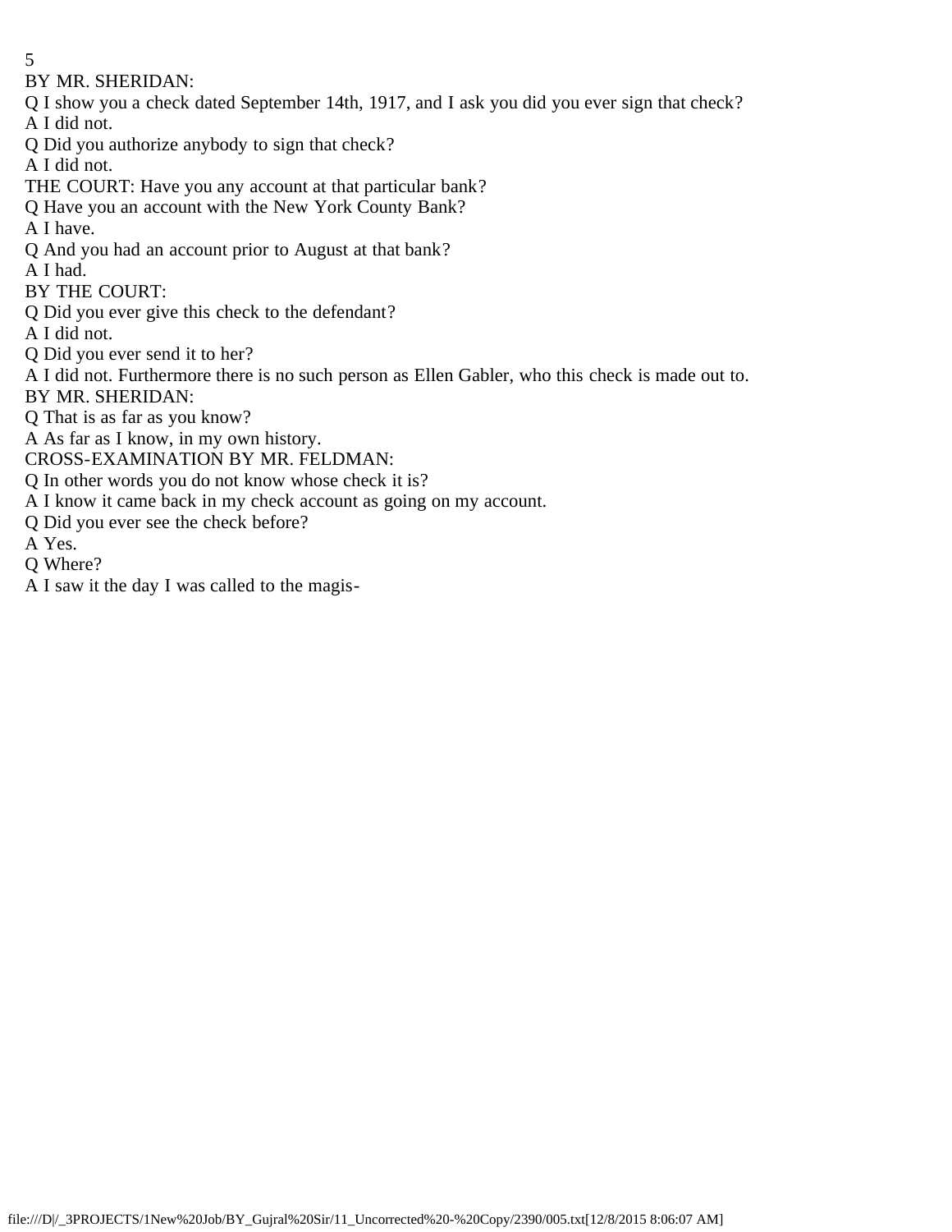BY MR. SHERIDAN:

Q I show you a check dated September 14th, 1917, and I ask you did you ever sign that check?

A I did not.

Q Did you authorize anybody to sign that check?

A I did not.

THE COURT: Have you any account at that particular bank?

Q Have you an account with the New York County Bank?

A I have.

Q And you had an account prior to August at that bank?

A I had.

BY THE COURT:

Q Did you ever give this check to the defendant?

A I did not.

Q Did you ever send it to her?

A I did not. Furthermore there is no such person as Ellen Gabler, who this check is made out to.

BY MR. SHERIDAN:

Q That is as far as you know?

A As far as I know, in my own history.

CROSS-EXAMINATION BY MR. FELDMAN:

Q In other words you do not know whose check it is?

A I know it came back in my check account as going on my account.

Q Did you ever see the check before?

A Yes.

Q Where?

A I saw it the day I was called to the magis-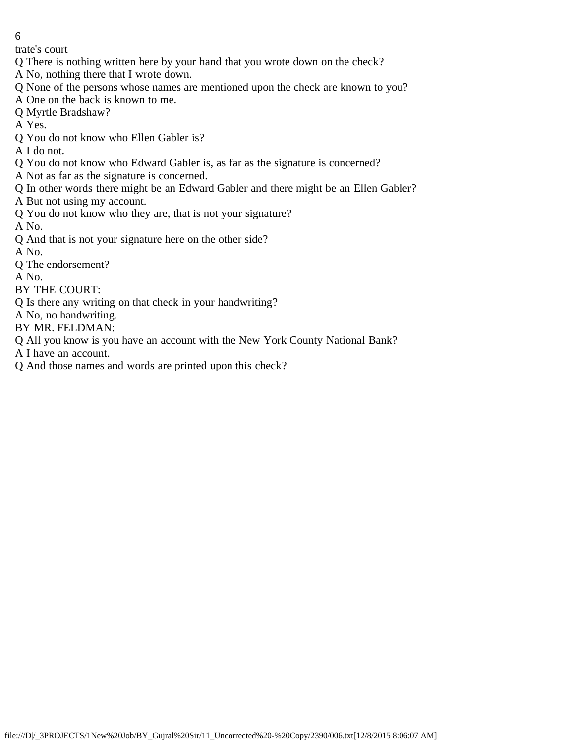trate's court

Q There is nothing written here by your hand that you wrote down on the check?

A No, nothing there that I wrote down.

Q None of the persons whose names are mentioned upon the check are known to you?

A One on the back is known to me.

Q Myrtle Bradshaw?

A Yes.

Q You do not know who Ellen Gabler is?

A I do not.

Q You do not know who Edward Gabler is, as far as the signature is concerned?

A Not as far as the signature is concerned.

Q In other words there might be an Edward Gabler and there might be an Ellen Gabler?

A But not using my account.

Q You do not know who they are, that is not your signature?

A No.

Q And that is not your signature here on the other side?

A No.

Q The endorsement?

A No.

BY THE COURT:

Q Is there any writing on that check in your handwriting?

A No, no handwriting.

BY MR. FELDMAN:

Q All you know is you have an account with the New York County National Bank?

A I have an account.

Q And those names and words are printed upon this check?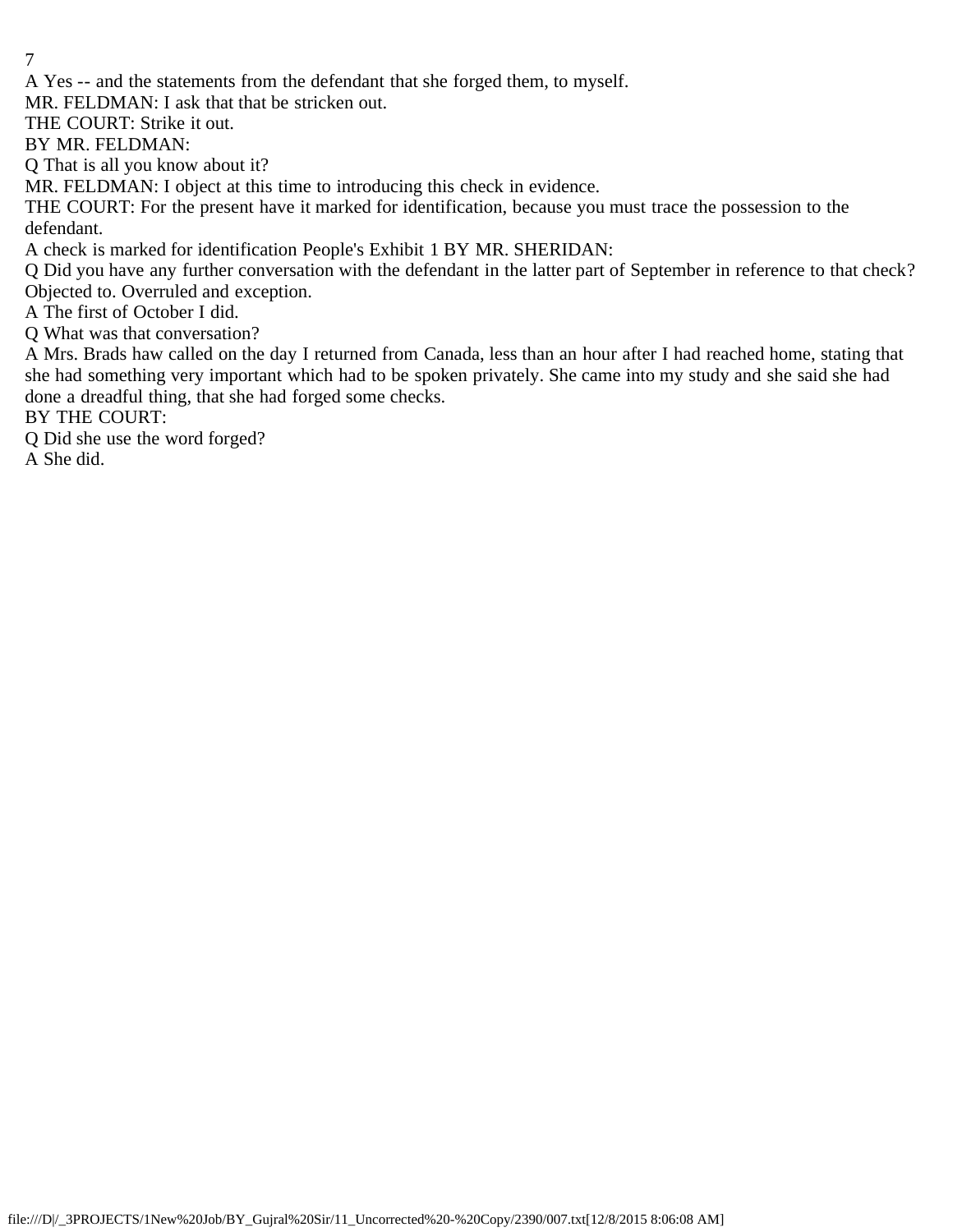A Yes -- and the statements from the defendant that she forged them, to myself.

MR. FELDMAN: I ask that that be stricken out.

THE COURT: Strike it out.

BY MR. FELDMAN:

Q That is all you know about it?

MR. FELDMAN: I object at this time to introducing this check in evidence.

THE COURT: For the present have it marked for identification, because you must trace the possession to the defendant.

A check is marked for identification People's Exhibit 1 BY MR. SHERIDAN:

Q Did you have any further conversation with the defendant in the latter part of September in reference to that check? Objected to. Overruled and exception.

A The first of October I did.

Q What was that conversation?

A Mrs. Brads haw called on the day I returned from Canada, less than an hour after I had reached home, stating that she had something very important which had to be spoken privately. She came into my study and she said she had done a dreadful thing, that she had forged some checks.

BY THE COURT:

Q Did she use the word forged?

A She did.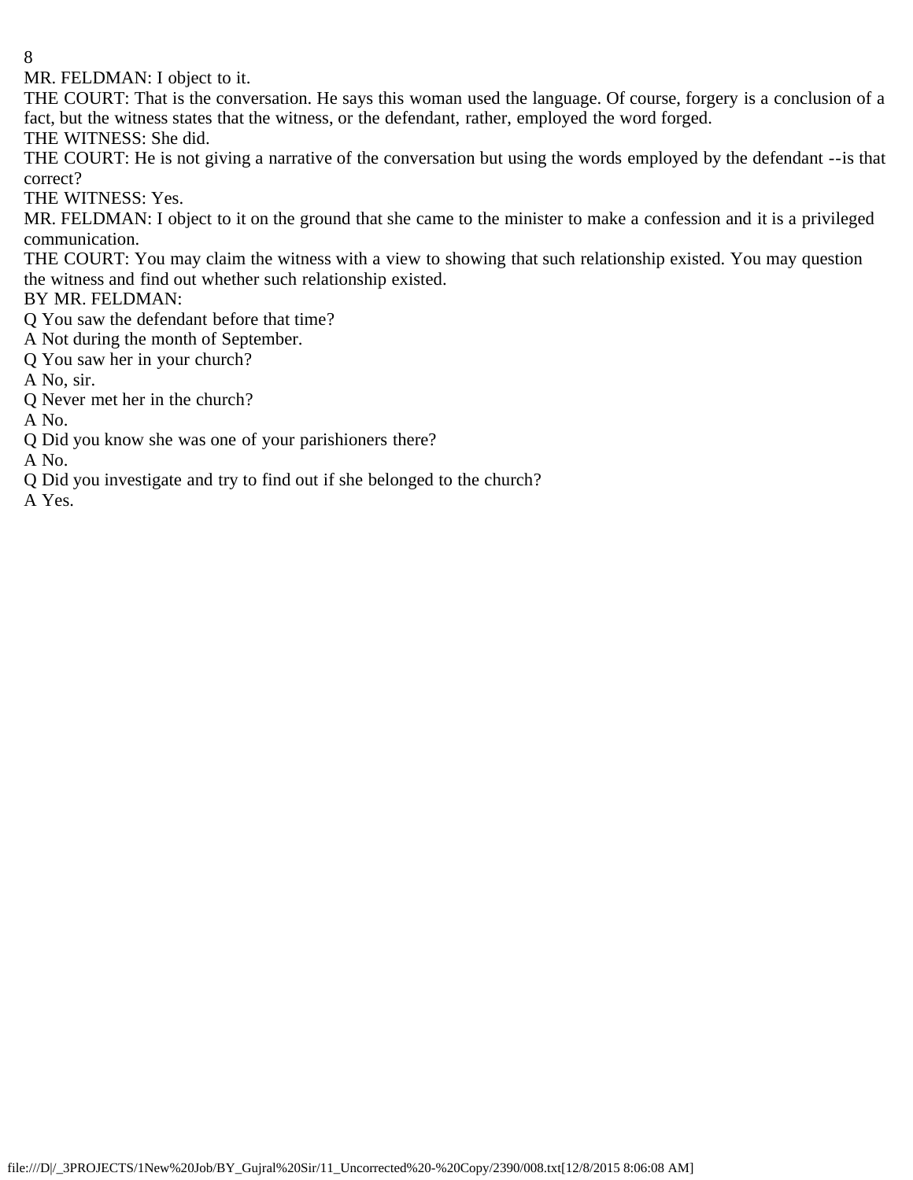MR. FELDMAN: I object to it.

THE COURT: That is the conversation. He says this woman used the language. Of course, forgery is a conclusion of a fact, but the witness states that the witness, or the defendant, rather, employed the word forged.

THE WITNESS: She did.

THE COURT: He is not giving a narrative of the conversation but using the words employed by the defendant --is that correct?

THE WITNESS: Yes.

MR. FELDMAN: I object to it on the ground that she came to the minister to make a confession and it is a privileged communication.

THE COURT: You may claim the witness with a view to showing that such relationship existed. You may question the witness and find out whether such relationship existed.

BY MR. FELDMAN:

Q You saw the defendant before that time?

A Not during the month of September.

Q You saw her in your church?

A No, sir.

Q Never met her in the church?

A No.

Q Did you know she was one of your parishioners there?

A No.

Q Did you investigate and try to find out if she belonged to the church?

A Yes.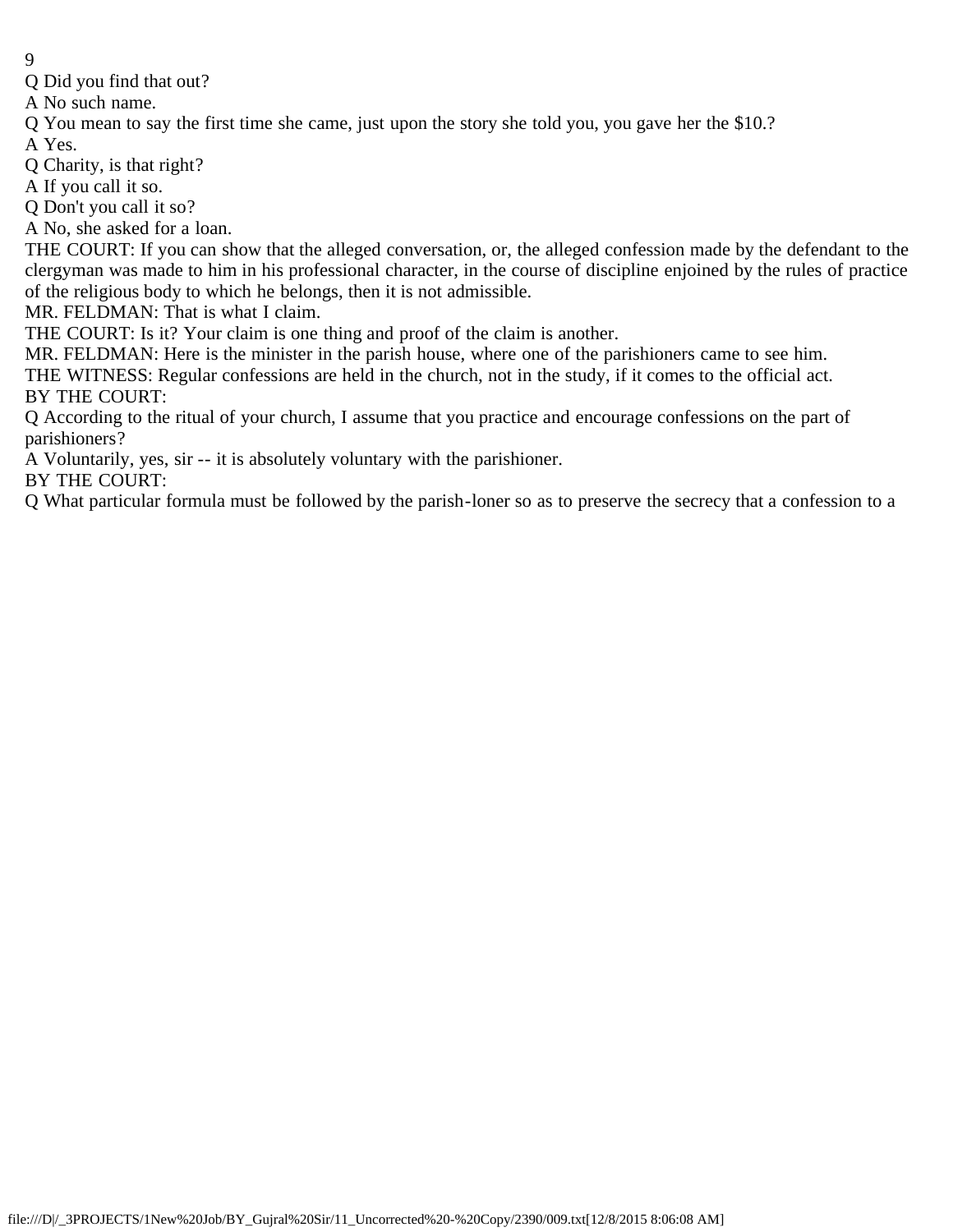Q Did you find that out?

A No such name.

Q You mean to say the first time she came, just upon the story she told you, you gave her the $10.?

A Yes.

Q Charity, is that right?

A If you call it so.

Q Don't you call it so?

A No, she asked for a loan.

THE COURT: If you can show that the alleged conversation, or, the alleged confession made by the defendant to the clergyman was made to him in his professional character, in the course of discipline enjoined by the rules of practice of the religious body to which he belongs, then it is not admissible.

MR. FELDMAN: That is what I claim.

THE COURT: Is it? Your claim is one thing and proof of the claim is another.

MR. FELDMAN: Here is the minister in the parish house, where one of the parishioners came to see him.

THE WITNESS: Regular confessions are held in the church, not in the study, if it comes to the official act.

BY THE COURT:

Q According to the ritual of your church, I assume that you practice and encourage confessions on the part of parishioners?

A Voluntarily, yes, sir -- it is absolutely voluntary with the parishioner.

BY THE COURT:

Q What particular formula must be followed by the parish-loner so as to preserve the secrecy that a confession to a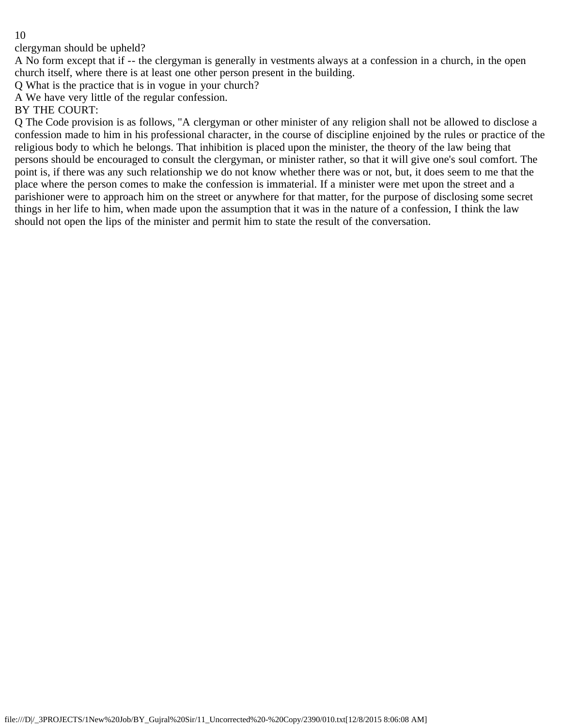clergyman should be upheld?

A No form except that if -- the clergyman is generally in vestments always at a confession in a church, in the open church itself, where there is at least one other person present in the building.

Q What is the practice that is in vogue in your church?

A We have very little of the regular confession.

BY THE COURT:

Q The Code provision is as follows, "A clergyman or other minister of any religion shall not be allowed to disclose a confession made to him in his professional character, in the course of discipline enjoined by the rules or practice of the religious body to which he belongs. That inhibition is placed upon the minister, the theory of the law being that persons should be encouraged to consult the clergyman, or minister rather, so that it will give one's soul comfort. The point is, if there was any such relationship we do not know whether there was or not, but, it does seem to me that the place where the person comes to make the confession is immaterial. If a minister were met upon the street and a parishioner were to approach him on the street or anywhere for that matter, for the purpose of disclosing some secret things in her life to him, when made upon the assumption that it was in the nature of a confession, I think the law should not open the lips of the minister and permit him to state the result of the conversation.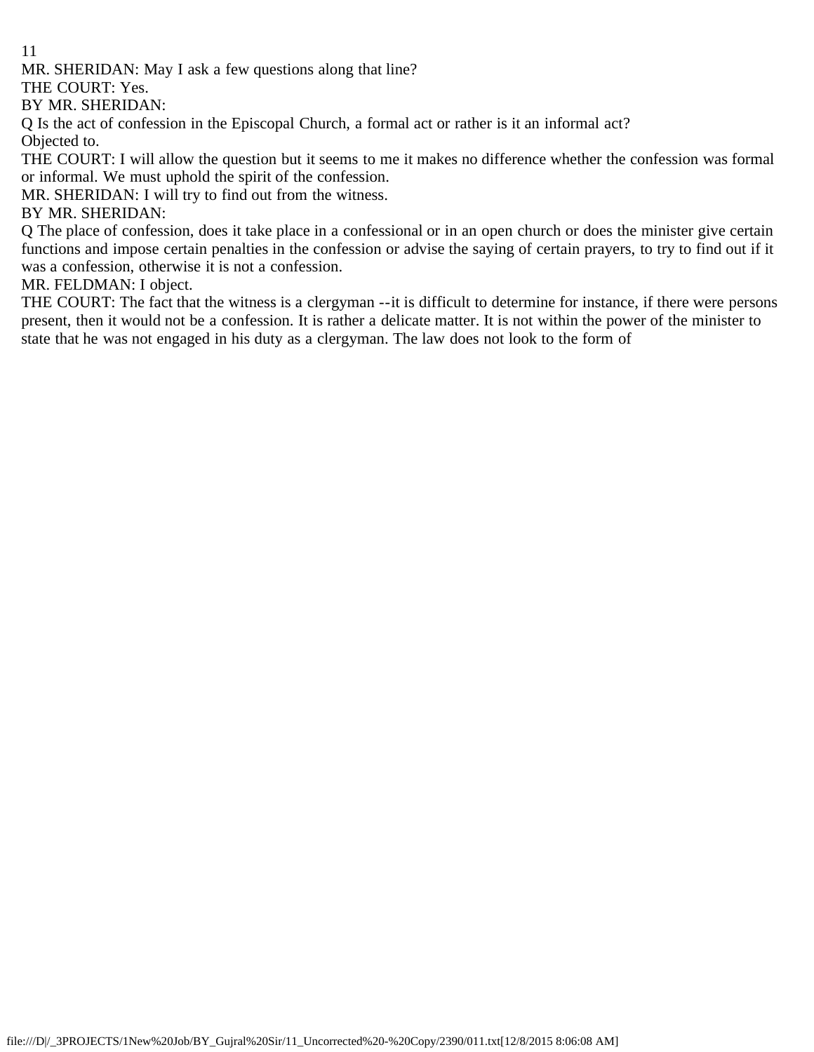MR. SHERIDAN: May I ask a few questions along that line?

THE COURT: Yes.

BY MR. SHERIDAN:

Q Is the act of confession in the Episcopal Church, a formal act or rather is it an informal act?

Objected to.

THE COURT: I will allow the question but it seems to me it makes no difference whether the confession was formal or informal. We must uphold the spirit of the confession.

MR. SHERIDAN: I will try to find out from the witness.

BY MR. SHERIDAN:

Q The place of confession, does it take place in a confessional or in an open church or does the minister give certain functions and impose certain penalties in the confession or advise the saying of certain prayers, to try to find out if it was a confession, otherwise it is not a confession.

MR. FELDMAN: I object.

THE COURT: The fact that the witness is a clergyman --it is difficult to determine for instance, if there were persons present, then it would not be a confession. It is rather a delicate matter. It is not within the power of the minister to state that he was not engaged in his duty as a clergyman. The law does not look to the form of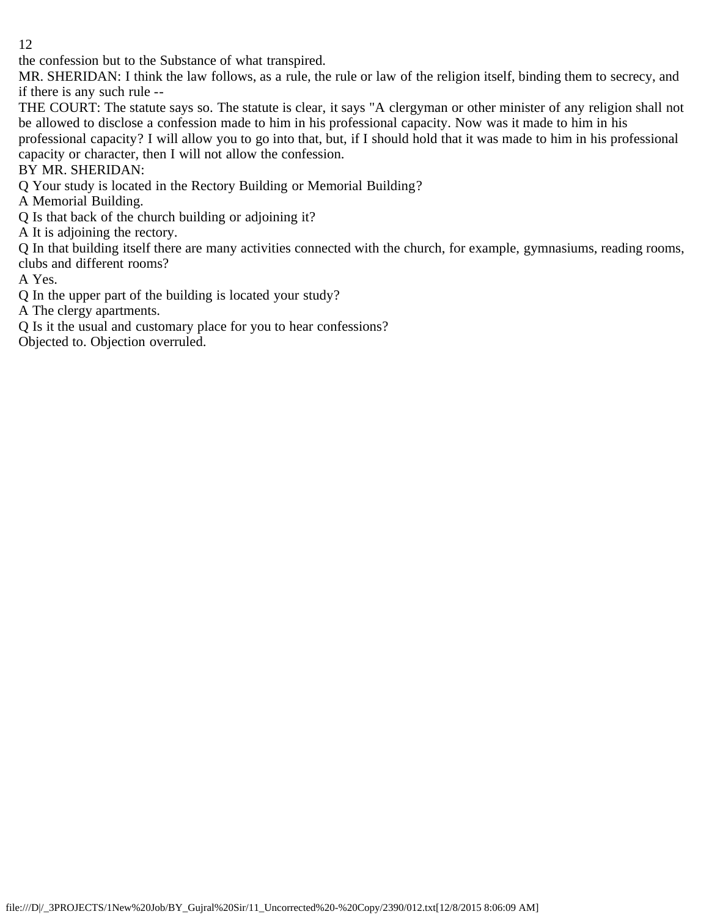the confession but to the Substance of what transpired.

MR. SHERIDAN: I think the law follows, as a rule, the rule or law of the religion itself, binding them to secrecy, and if there is any such rule --

THE COURT: The statute says so. The statute is clear, it says "A clergyman or other minister of any religion shall not be allowed to disclose a confession made to him in his professional capacity. Now was it made to him in his professional capacity? I will allow you to go into that, but, if I should hold that it was made to him in his professional capacity or character, then I will not allow the confession.

BY MR. SHERIDAN:

Q Your study is located in the Rectory Building or Memorial Building?

A Memorial Building.

Q Is that back of the church building or adjoining it?

A It is adjoining the rectory.

Q In that building itself there are many activities connected with the church, for example, gymnasiums, reading rooms, clubs and different rooms?

A Yes.

Q In the upper part of the building is located your study?

A The clergy apartments.

Q Is it the usual and customary place for you to hear confessions?

Objected to. Objection overruled.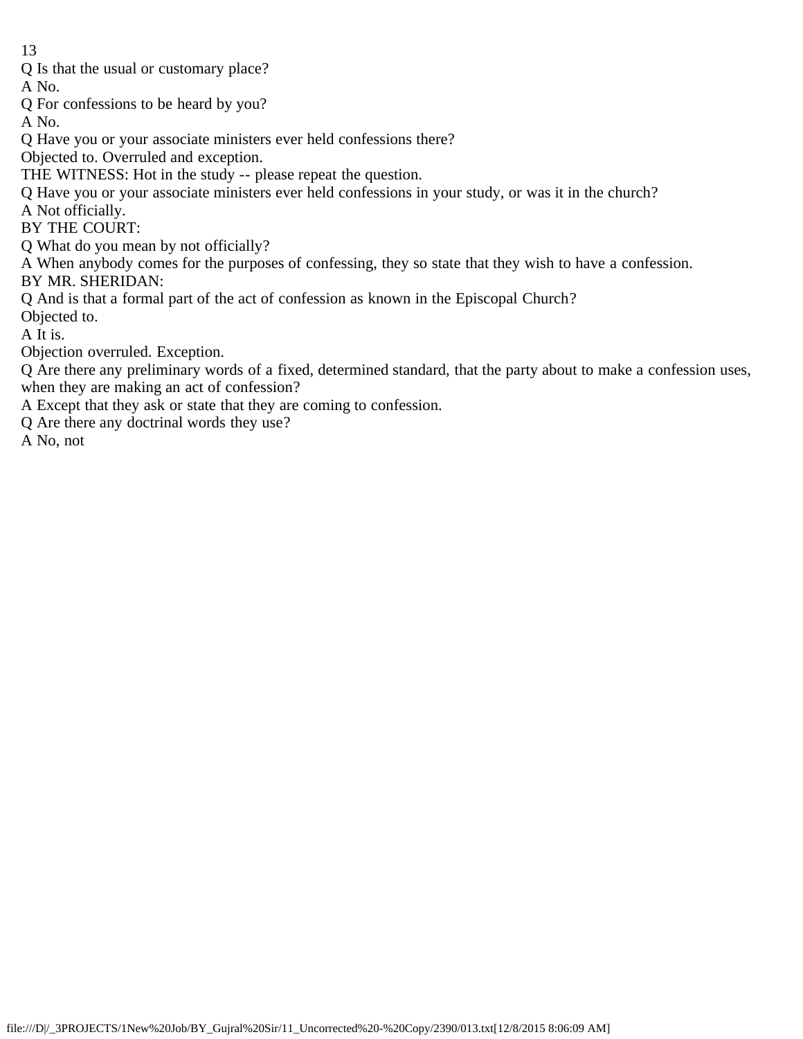Q Is that the usual or customary place?

A No.

Q For confessions to be heard by you?

A No.

Q Have you or your associate ministers ever held confessions there?

Objected to. Overruled and exception.

THE WITNESS: Hot in the study -- please repeat the question.

Q Have you or your associate ministers ever held confessions in your study, or was it in the church?

A Not officially.

BY THE COURT:

Q What do you mean by not officially?

A When anybody comes for the purposes of confessing, they so state that they wish to have a confession.

BY MR. SHERIDAN:

Q And is that a formal part of the act of confession as known in the Episcopal Church?

Objected to.

A It is.

Objection overruled. Exception.

Q Are there any preliminary words of a fixed, determined standard, that the party about to make a confession uses, when they are making an act of confession?

A Except that they ask or state that they are coming to confession.

Q Are there any doctrinal words they use?

A No, not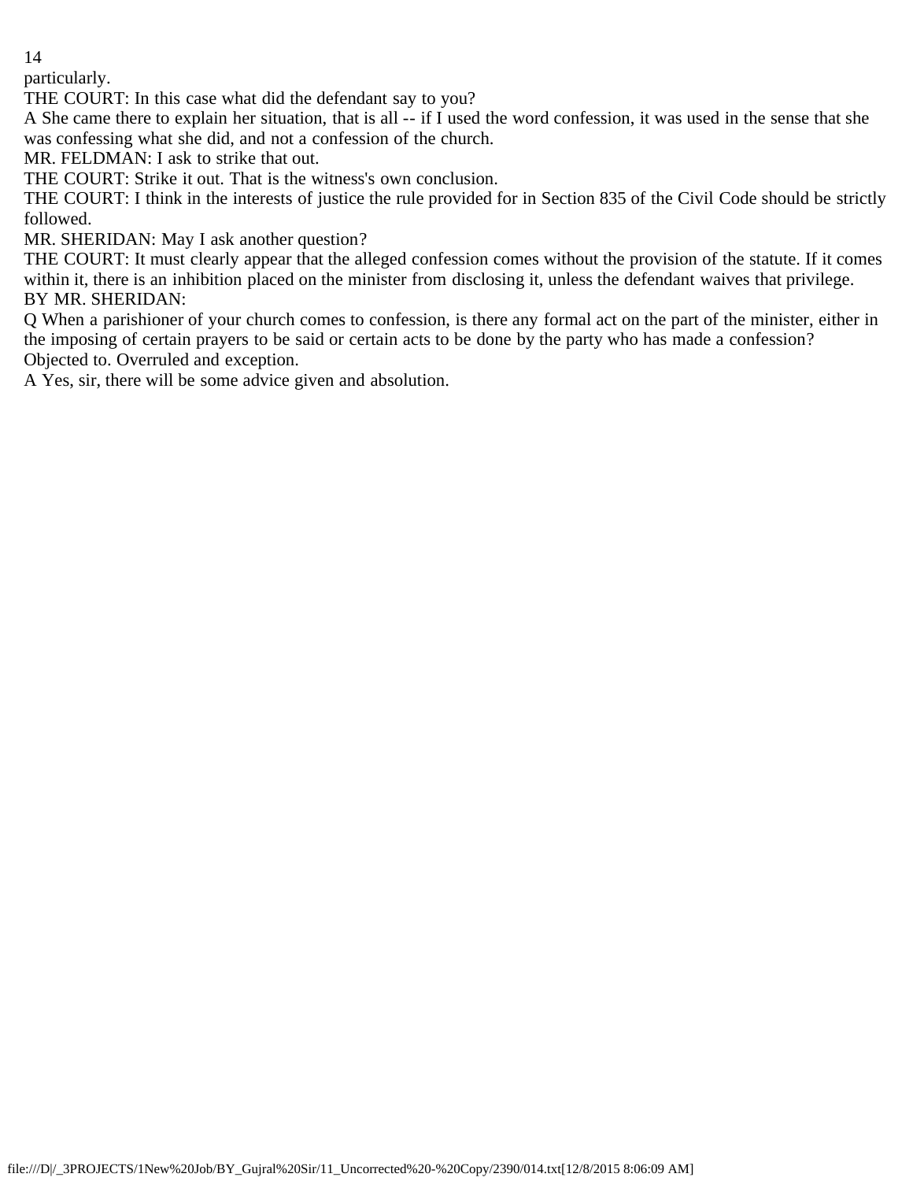particularly.

THE COURT: In this case what did the defendant say to you?

A She came there to explain her situation, that is all -- if I used the word confession, it was used in the sense that she was confessing what she did, and not a confession of the church.

MR. FELDMAN: I ask to strike that out.

THE COURT: Strike it out. That is the witness's own conclusion.

THE COURT: I think in the interests of justice the rule provided for in Section 835 of the Civil Code should be strictly followed.

MR. SHERIDAN: May I ask another question?

THE COURT: It must clearly appear that the alleged confession comes without the provision of the statute. If it comes within it, there is an inhibition placed on the minister from disclosing it, unless the defendant waives that privilege.

BY MR. SHERIDAN:

Q When a parishioner of your church comes to confession, is there any formal act on the part of the minister, either in the imposing of certain prayers to be said or certain acts to be done by the party who has made a confession?

Objected to. Overruled and exception.

A Yes, sir, there will be some advice given and absolution.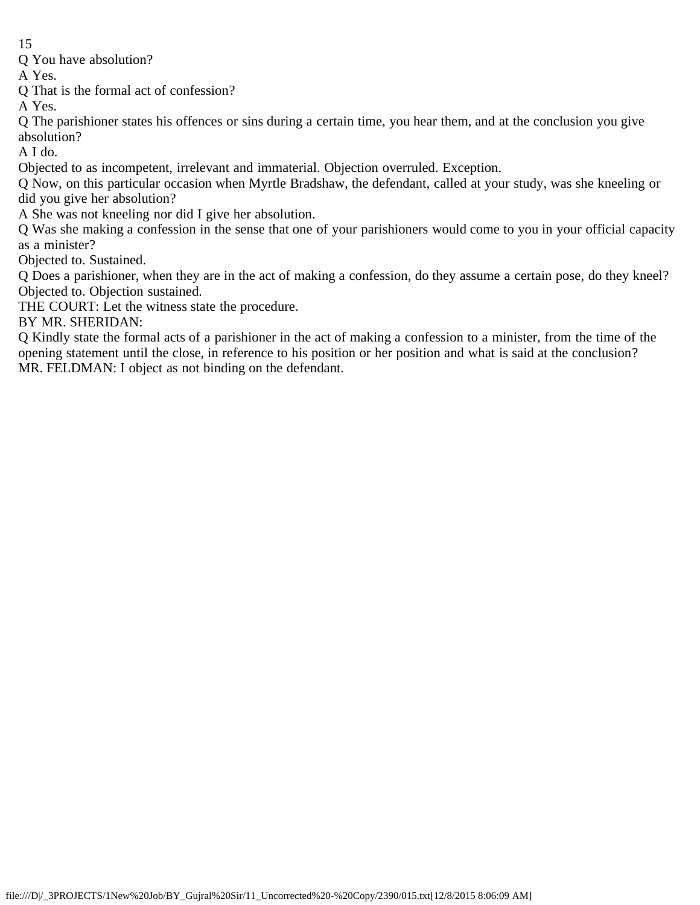Q You have absolution?

A Yes.

Q That is the formal act of confession?

A Yes.

Q The parishioner states his offences or sins during a certain time, you hear them, and at the conclusion you give absolution?

A I do.

Objected to as incompetent, irrelevant and immaterial. Objection overruled. Exception.

Q Now, on this particular occasion when Myrtle Bradshaw, the defendant, called at your study, was she kneeling or did you give her absolution?

A She was not kneeling nor did I give her absolution.

Q Was she making a confession in the sense that one of your parishioners would come to you in your official capacity as a minister?

Objected to. Sustained.

Q Does a parishioner, when they are in the act of making a confession, do they assume a certain pose, do they kneel?

Objected to. Objection sustained.

THE COURT: Let the witness state the procedure.

BY MR. SHERIDAN:

Q Kindly state the formal acts of a parishioner in the act of making a confession to a minister, from the time of the opening statement until the close, in reference to his position or her position and what is said at the conclusion?

MR. FELDMAN: I object as not binding on the defendant.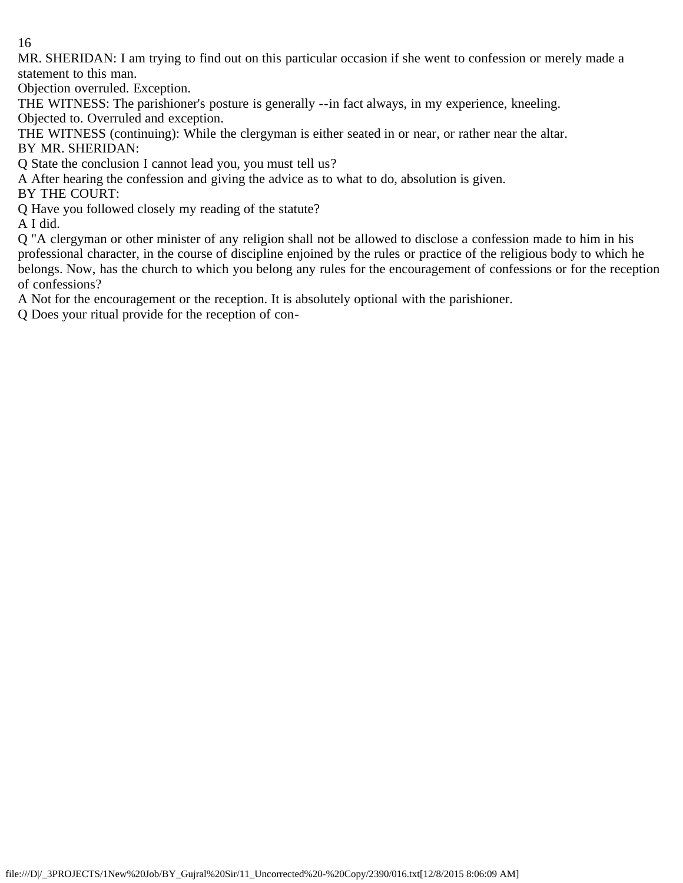MR. SHERIDAN: I am trying to find out on this particular occasion if she went to confession or merely made a statement to this man.

Objection overruled. Exception.

THE WITNESS: The parishioner's posture is generally --in fact always, in my experience, kneeling.

Objected to. Overruled and exception.

THE WITNESS (continuing): While the clergyman is either seated in or near, or rather near the altar.

BY MR. SHERIDAN:

Q State the conclusion I cannot lead you, you must tell us?

A After hearing the confession and giving the advice as to what to do, absolution is given.

BY THE COURT:

Q Have you followed closely my reading of the statute?

A I did.

Q "A clergyman or other minister of any religion shall not be allowed to disclose a confession made to him in his professional character, in the course of discipline enjoined by the rules or practice of the religious body to which he belongs. Now, has the church to which you belong any rules for the encouragement of confessions or for the reception of confessions?

A Not for the encouragement or the reception. It is absolutely optional with the parishioner.

Q Does your ritual provide for the reception of con-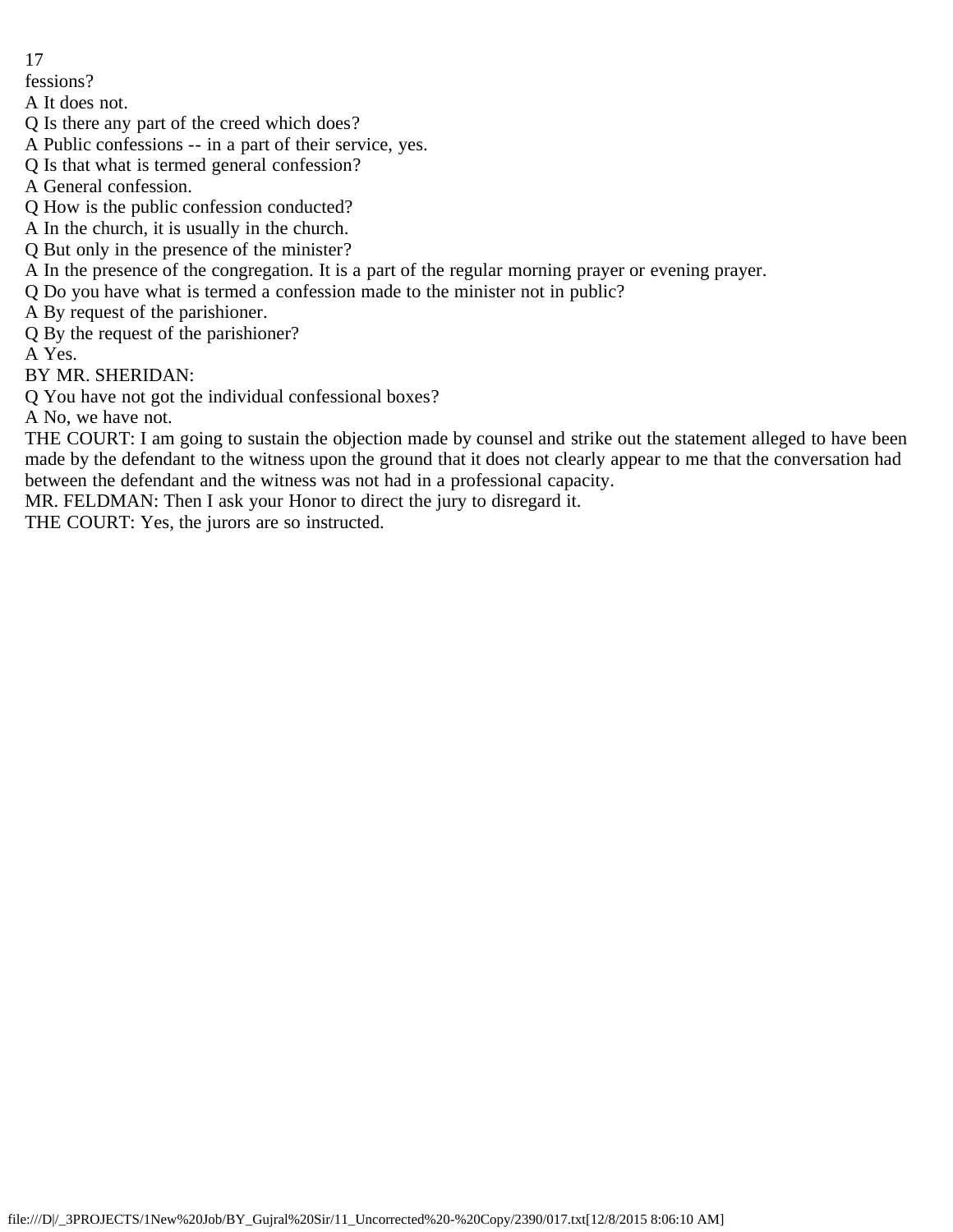fessions?

A It does not.

Q Is there any part of the creed which does?

A Public confessions -- in a part of their service, yes.

Q Is that what is termed general confession?

A General confession.

Q How is the public confession conducted?

A In the church, it is usually in the church.

Q But only in the presence of the minister?

A In the presence of the congregation. It is a part of the regular morning prayer or evening prayer.

Q Do you have what is termed a confession made to the minister not in public?

A By request of the parishioner.

Q By the request of the parishioner?

A Yes.

BY MR. SHERIDAN:

Q You have not got the individual confessional boxes?

A No, we have not.

THE COURT: I am going to sustain the objection made by counsel and strike out the statement alleged to have been made by the defendant to the witness upon the ground that it does not clearly appear to me that the conversation had between the defendant and the witness was not had in a professional capacity.

MR. FELDMAN: Then I ask your Honor to direct the jury to disregard it.

THE COURT: Yes, the jurors are so instructed.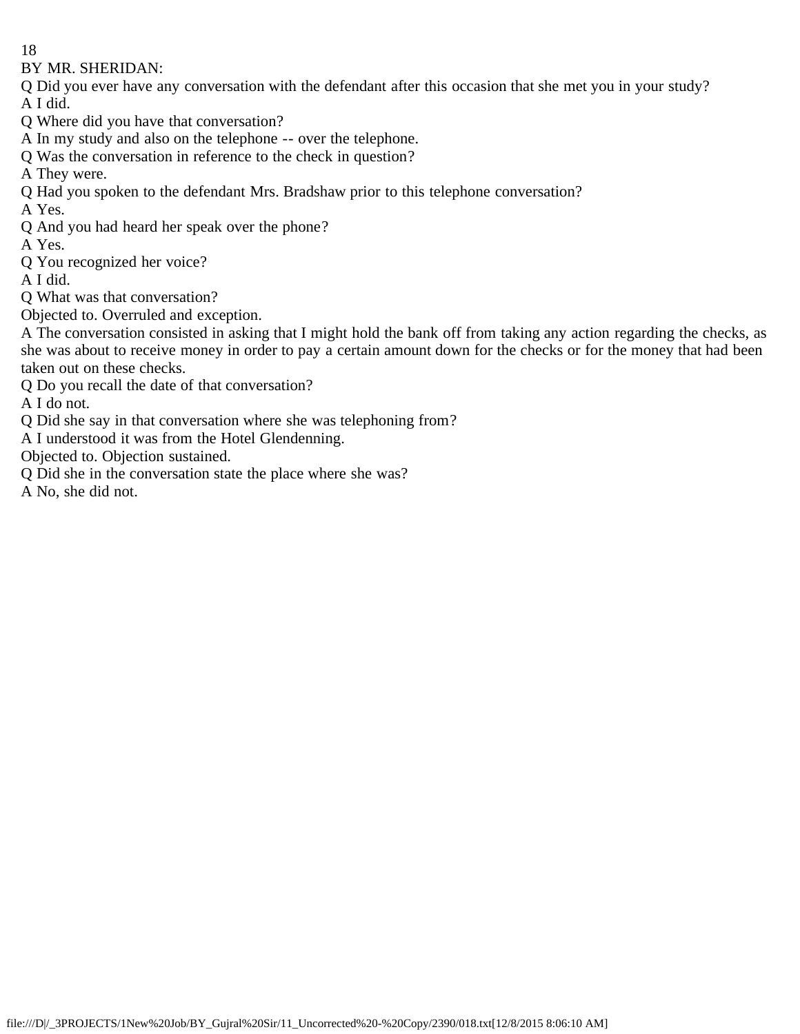BY MR. SHERIDAN:

Q Did you ever have any conversation with the defendant after this occasion that she met you in your study?

A I did.

Q Where did you have that conversation?

A In my study and also on the telephone -- over the telephone.

Q Was the conversation in reference to the check in question?

A They were.

Q Had you spoken to the defendant Mrs. Bradshaw prior to this telephone conversation?

A Yes.

Q And you had heard her speak over the phone?

A Yes.

Q You recognized her voice?

A I did.

Q What was that conversation?

Objected to. Overruled and exception.

A The conversation consisted in asking that I might hold the bank off from taking any action regarding the checks, as she was about to receive money in order to pay a certain amount down for the checks or for the money that had been taken out on these checks.

Q Do you recall the date of that conversation?

A I do not.

Q Did she say in that conversation where she was telephoning from?

A I understood it was from the Hotel Glendenning.

Objected to. Objection sustained.

Q Did she in the conversation state the place where she was?

A No, she did not.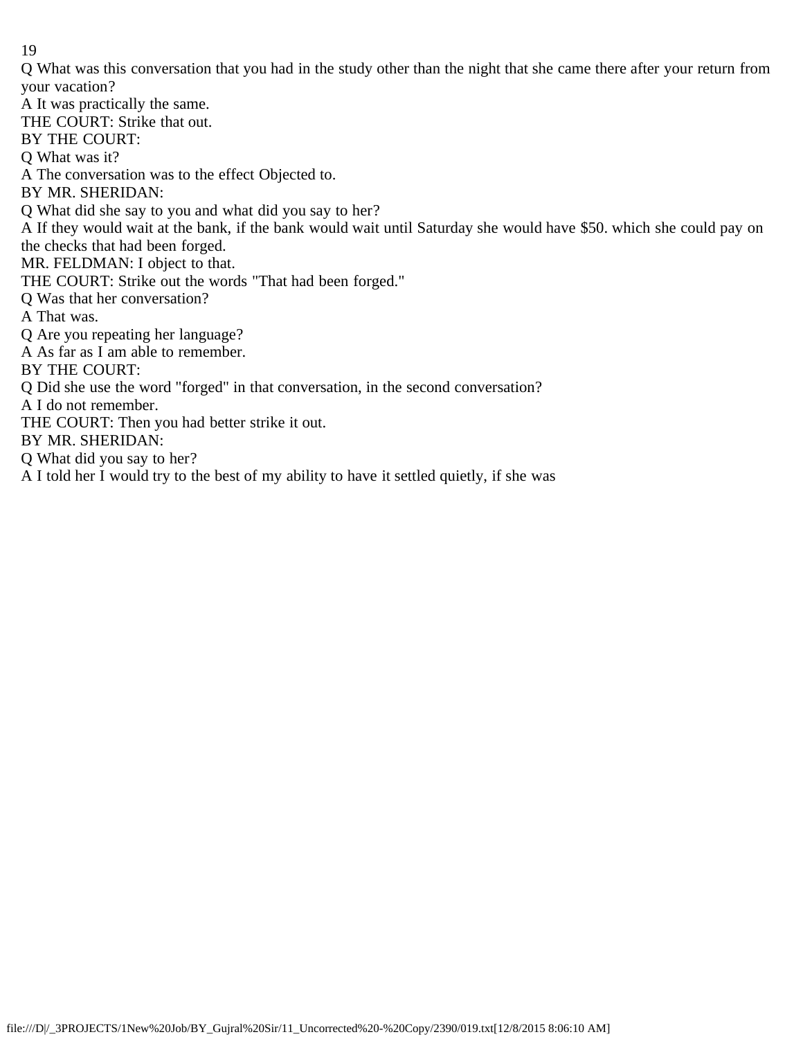Q What was this conversation that you had in the study other than the night that she came there after your return from your vacation?

A It was practically the same.

THE COURT: Strike that out.

BY THE COURT:

Q What was it?

A The conversation was to the effect Objected to.

BY MR. SHERIDAN:

Q What did she say to you and what did you say to her?

A If they would wait at the bank, if the bank would wait until Saturday she would have $50. which she could pay on the checks that had been forged.

MR. FELDMAN: I object to that.

THE COURT: Strike out the words "That had been forged."

Q Was that her conversation?

A That was.

Q Are you repeating her language?

A As far as I am able to remember.

BY THE COURT:

Q Did she use the word "forged" in that conversation, in the second conversation?

A I do not remember.

THE COURT: Then you had better strike it out.

BY MR. SHERIDAN:

Q What did you say to her?

A I told her I would try to the best of my ability to have it settled quietly, if she was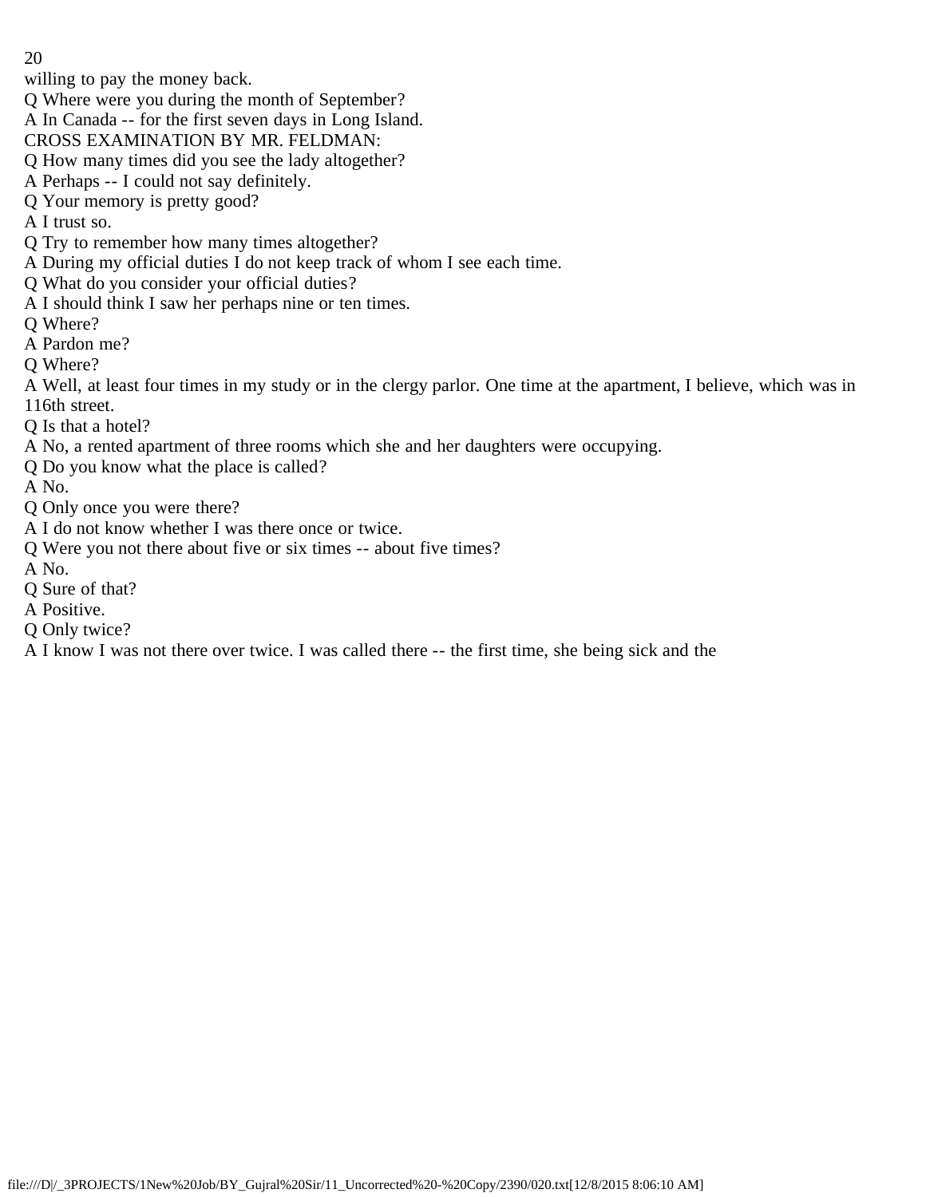willing to pay the money back.

Q Where were you during the month of September?

A In Canada -- for the first seven days in Long Island.

CROSS EXAMINATION BY MR. FELDMAN:

Q How many times did you see the lady altogether?

A Perhaps -- I could not say definitely.

Q Your memory is pretty good?

A I trust so.

Q Try to remember how many times altogether?

A During my official duties I do not keep track of whom I see each time.

Q What do you consider your official duties?

A I should think I saw her perhaps nine or ten times.

Q Where?

A Pardon me?

Q Where?

A Well, at least four times in my study or in the clergy parlor. One time at the apartment, I believe, which was in 116th street.

Q Is that a hotel?

A No, a rented apartment of three rooms which she and her daughters were occupying.

Q Do you know what the place is called?

A No.

Q Only once you were there?

A I do not know whether I was there once or twice.

Q Were you not there about five or six times -- about five times?

A No.

Q Sure of that?

A Positive.

Q Only twice?

A I know I was not there over twice. I was called there -- the first time, she being sick and the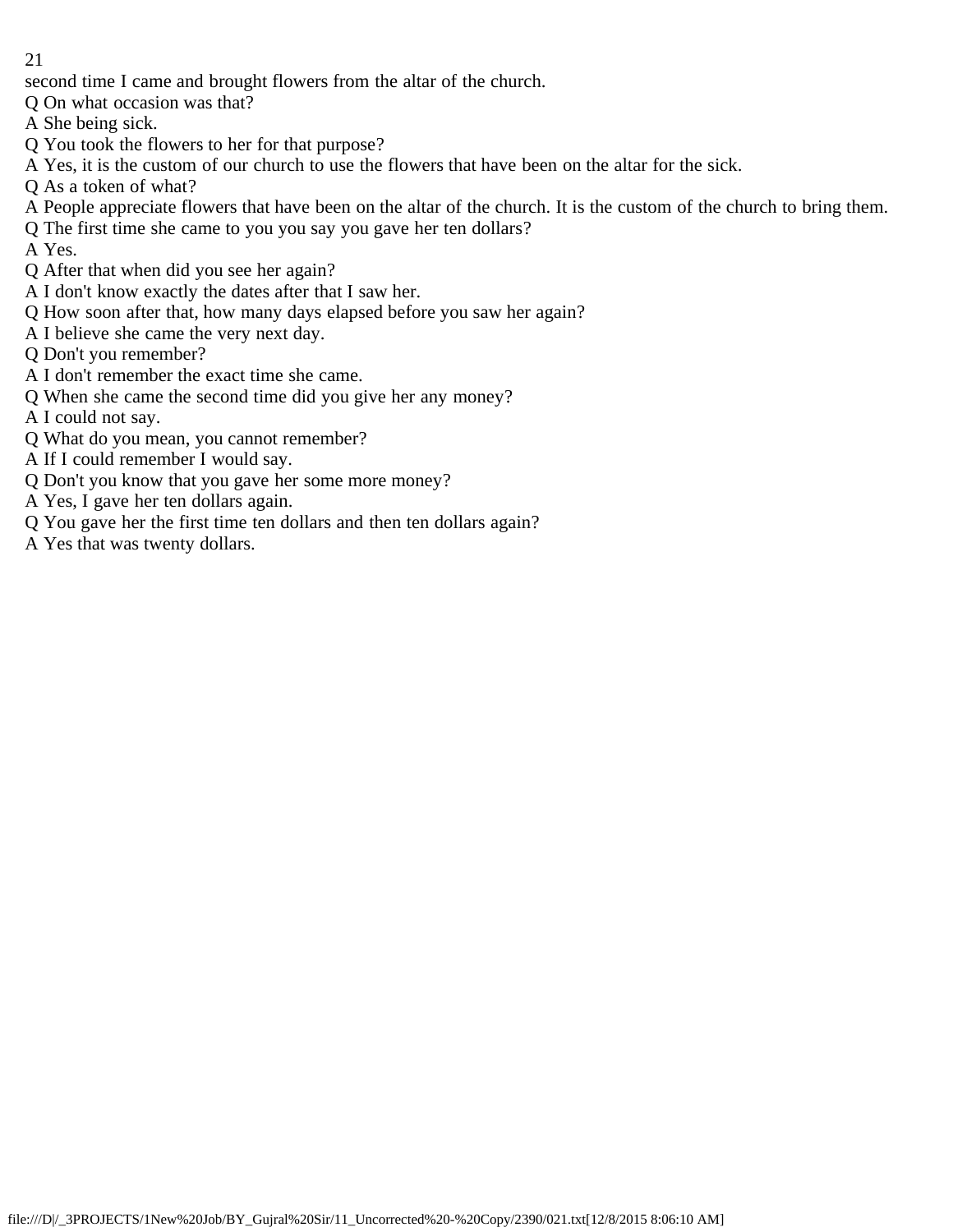second time I came and brought flowers from the altar of the church.

Q On what occasion was that?

A She being sick.

Q You took the flowers to her for that purpose?

A Yes, it is the custom of our church to use the flowers that have been on the altar for the sick.

Q As a token of what?

A People appreciate flowers that have been on the altar of the church. It is the custom of the church to bring them.

Q The first time she came to you you say you gave her ten dollars?

A Yes.

Q After that when did you see her again?

A I don't know exactly the dates after that I saw her.

Q How soon after that, how many days elapsed before you saw her again?

A I believe she came the very next day.

Q Don't you remember?

A I don't remember the exact time she came.

Q When she came the second time did you give her any money?

A I could not say.

Q What do you mean, you cannot remember?

A If I could remember I would say.

Q Don't you know that you gave her some more money?

A Yes, I gave her ten dollars again.

Q You gave her the first time ten dollars and then ten dollars again?

A Yes that was twenty dollars.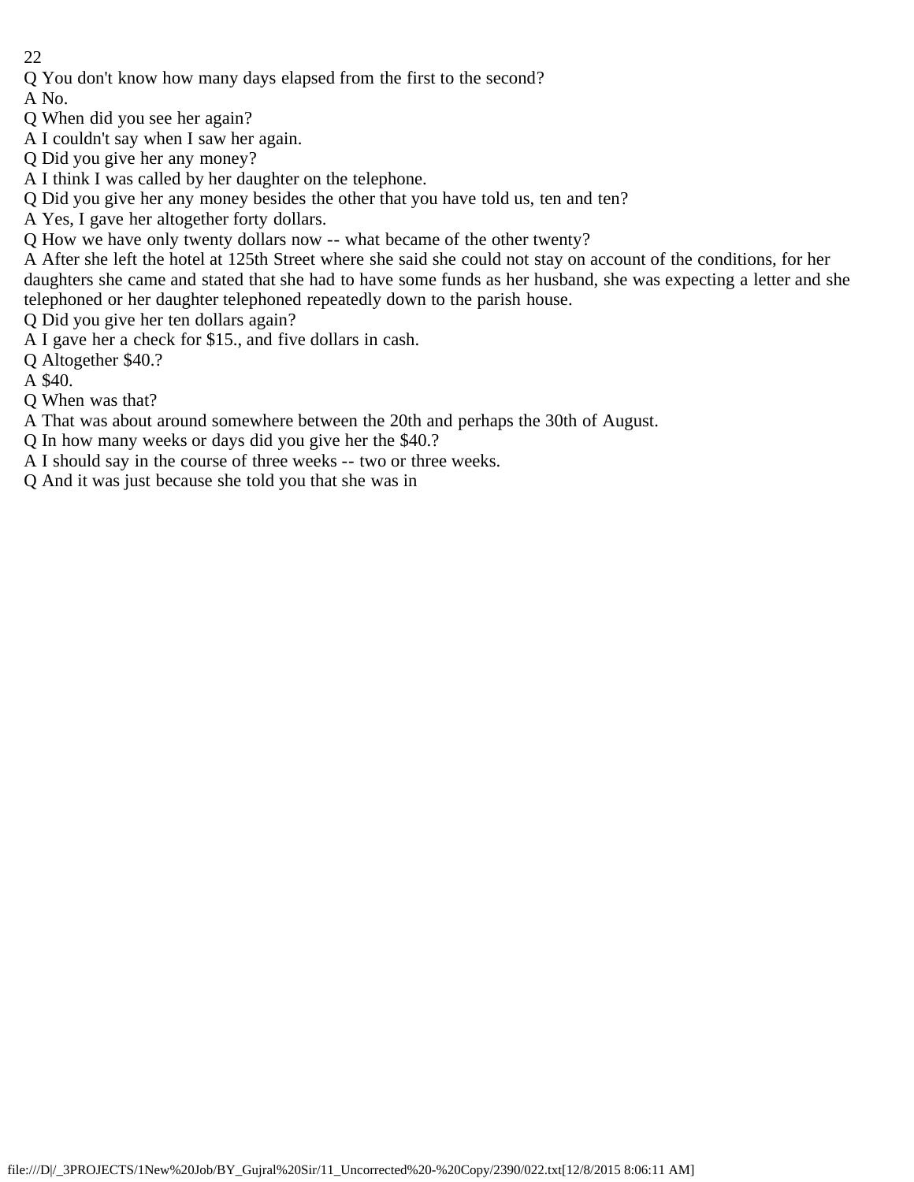Q You don't know how many days elapsed from the first to the second?

A No.

Q When did you see her again?

A I couldn't say when I saw her again.

Q Did you give her any money?

A I think I was called by her daughter on the telephone.

Q Did you give her any money besides the other that you have told us, ten and ten?

A Yes, I gave her altogether forty dollars.

Q How we have only twenty dollars now -- what became of the other twenty?

A After she left the hotel at 125th Street where she said she could not stay on account of the conditions, for her daughters she came and stated that she had to have some funds as her husband, she was expecting a letter and she telephoned or her daughter telephoned repeatedly down to the parish house.

Q Did you give her ten dollars again?

A I gave her a check for $15., and five dollars in cash.

Q Altogether $40.?

A $40.

Q When was that?

A That was about around somewhere between the 20th and perhaps the 30th of August.

Q In how many weeks or days did you give her the $40.?

A I should say in the course of three weeks -- two or three weeks.

Q And it was just because she told you that she was in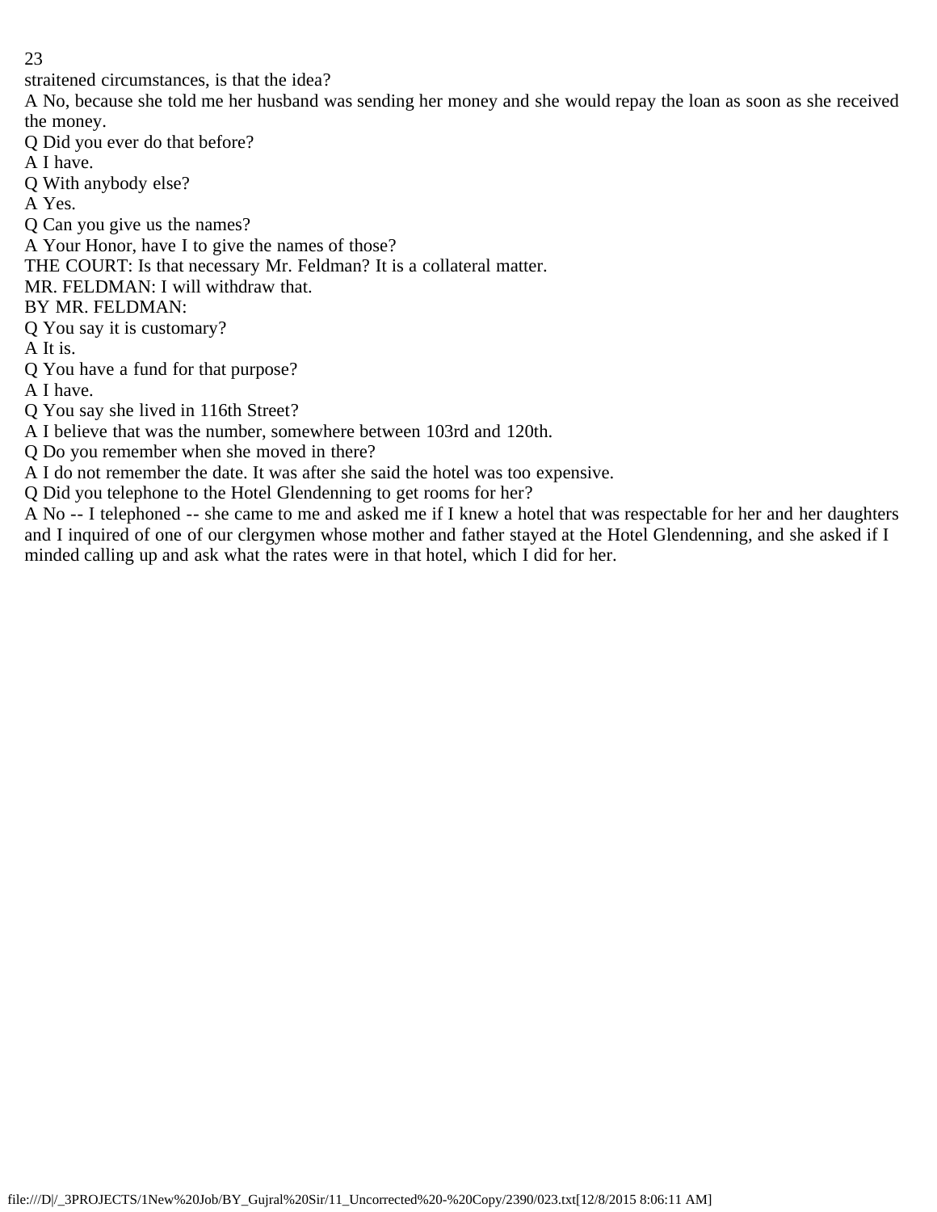straitened circumstances, is that the idea?

A No, because she told me her husband was sending her money and she would repay the loan as soon as she received the money.

Q Did you ever do that before?

A I have.

Q With anybody else?

A Yes.

Q Can you give us the names?

A Your Honor, have I to give the names of those?

THE COURT: Is that necessary Mr. Feldman? It is a collateral matter.

MR. FELDMAN: I will withdraw that.

BY MR. FELDMAN:

Q You say it is customary?

A It is.

Q You have a fund for that purpose?

A I have.

Q You say she lived in 116th Street?

A I believe that was the number, somewhere between 103rd and 120th.

Q Do you remember when she moved in there?

A I do not remember the date. It was after she said the hotel was too expensive.

Q Did you telephone to the Hotel Glendenning to get rooms for her?

A No -- I telephoned -- she came to me and asked me if I knew a hotel that was respectable for her and her daughters and I inquired of one of our clergymen whose mother and father stayed at the Hotel Glendenning, and she asked if I minded calling up and ask what the rates were in that hotel, which I did for her.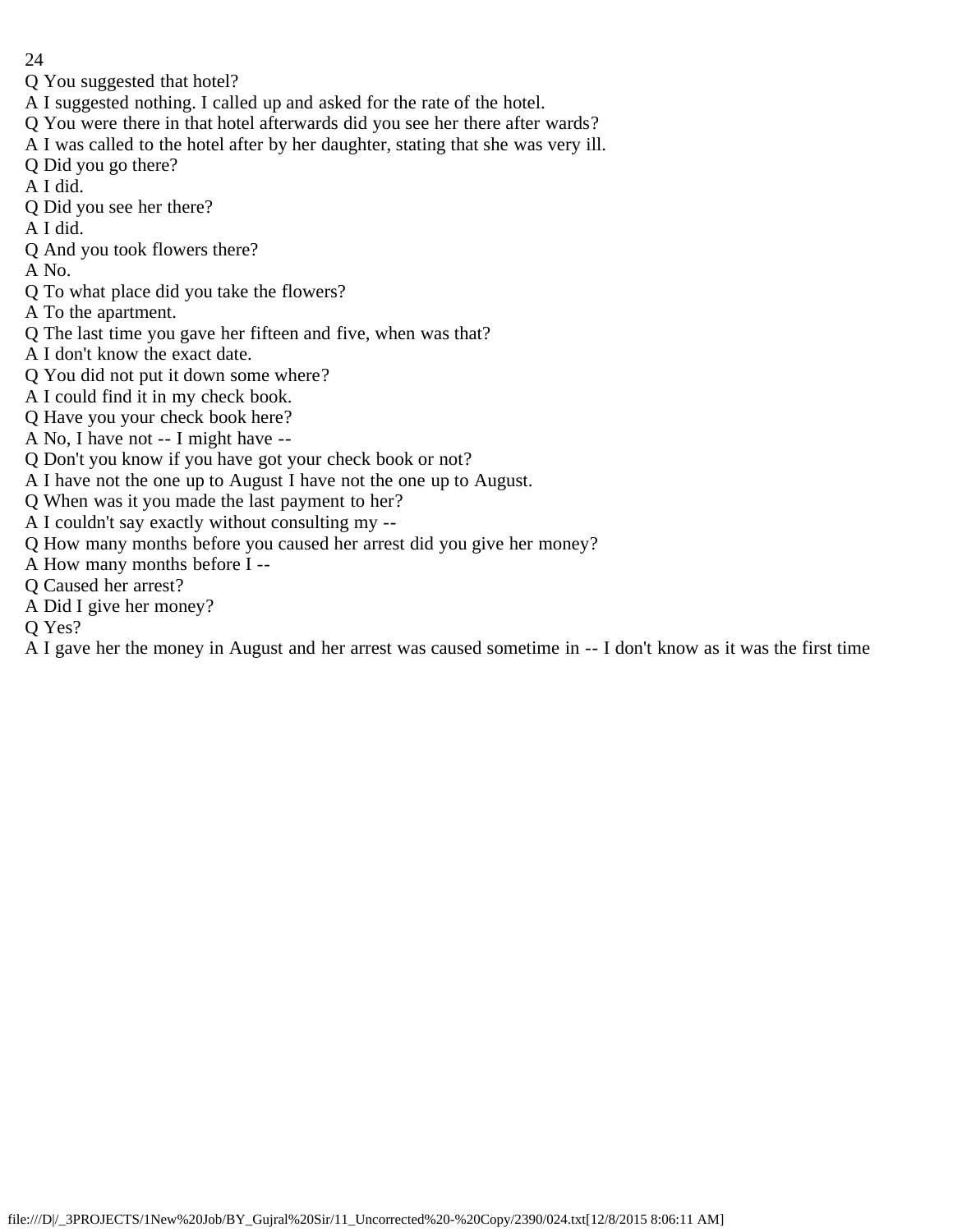Q You suggested that hotel?

A I suggested nothing. I called up and asked for the rate of the hotel.

Q You were there in that hotel afterwards did you see her there after wards?

A I was called to the hotel after by her daughter, stating that she was very ill.

Q Did you go there?

A I did.

Q Did you see her there?

A I did.

Q And you took flowers there?

A No.

Q To what place did you take the flowers?

A To the apartment.

Q The last time you gave her fifteen and five, when was that?

A I don't know the exact date.

Q You did not put it down some where?

A I could find it in my check book.

Q Have you your check book here?

A No, I have not -- I might have --

Q Don't you know if you have got your check book or not?

A I have not the one up to August I have not the one up to August.

Q When was it you made the last payment to her?

A I couldn't say exactly without consulting my --

Q How many months before you caused her arrest did you give her money?

A How many months before I --

Q Caused her arrest?

A Did I give her money?

Q Yes?

A I gave her the money in August and her arrest was caused sometime in -- I don't know as it was the first time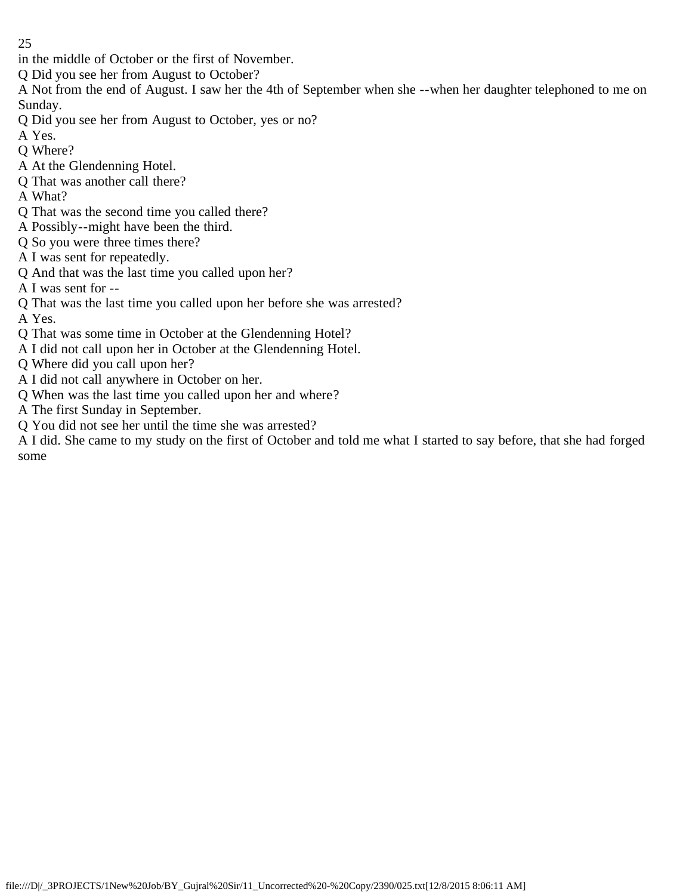in the middle of October or the first of November.

Q Did you see her from August to October?

A Not from the end of August. I saw her the 4th of September when she --when her daughter telephoned to me on Sunday.

Q Did you see her from August to October, yes or no?

A Yes.

Q Where?

A At the Glendenning Hotel.

Q That was another call there?

A What?

Q That was the second time you called there?

A Possibly--might have been the third.

Q So you were three times there?

A I was sent for repeatedly.

Q And that was the last time you called upon her?

A I was sent for --

Q That was the last time you called upon her before she was arrested?

A Yes.

Q That was some time in October at the Glendenning Hotel?

A I did not call upon her in October at the Glendenning Hotel.

Q Where did you call upon her?

A I did not call anywhere in October on her.

Q When was the last time you called upon her and where?

A The first Sunday in September.

Q You did not see her until the time she was arrested?

A I did. She came to my study on the first of October and told me what I started to say before, that she had forged some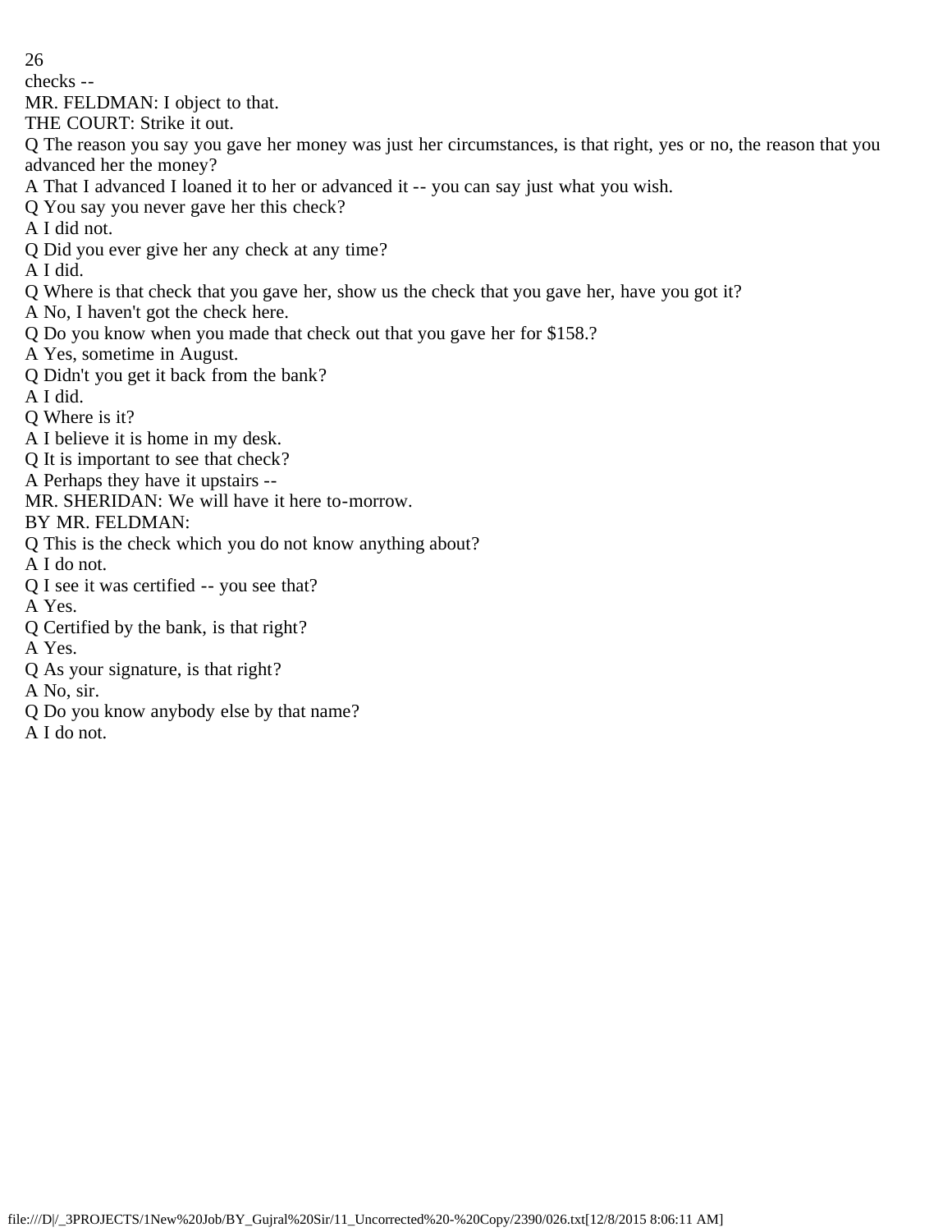checks --

MR. FELDMAN: I object to that.

THE COURT: Strike it out.

Q The reason you say you gave her money was just her circumstances, is that right, yes or no, the reason that you advanced her the money?

A That I advanced I loaned it to her or advanced it -- you can say just what you wish.

Q You say you never gave her this check?

A I did not.

Q Did you ever give her any check at any time?

A I did.

Q Where is that check that you gave her, show us the check that you gave her, have you got it?

A No, I haven't got the check here.

Q Do you know when you made that check out that you gave her for $158.?

A Yes, sometime in August.

Q Didn't you get it back from the bank?

A I did.

Q Where is it?

A I believe it is home in my desk.

Q It is important to see that check?

A Perhaps they have it upstairs --

MR. SHERIDAN: We will have it here to-morrow.

BY MR. FELDMAN:

Q This is the check which you do not know anything about?

A I do not.

Q I see it was certified -- you see that?

A Yes.

Q Certified by the bank, is that right?

A Yes.

Q As your signature, is that right?

A No, sir.

Q Do you know anybody else by that name?

A I do not.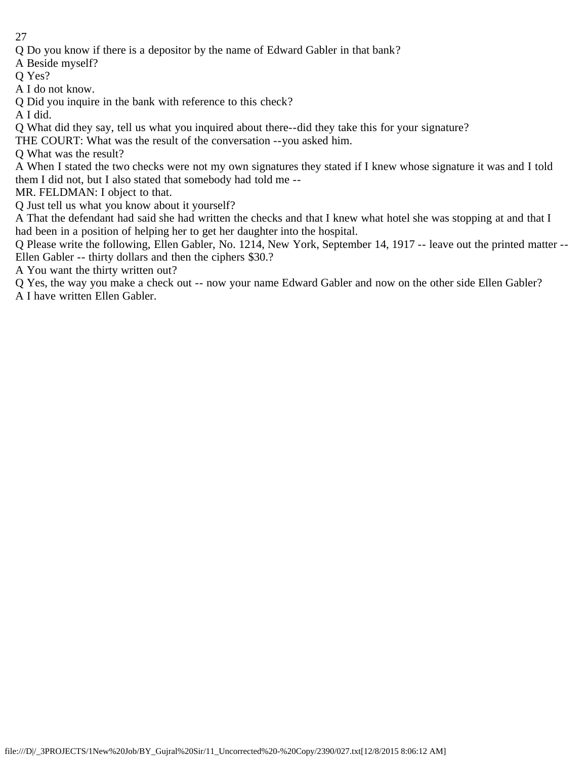Q Do you know if there is a depositor by the name of Edward Gabler in that bank?

A Beside myself?

Q Yes?

A I do not know.

Q Did you inquire in the bank with reference to this check?

A I did.

Q What did they say, tell us what you inquired about there--did they take this for your signature?

THE COURT: What was the result of the conversation --you asked him.

Q What was the result?

A When I stated the two checks were not my own signatures they stated if I knew whose signature it was and I told them I did not, but I also stated that somebody had told me --

MR. FELDMAN: I object to that.

Q Just tell us what you know about it yourself?

A That the defendant had said she had written the checks and that I knew what hotel she was stopping at and that I had been in a position of helping her to get her daughter into the hospital.

Q Please write the following, Ellen Gabler, No. 1214, New York, September 14, 1917 -- leave out the printed matter -- Ellen Gabler -- thirty dollars and then the ciphers $30.?

A You want the thirty written out?

Q Yes, the way you make a check out -- now your name Edward Gabler and now on the other side Ellen Gabler?

A I have written Ellen Gabler.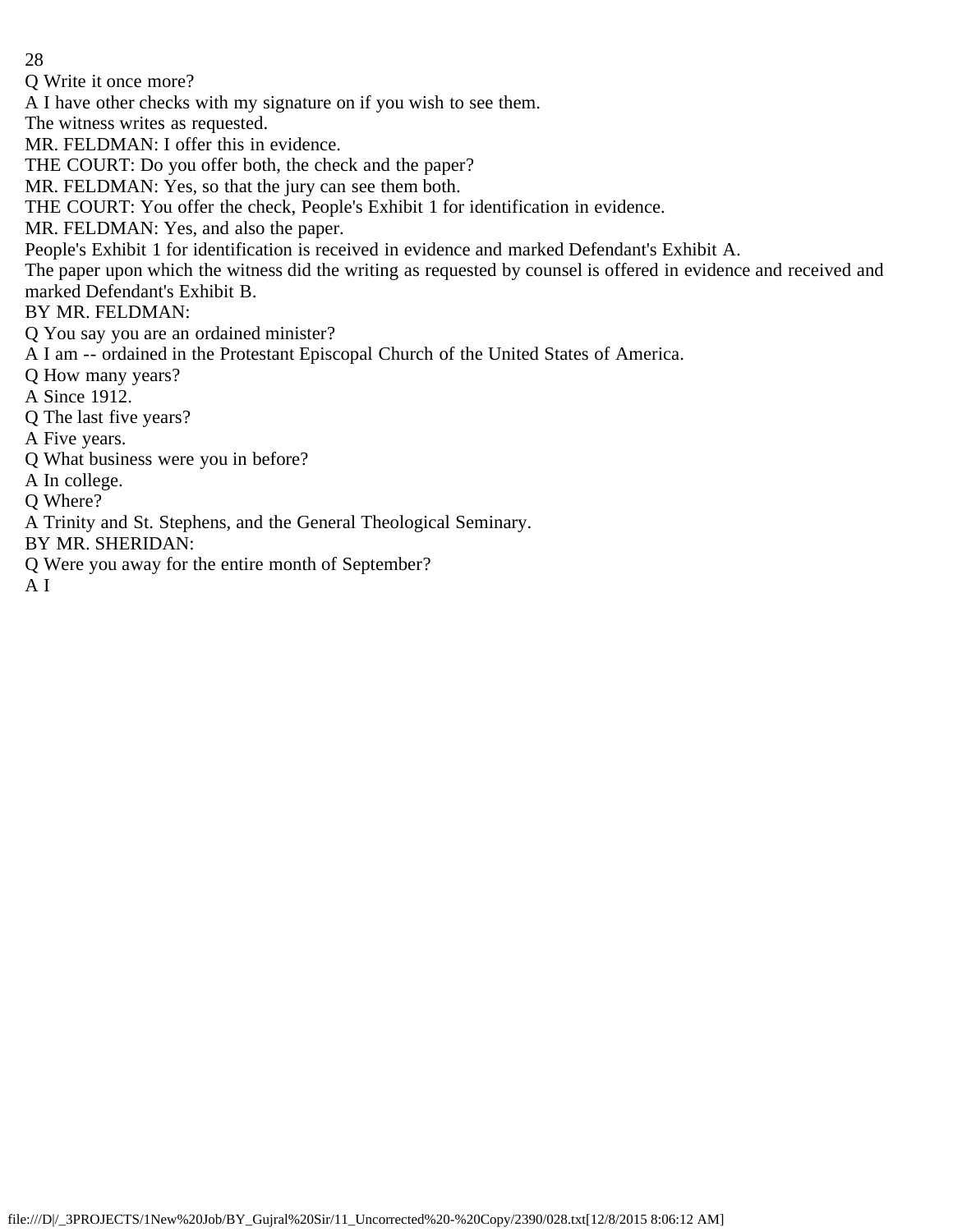Q Write it once more?

A I have other checks with my signature on if you wish to see them.

The witness writes as requested.

MR. FELDMAN: I offer this in evidence.

THE COURT: Do you offer both, the check and the paper?

MR. FELDMAN: Yes, so that the jury can see them both.

THE COURT: You offer the check, People's Exhibit 1 for identification in evidence.

MR. FELDMAN: Yes, and also the paper.

People's Exhibit 1 for identification is received in evidence and marked Defendant's Exhibit A.

The paper upon which the witness did the writing as requested by counsel is offered in evidence and received and marked Defendant's Exhibit B.

BY MR. FELDMAN:

Q You say you are an ordained minister?

A I am -- ordained in the Protestant Episcopal Church of the United States of America.

Q How many years?

A Since 1912.

Q The last five years?

A Five years.

Q What business were you in before?

A In college.

Q Where?

A Trinity and St. Stephens, and the General Theological Seminary.

BY MR. SHERIDAN:

Q Were you away for the entire month of September?

A I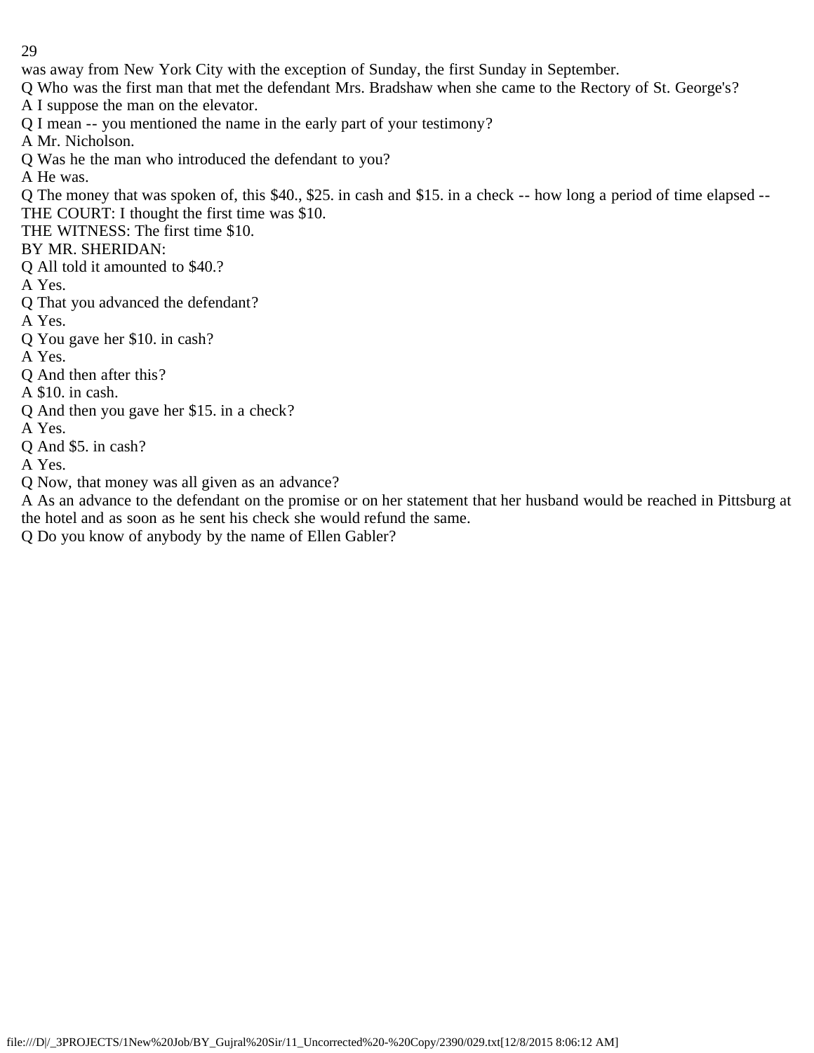was away from New York City with the exception of Sunday, the first Sunday in September.

Q Who was the first man that met the defendant Mrs. Bradshaw when she came to the Rectory of St. George's?

A I suppose the man on the elevator.

Q I mean -- you mentioned the name in the early part of your testimony?

A Mr. Nicholson.

Q Was he the man who introduced the defendant to you?

A He was.

Q The money that was spoken of, this $40., $25. in cash and $15. in a check -- how long a period of time elapsed --

THE COURT: I thought the first time was $10.

THE WITNESS: The first time $10.

BY MR. SHERIDAN:

Q All told it amounted to $40.?

A Yes.

Q That you advanced the defendant?

A Yes.

Q You gave her $10. in cash?

A Yes.

Q And then after this?

A $10. in cash.

Q And then you gave her $15. in a check?

A Yes.

Q And $5. in cash?

A Yes.

Q Now, that money was all given as an advance?

A As an advance to the defendant on the promise or on her statement that her husband would be reached in Pittsburg at the hotel and as soon as he sent his check she would refund the same.

Q Do you know of anybody by the name of Ellen Gabler?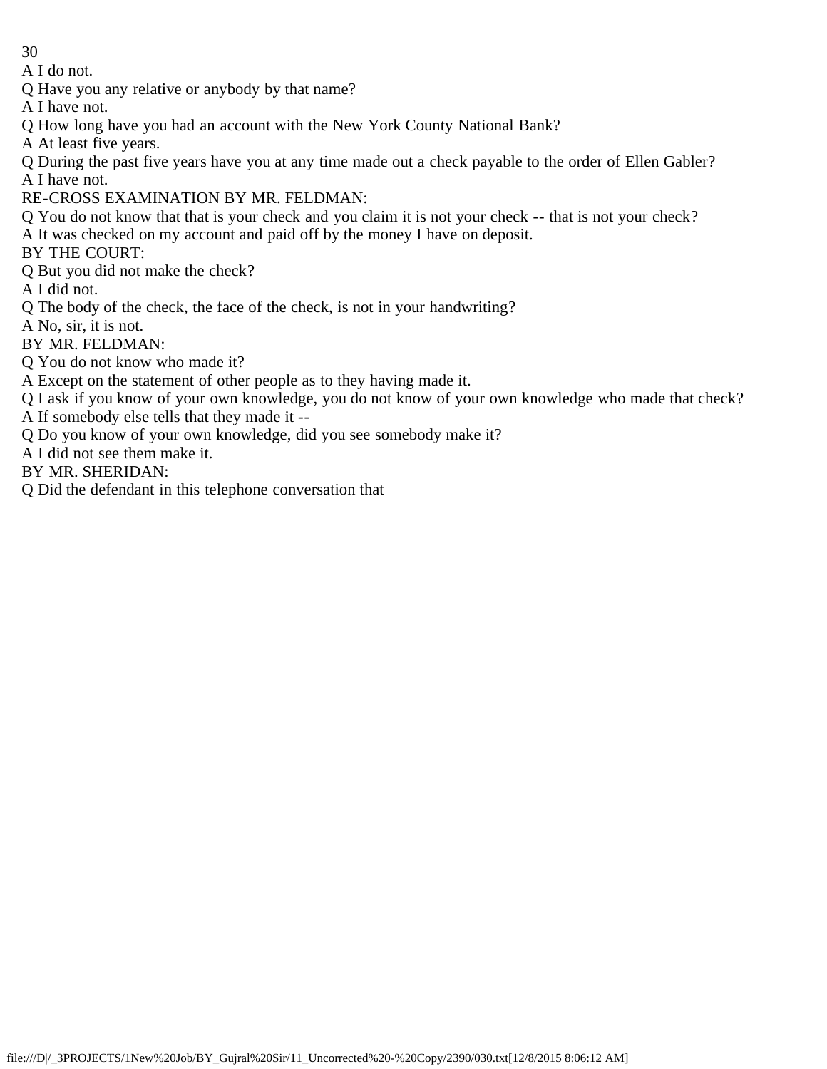A I do not.

Q Have you any relative or anybody by that name?

A I have not.

Q How long have you had an account with the New York County National Bank?

A At least five years.

Q During the past five years have you at any time made out a check payable to the order of Ellen Gabler?

A I have not.

RE-CROSS EXAMINATION BY MR. FELDMAN:

Q You do not know that that is your check and you claim it is not your check -- that is not your check?

A It was checked on my account and paid off by the money I have on deposit.

BY THE COURT:

Q But you did not make the check?

A I did not.

Q The body of the check, the face of the check, is not in your handwriting?

A No, sir, it is not.

BY MR. FELDMAN:

Q You do not know who made it?

A Except on the statement of other people as to they having made it.

Q I ask if you know of your own knowledge, you do not know of your own knowledge who made that check?

A If somebody else tells that they made it --

Q Do you know of your own knowledge, did you see somebody make it?

A I did not see them make it.

BY MR. SHERIDAN:

Q Did the defendant in this telephone conversation that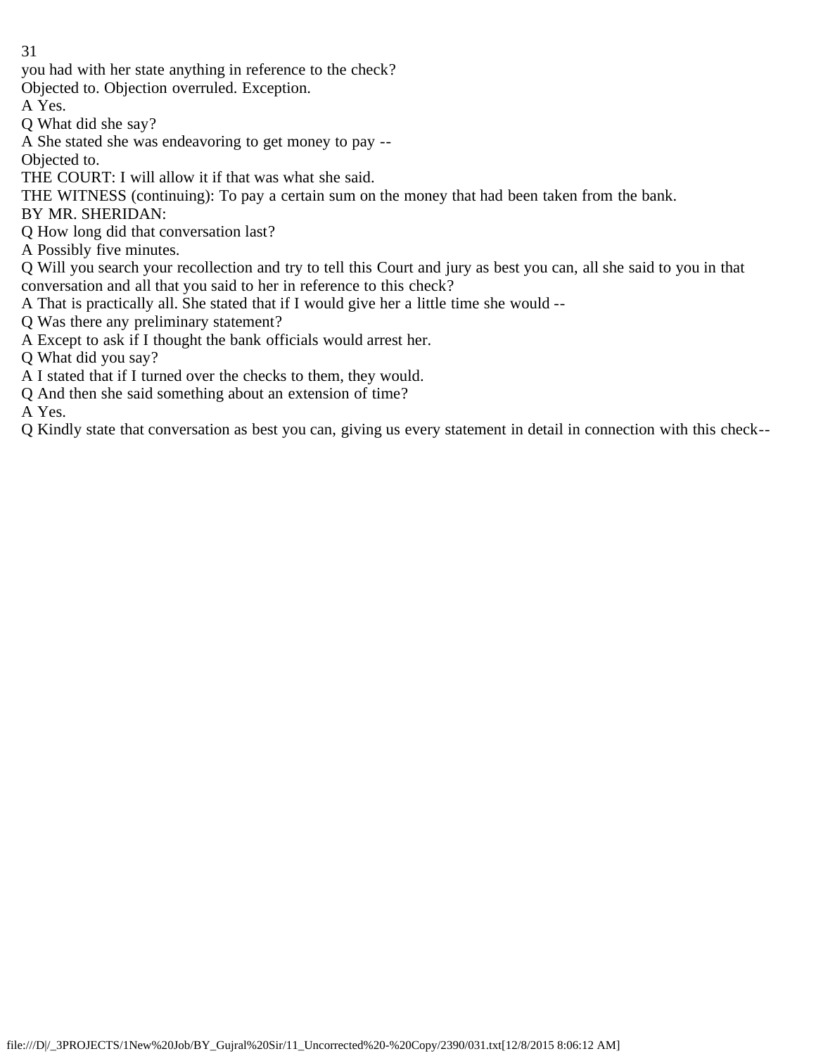you had with her state anything in reference to the check?

Objected to. Objection overruled. Exception.

A Yes.

Q What did she say?

A She stated she was endeavoring to get money to pay --

Objected to.

THE COURT: I will allow it if that was what she said.

THE WITNESS (continuing): To pay a certain sum on the money that had been taken from the bank.

BY MR. SHERIDAN:

Q How long did that conversation last?

A Possibly five minutes.

Q Will you search your recollection and try to tell this Court and jury as best you can, all she said to you in that conversation and all that you said to her in reference to this check?

A That is practically all. She stated that if I would give her a little time she would --

Q Was there any preliminary statement?

A Except to ask if I thought the bank officials would arrest her.

Q What did you say?

A I stated that if I turned over the checks to them, they would.

Q And then she said something about an extension of time?

A Yes.

Q Kindly state that conversation as best you can, giving us every statement in detail in connection with this check--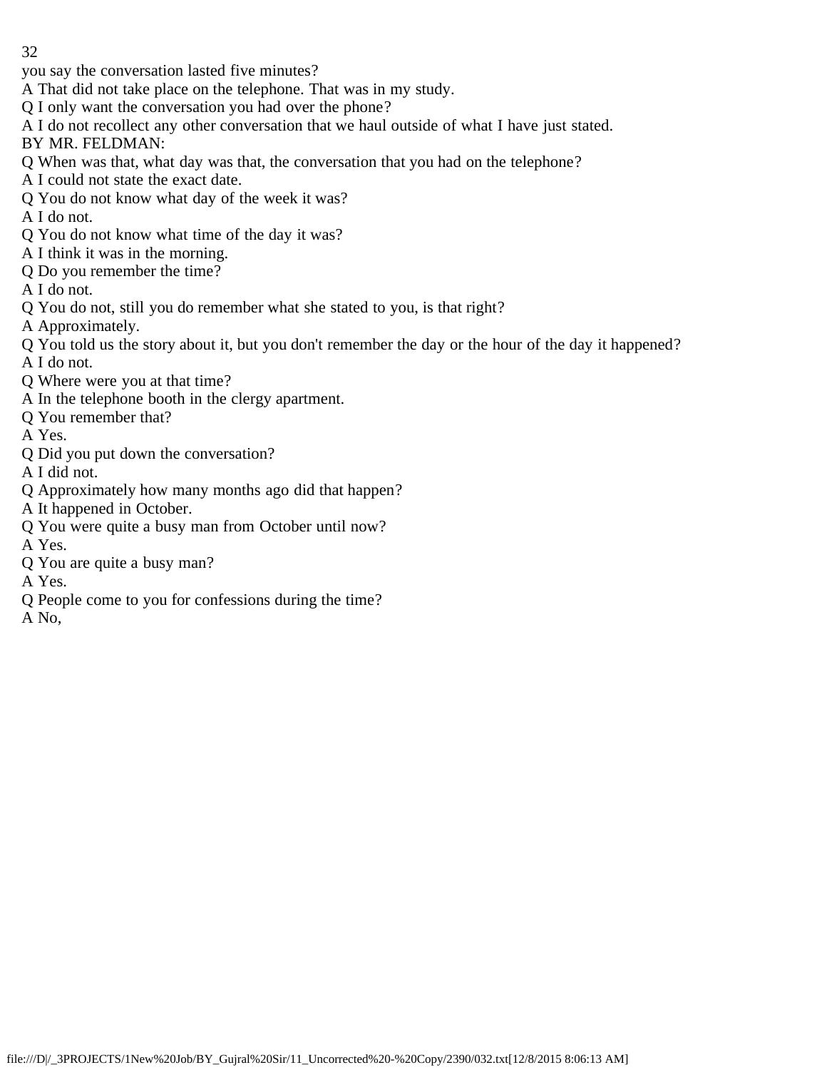you say the conversation lasted five minutes?

A That did not take place on the telephone. That was in my study.

Q I only want the conversation you had over the phone?

A I do not recollect any other conversation that we haul outside of what I have just stated.

BY MR. FELDMAN:

Q When was that, what day was that, the conversation that you had on the telephone?

A I could not state the exact date.

Q You do not know what day of the week it was?

A I do not.

Q You do not know what time of the day it was?

A I think it was in the morning.

Q Do you remember the time?

A I do not.

Q You do not, still you do remember what she stated to you, is that right?

A Approximately.

Q You told us the story about it, but you don't remember the day or the hour of the day it happened?

A I do not.

Q Where were you at that time?

A In the telephone booth in the clergy apartment.

Q You remember that?

A Yes.

Q Did you put down the conversation?

A I did not.

Q Approximately how many months ago did that happen?

A It happened in October.

Q You were quite a busy man from October until now?

A Yes.

Q You are quite a busy man?

A Yes.

Q People come to you for confessions during the time?

A No,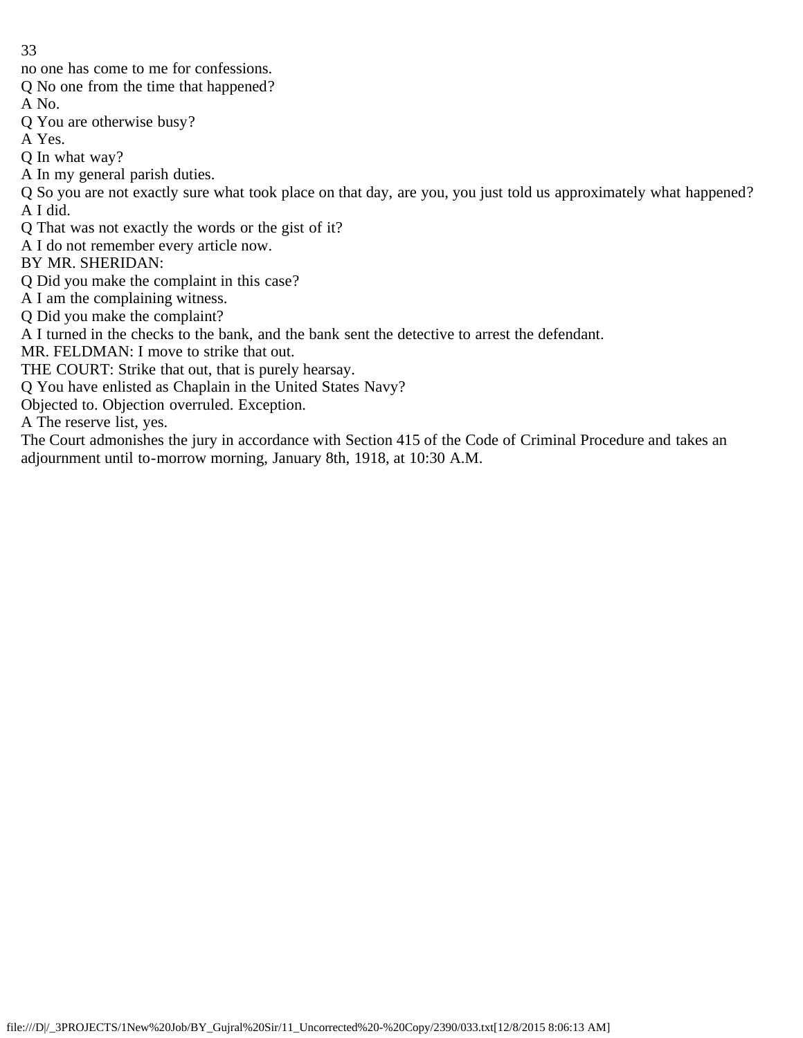no one has come to me for confessions.

Q No one from the time that happened?

A No.

Q You are otherwise busy?

A Yes.

Q In what way?

A In my general parish duties.

Q So you are not exactly sure what took place on that day, are you, you just told us approximately what happened?

A I did.

Q That was not exactly the words or the gist of it?

A I do not remember every article now.

BY MR. SHERIDAN:

Q Did you make the complaint in this case?

A I am the complaining witness.

Q Did you make the complaint?

A I turned in the checks to the bank, and the bank sent the detective to arrest the defendant.

MR. FELDMAN: I move to strike that out.

THE COURT: Strike that out, that is purely hearsay.

Q You have enlisted as Chaplain in the United States Navy?

Objected to. Objection overruled. Exception.

A The reserve list, yes.

The Court admonishes the jury in accordance with Section 415 of the Code of Criminal Procedure and takes an adjournment until to-morrow morning, January 8th, 1918, at 10:30 A.M.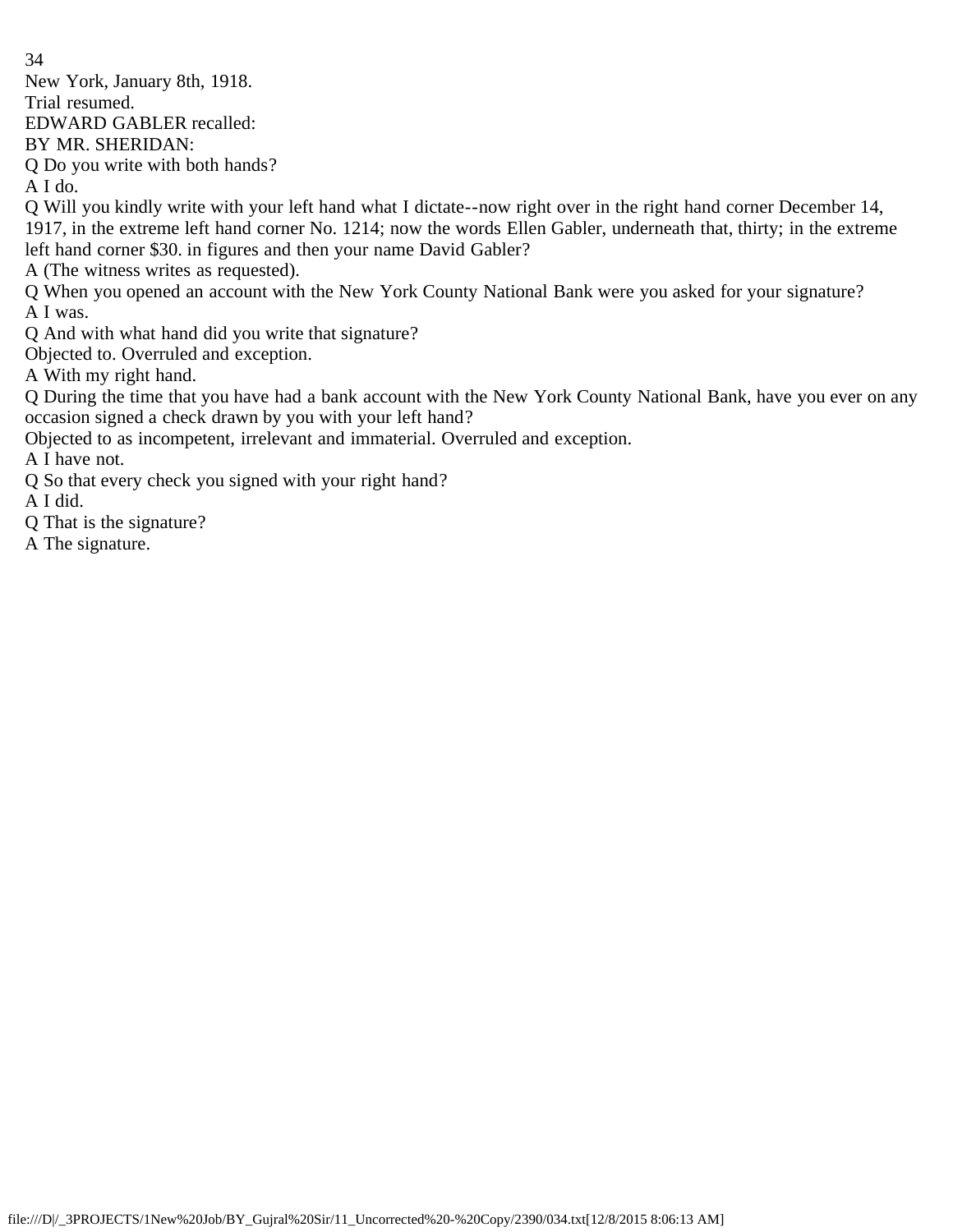New York, January 8th, 1918.

Trial resumed.

EDWARD GABLER recalled:

BY MR. SHERIDAN:

Q Do you write with both hands?

A I do.

Q Will you kindly write with your left hand what I dictate--now right over in the right hand corner December 14, 1917, in the extreme left hand corner No. 1214; now the words Ellen Gabler, underneath that, thirty; in the extreme left hand corner $30. in figures and then your name David Gabler?

A (The witness writes as requested).

Q When you opened an account with the New York County National Bank were you asked for your signature?

A I was.

Q And with what hand did you write that signature?

Objected to. Overruled and exception.

A With my right hand.

Q During the time that you have had a bank account with the New York County National Bank, have you ever on any occasion signed a check drawn by you with your left hand?

Objected to as incompetent, irrelevant and immaterial. Overruled and exception.

A I have not.

Q So that every check you signed with your right hand?

A I did.

Q That is the signature?

A The signature.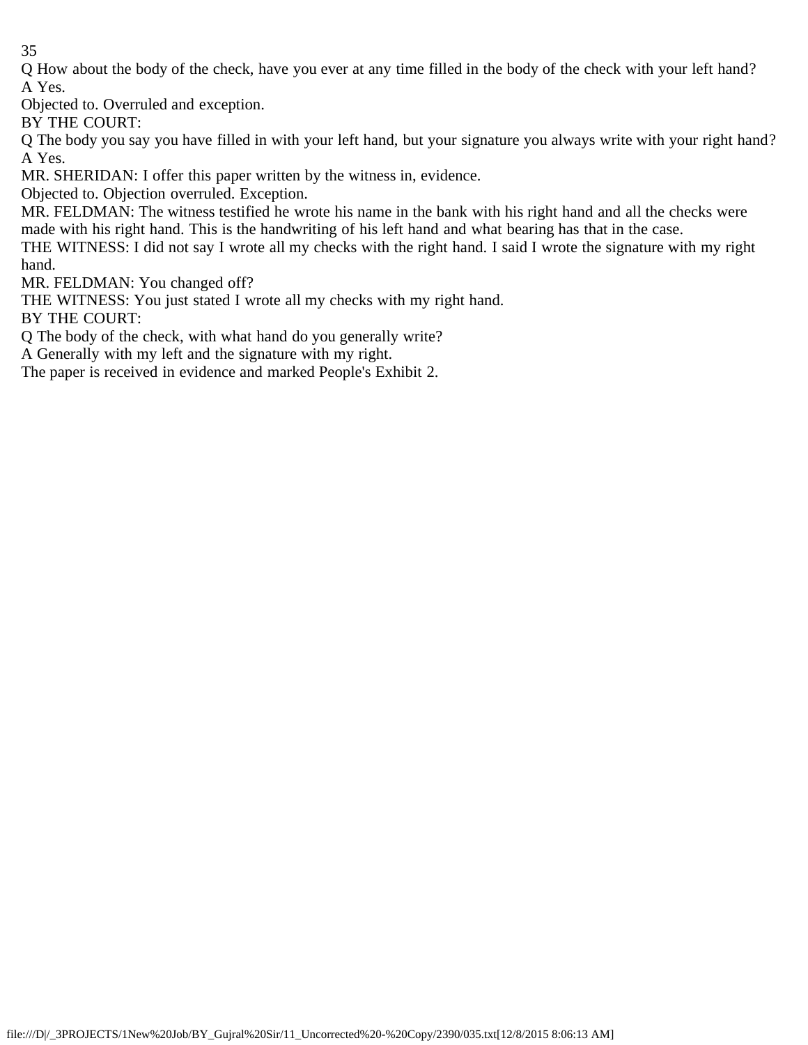Q How about the body of the check, have you ever at any time filled in the body of the check with your left hand?
A Yes.

Objected to. Overruled and exception.

BY THE COURT:

Q The body you say you have filled in with your left hand, but your signature you always write with your right hand?
A Yes.

MR. SHERIDAN: I offer this paper written by the witness in, evidence.

Objected to. Objection overruled. Exception.

MR. FELDMAN: The witness testified he wrote his name in the bank with his right hand and all the checks were made with his right hand. This is the handwriting of his left hand and what bearing has that in the case.

THE WITNESS: I did not say I wrote all my checks with the right hand. I said I wrote the signature with my right hand.

MR. FELDMAN: You changed off?

THE WITNESS: You just stated I wrote all my checks with my right hand.

BY THE COURT:

Q The body of the check, with what hand do you generally write?
A Generally with my left and the signature with my right.

The paper is received in evidence and marked People's Exhibit 2.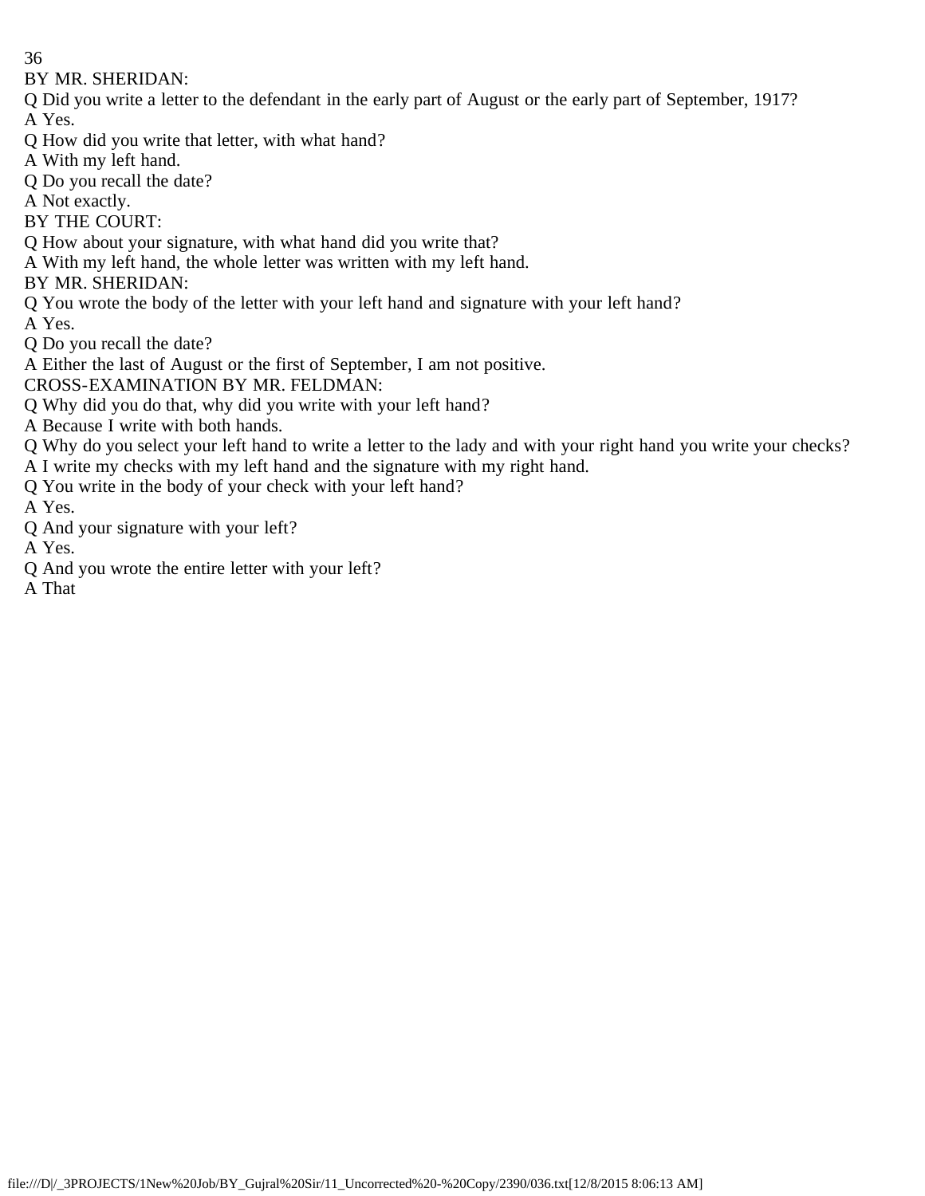BY MR. SHERIDAN:

Q Did you write a letter to the defendant in the early part of August or the early part of September, 1917?

A Yes.

Q How did you write that letter, with what hand?

A With my left hand.

Q Do you recall the date?

A Not exactly.

BY THE COURT:

Q How about your signature, with what hand did you write that?

A With my left hand, the whole letter was written with my left hand.

BY MR. SHERIDAN:

Q You wrote the body of the letter with your left hand and signature with your left hand?

A Yes.

Q Do you recall the date?

A Either the last of August or the first of September, I am not positive.

CROSS-EXAMINATION BY MR. FELDMAN:

Q Why did you do that, why did you write with your left hand?

A Because I write with both hands.

Q Why do you select your left hand to write a letter to the lady and with your right hand you write your checks?

A I write my checks with my left hand and the signature with my right hand.

Q You write in the body of your check with your left hand?

A Yes.

Q And your signature with your left?

A Yes.

Q And you wrote the entire letter with your left?

A That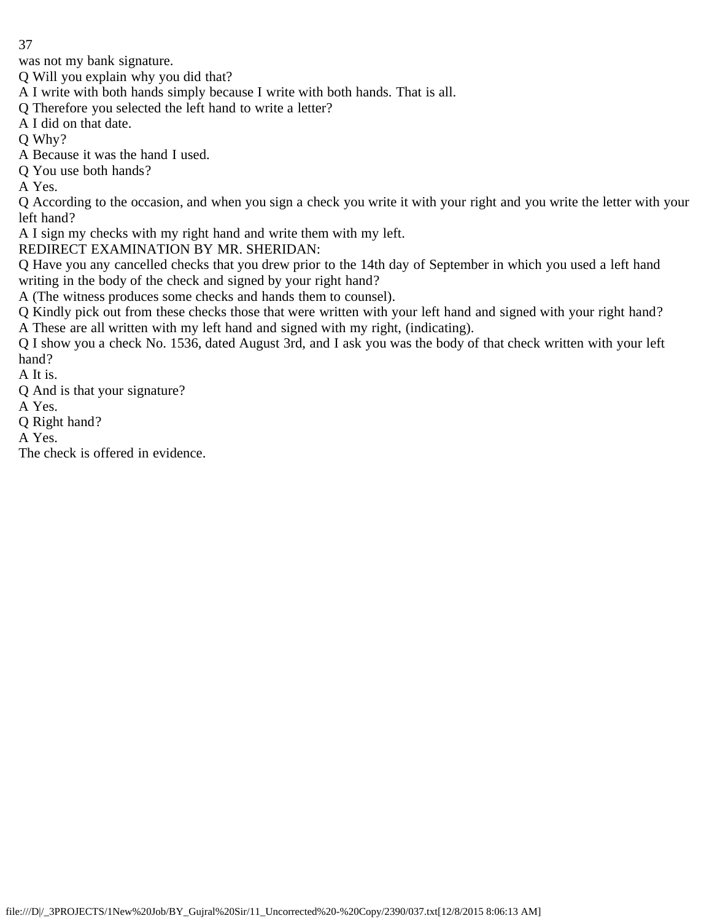was not my bank signature.

Q Will you explain why you did that?

A I write with both hands simply because I write with both hands. That is all.

Q Therefore you selected the left hand to write a letter?

A I did on that date.

Q Why?

A Because it was the hand I used.

Q You use both hands?

A Yes.

Q According to the occasion, and when you sign a check you write it with your right and you write the letter with your left hand?

A I sign my checks with my right hand and write them with my left.

REDIRECT EXAMINATION BY MR. SHERIDAN:

Q Have you any cancelled checks that you drew prior to the 14th day of September in which you used a left hand writing in the body of the check and signed by your right hand?

A (The witness produces some checks and hands them to counsel).

Q Kindly pick out from these checks those that were written with your left hand and signed with your right hand?

A These are all written with my left hand and signed with my right, (indicating).

Q I show you a check No. 1536, dated August 3rd, and I ask you was the body of that check written with your left hand?

A It is.

Q And is that your signature?

A Yes.

Q Right hand?

A Yes.

The check is offered in evidence.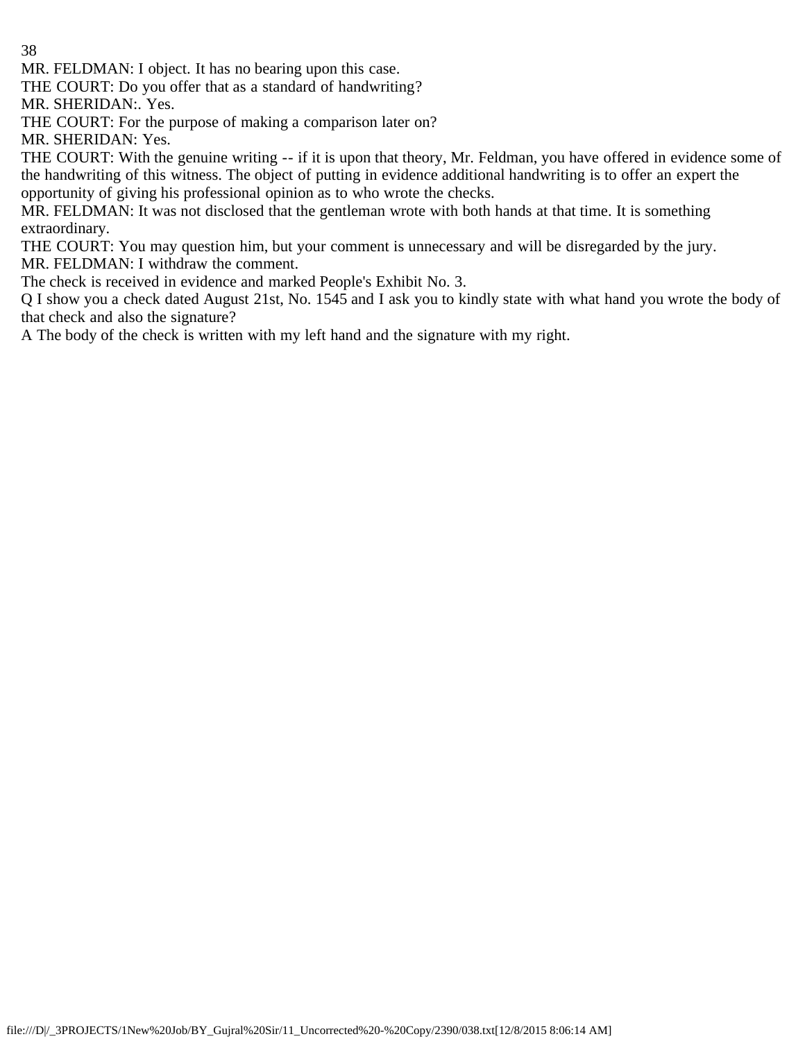MR. FELDMAN: I object. It has no bearing upon this case.

THE COURT: Do you offer that as a standard of handwriting?

MR. SHERIDAN:. Yes.

THE COURT: For the purpose of making a comparison later on?

MR. SHERIDAN: Yes.

THE COURT: With the genuine writing -- if it is upon that theory, Mr. Feldman, you have offered in evidence some of the handwriting of this witness. The object of putting in evidence additional handwriting is to offer an expert the opportunity of giving his professional opinion as to who wrote the checks.

MR. FELDMAN: It was not disclosed that the gentleman wrote with both hands at that time. It is something extraordinary.

THE COURT: You may question him, but your comment is unnecessary and will be disregarded by the jury.

MR. FELDMAN: I withdraw the comment.

The check is received in evidence and marked People's Exhibit No. 3.

Q I show you a check dated August 21st, No. 1545 and I ask you to kindly state with what hand you wrote the body of that check and also the signature?

A The body of the check is written with my left hand and the signature with my right.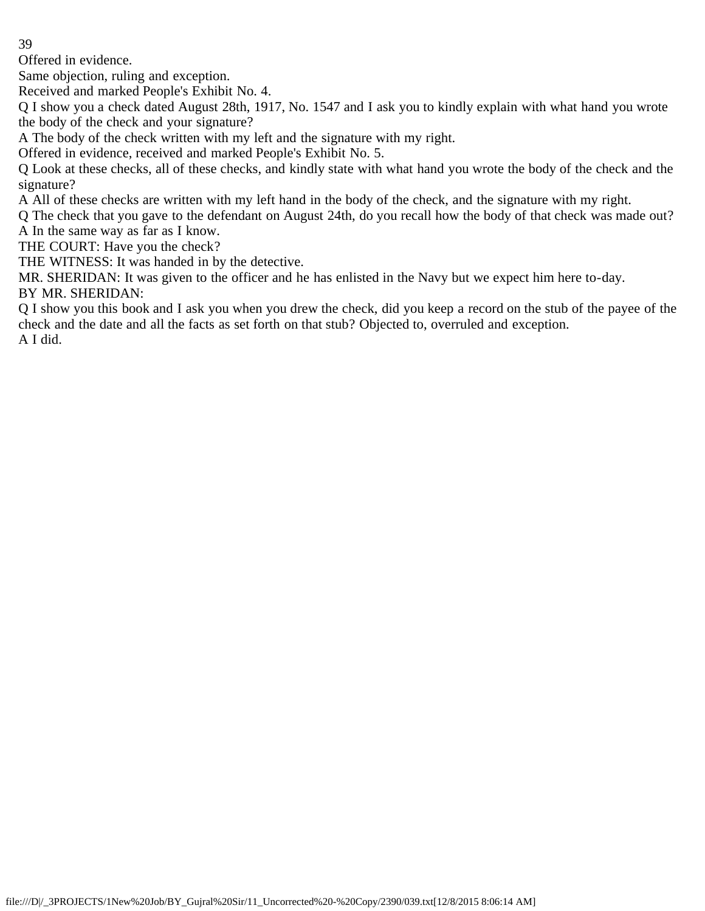Offered in evidence.

Same objection, ruling and exception.

Received and marked People's Exhibit No. 4.

Q I show you a check dated August 28th, 1917, No. 1547 and I ask you to kindly explain with what hand you wrote the body of the check and your signature?

A The body of the check written with my left and the signature with my right.

Offered in evidence, received and marked People's Exhibit No. 5.

Q Look at these checks, all of these checks, and kindly state with what hand you wrote the body of the check and the signature?

A All of these checks are written with my left hand in the body of the check, and the signature with my right.

Q The check that you gave to the defendant on August 24th, do you recall how the body of that check was made out?

A In the same way as far as I know.

THE COURT: Have you the check?

THE WITNESS: It was handed in by the detective.

MR. SHERIDAN: It was given to the officer and he has enlisted in the Navy but we expect him here to-day.

BY MR. SHERIDAN:

Q I show you this book and I ask you when you drew the check, did you keep a record on the stub of the payee of the check and the date and all the facts as set forth on that stub? Objected to, overruled and exception.

A I did.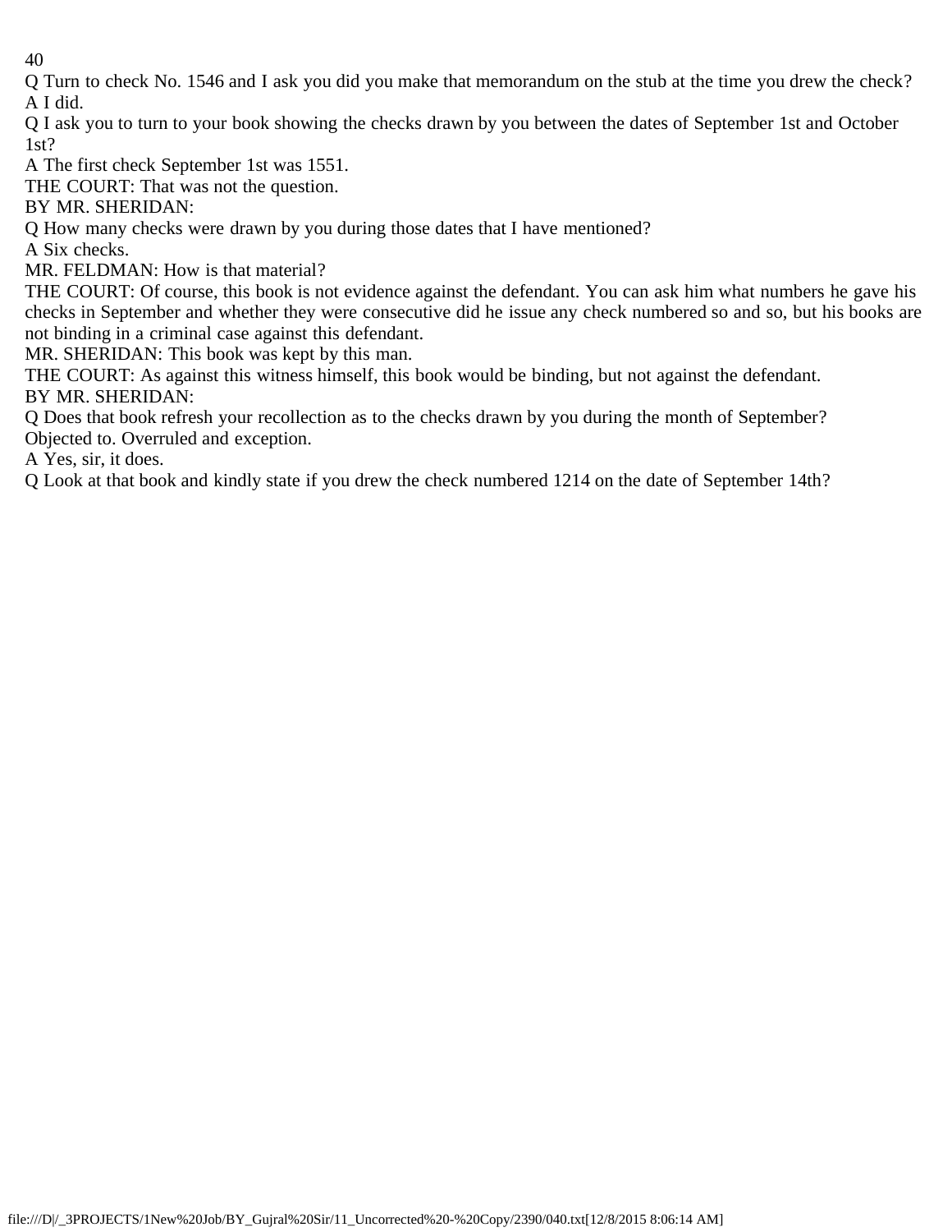Q Turn to check No. 1546 and I ask you did you make that memorandum on the stub at the time you drew the check?

A I did.

Q I ask you to turn to your book showing the checks drawn by you between the dates of September 1st and October 1st?

A The first check September 1st was 1551.

THE COURT: That was not the question.

BY MR. SHERIDAN:

Q How many checks were drawn by you during those dates that I have mentioned?

A Six checks.

MR. FELDMAN: How is that material?

THE COURT: Of course, this book is not evidence against the defendant. You can ask him what numbers he gave his checks in September and whether they were consecutive did he issue any check numbered so and so, but his books are not binding in a criminal case against this defendant.

MR. SHERIDAN: This book was kept by this man.

THE COURT: As against this witness himself, this book would be binding, but not against the defendant.

BY MR. SHERIDAN:

Q Does that book refresh your recollection as to the checks drawn by you during the month of September?

Objected to. Overruled and exception.

A Yes, sir, it does.

Q Look at that book and kindly state if you drew the check numbered 1214 on the date of September 14th?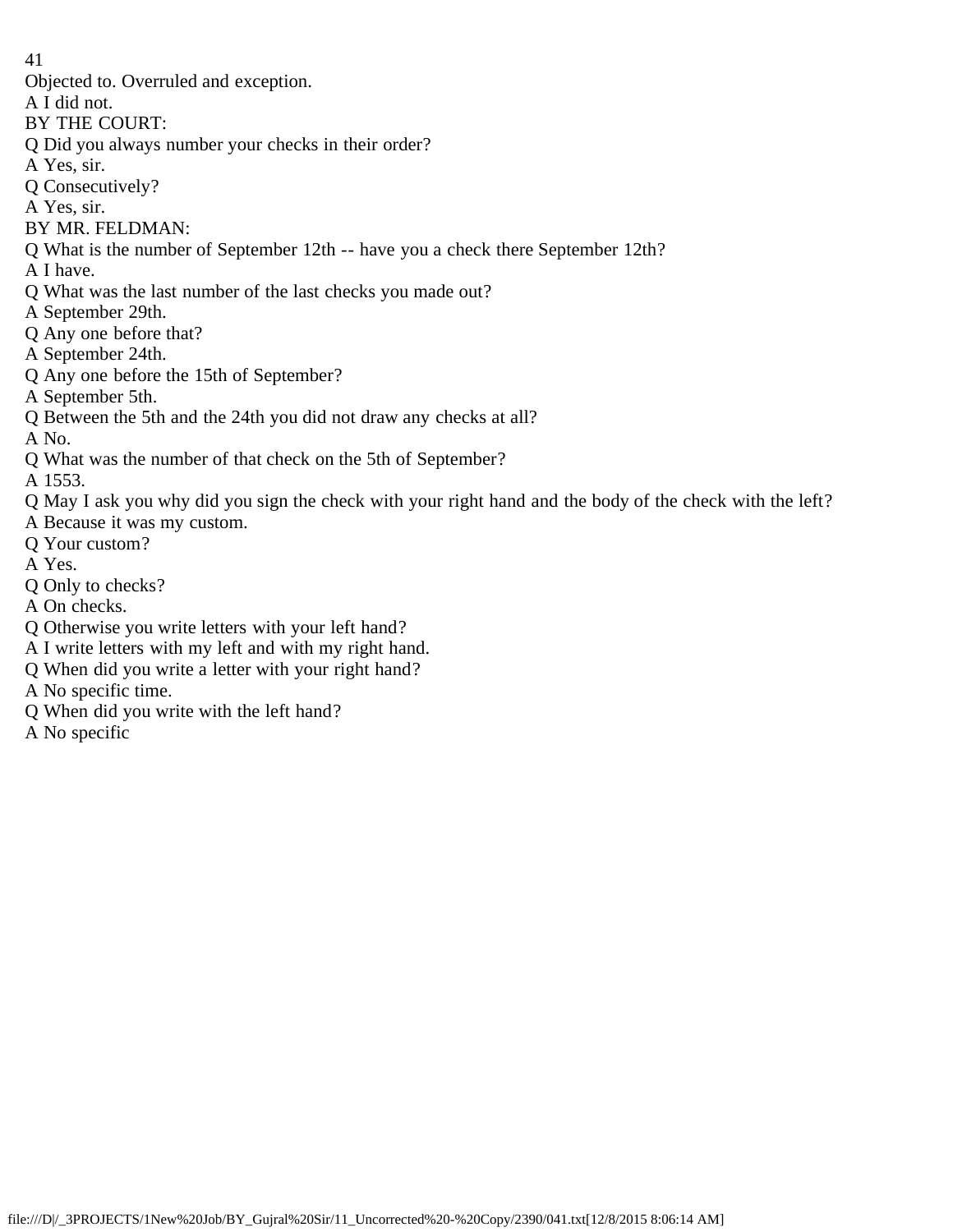Objected to. Overruled and exception.

A I did not.

BY THE COURT:

Q Did you always number your checks in their order?

A Yes, sir.

Q Consecutively?

A Yes, sir.

BY MR. FELDMAN:

Q What is the number of September 12th -- have you a check there September 12th?

A I have.

Q What was the last number of the last checks you made out?

A September 29th.

Q Any one before that?

A September 24th.

Q Any one before the 15th of September?

A September 5th.

Q Between the 5th and the 24th you did not draw any checks at all?

A No.

Q What was the number of that check on the 5th of September?

A 1553.

Q May I ask you why did you sign the check with your right hand and the body of the check with the left?

A Because it was my custom.

Q Your custom?

A Yes.

Q Only to checks?

A On checks.

Q Otherwise you write letters with your left hand?

A I write letters with my left and with my right hand.

Q When did you write a letter with your right hand?

A No specific time.

Q When did you write with the left hand?

A No specific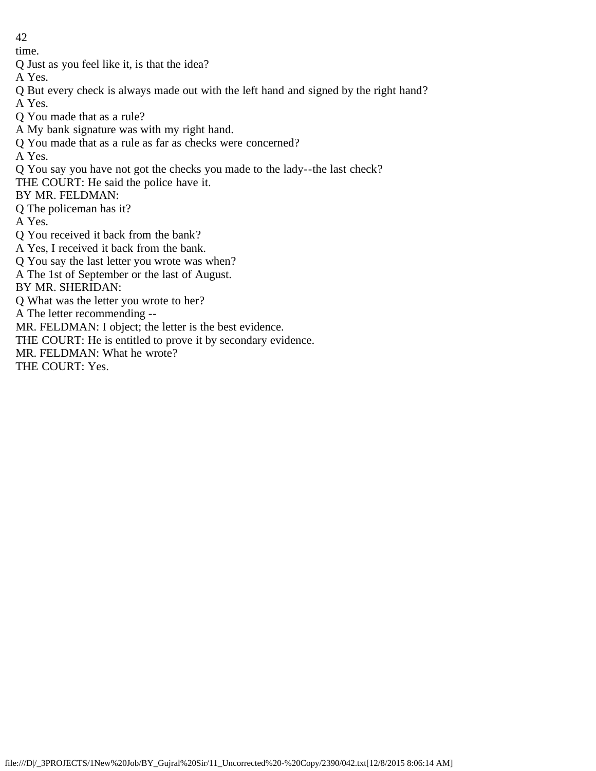time.

Q Just as you feel like it, is that the idea?

A Yes.

Q But every check is always made out with the left hand and signed by the right hand?

A Yes.

Q You made that as a rule?

A My bank signature was with my right hand.

Q You made that as a rule as far as checks were concerned?

A Yes.

Q You say you have not got the checks you made to the lady--the last check?

THE COURT: He said the police have it.

BY MR. FELDMAN:

Q The policeman has it?

A Yes.

Q You received it back from the bank?

A Yes, I received it back from the bank.

Q You say the last letter you wrote was when?

A The 1st of September or the last of August.

BY MR. SHERIDAN:

Q What was the letter you wrote to her?

A The letter recommending --

MR. FELDMAN: I object; the letter is the best evidence.

THE COURT: He is entitled to prove it by secondary evidence.

MR. FELDMAN: What he wrote?

THE COURT: Yes.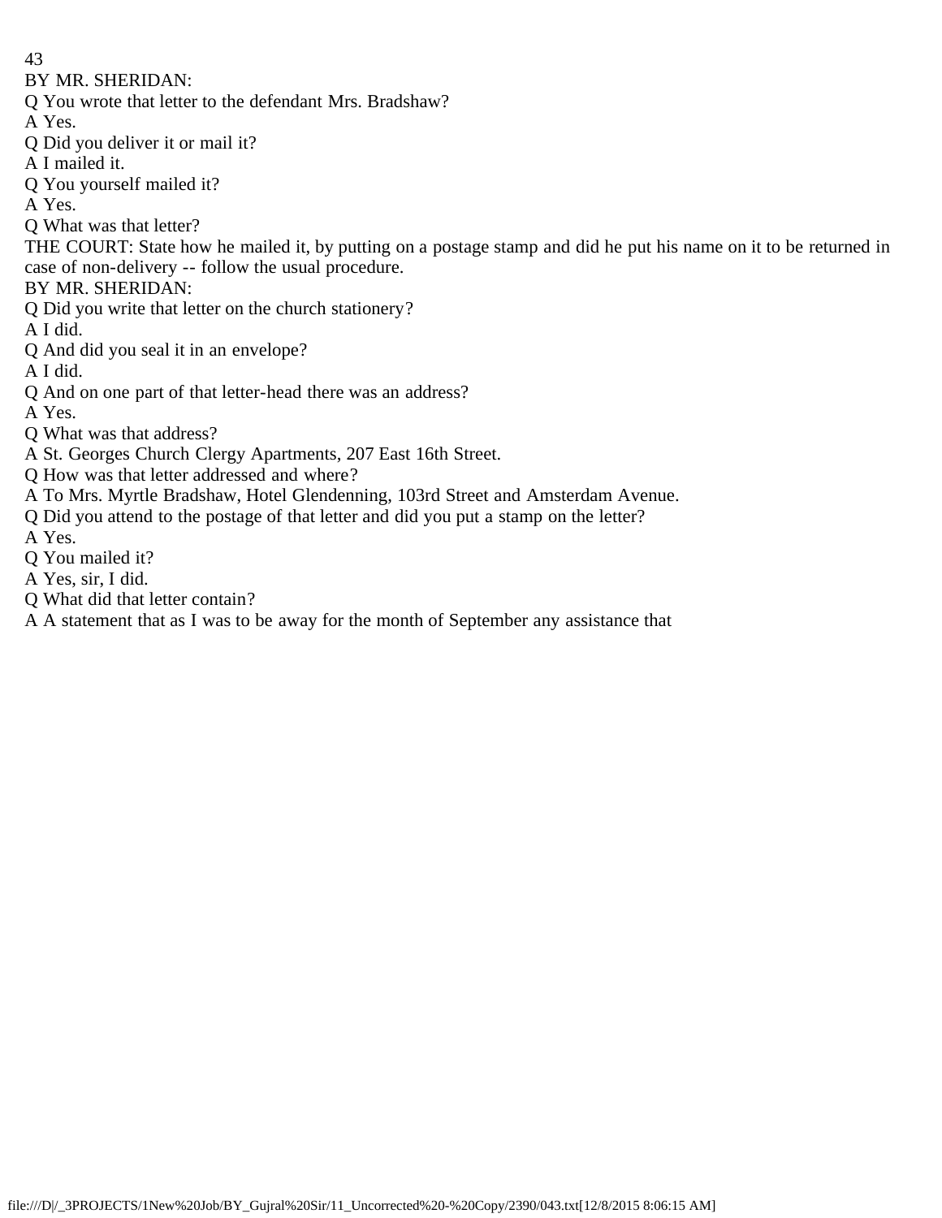BY MR. SHERIDAN:

Q You wrote that letter to the defendant Mrs. Bradshaw?

A Yes.

Q Did you deliver it or mail it?

A I mailed it.

Q You yourself mailed it?

A Yes.

Q What was that letter?

THE COURT: State how he mailed it, by putting on a postage stamp and did he put his name on it to be returned in case of non-delivery -- follow the usual procedure.

BY MR. SHERIDAN:

Q Did you write that letter on the church stationery?

A I did.

Q And did you seal it in an envelope?

A I did.

Q And on one part of that letter-head there was an address?

A Yes.

Q What was that address?

A St. Georges Church Clergy Apartments, 207 East 16th Street.

Q How was that letter addressed and where?

A To Mrs. Myrtle Bradshaw, Hotel Glendenning, 103rd Street and Amsterdam Avenue.

Q Did you attend to the postage of that letter and did you put a stamp on the letter?

A Yes.

Q You mailed it?

A Yes, sir, I did.

Q What did that letter contain?

A A statement that as I was to be away for the month of September any assistance that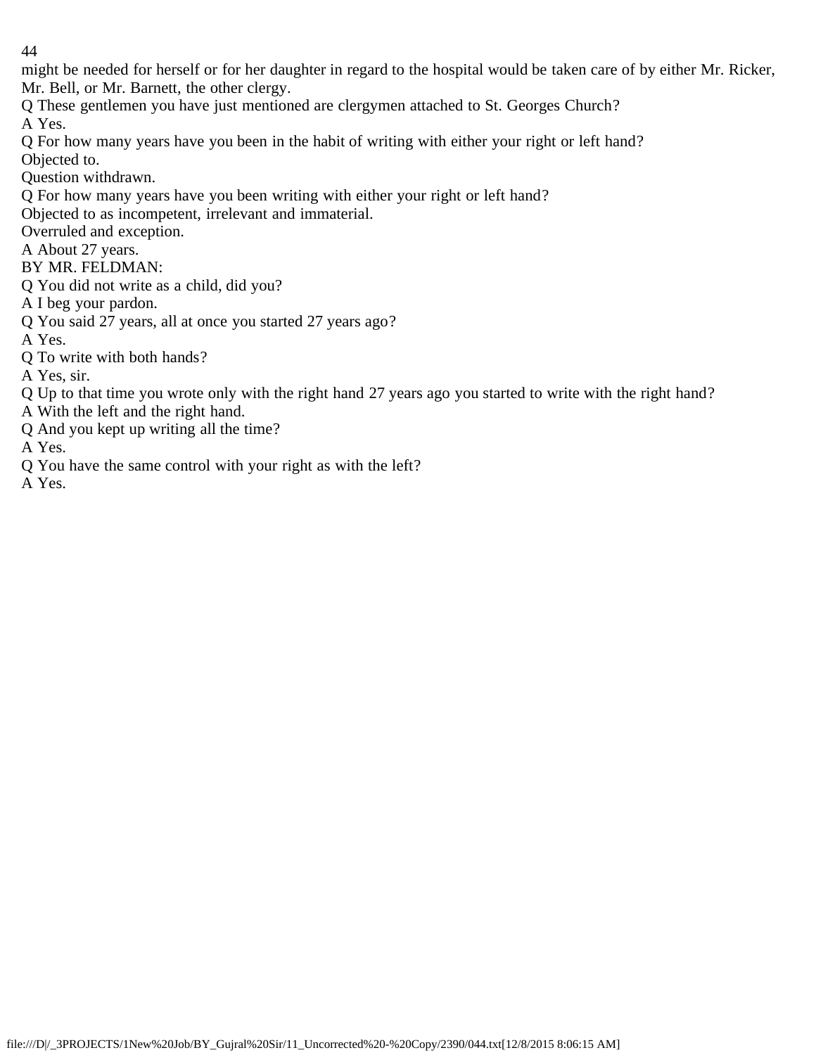might be needed for herself or for her daughter in regard to the hospital would be taken care of by either Mr. Ricker, Mr. Bell, or Mr. Barnett, the other clergy.

Q These gentlemen you have just mentioned are clergymen attached to St. Georges Church?

A Yes.

Q For how many years have you been in the habit of writing with either your right or left hand?

Objected to.

Question withdrawn.

Q For how many years have you been writing with either your right or left hand?

Objected to as incompetent, irrelevant and immaterial.

Overruled and exception.

A About 27 years.

BY MR. FELDMAN:

Q You did not write as a child, did you?

A I beg your pardon.

Q You said 27 years, all at once you started 27 years ago?

A Yes.

Q To write with both hands?

A Yes, sir.

Q Up to that time you wrote only with the right hand 27 years ago you started to write with the right hand?

A With the left and the right hand.

Q And you kept up writing all the time?

A Yes.

Q You have the same control with your right as with the left?

A Yes.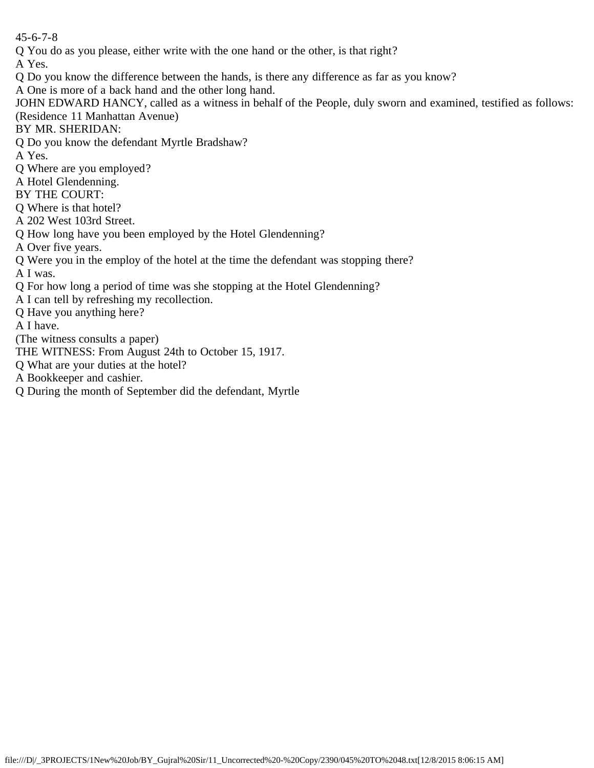45-6-7-8

Q You do as you please, either write with the one hand or the other, is that right?

A Yes.

Q Do you know the difference between the hands, is there any difference as far as you know?

A One is more of a back hand and the other long hand.

JOHN EDWARD HANCY, called as a witness in behalf of the People, duly sworn and examined, testified as follows: (Residence 11 Manhattan Avenue)

BY MR. SHERIDAN:

Q Do you know the defendant Myrtle Bradshaw?

A Yes.

Q Where are you employed?

A Hotel Glendenning.

BY THE COURT:

Q Where is that hotel?

A 202 West 103rd Street.

Q How long have you been employed by the Hotel Glendenning?

A Over five years.

Q Were you in the employ of the hotel at the time the defendant was stopping there?

A I was.

Q For how long a period of time was she stopping at the Hotel Glendenning?

A I can tell by refreshing my recollection.

Q Have you anything here?

A I have.

(The witness consults a paper)

THE WITNESS: From August 24th to October 15, 1917.

Q What are your duties at the hotel?

A Bookkeeper and cashier.

Q During the month of September did the defendant, Myrtle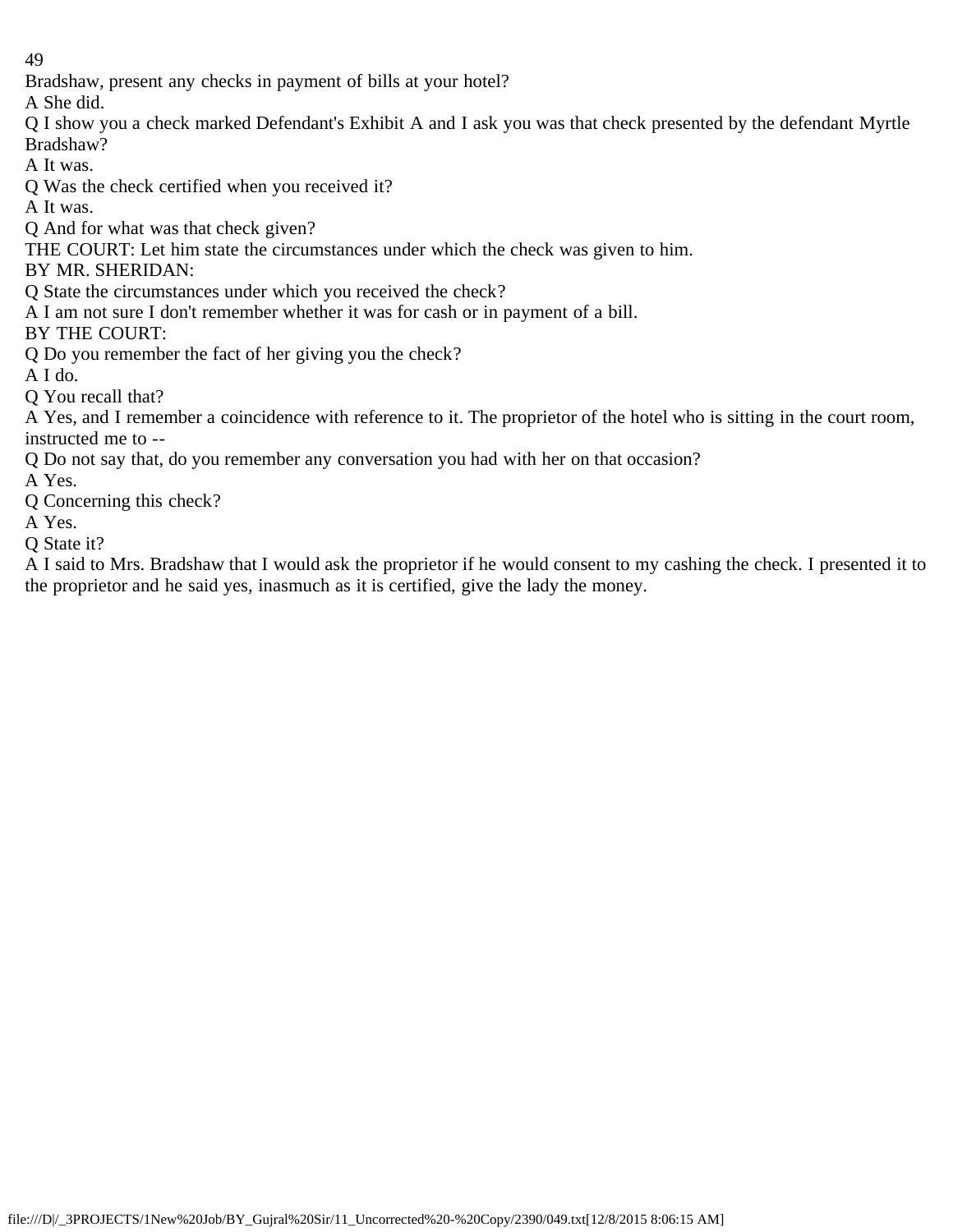Bradshaw, present any checks in payment of bills at your hotel?

A She did.

Q I show you a check marked Defendant's Exhibit A and I ask you was that check presented by the defendant Myrtle Bradshaw?

A It was.

Q Was the check certified when you received it?

A It was.

Q And for what was that check given?

THE COURT: Let him state the circumstances under which the check was given to him.

BY MR. SHERIDAN:

Q State the circumstances under which you received the check?

A I am not sure I don't remember whether it was for cash or in payment of a bill.

BY THE COURT:

Q Do you remember the fact of her giving you the check?

A I do.

Q You recall that?

A Yes, and I remember a coincidence with reference to it. The proprietor of the hotel who is sitting in the court room, instructed me to --

Q Do not say that, do you remember any conversation you had with her on that occasion?

A Yes.

Q Concerning this check?

A Yes.

Q State it?

A I said to Mrs. Bradshaw that I would ask the proprietor if he would consent to my cashing the check. I presented it to the proprietor and he said yes, inasmuch as it is certified, give the lady the money.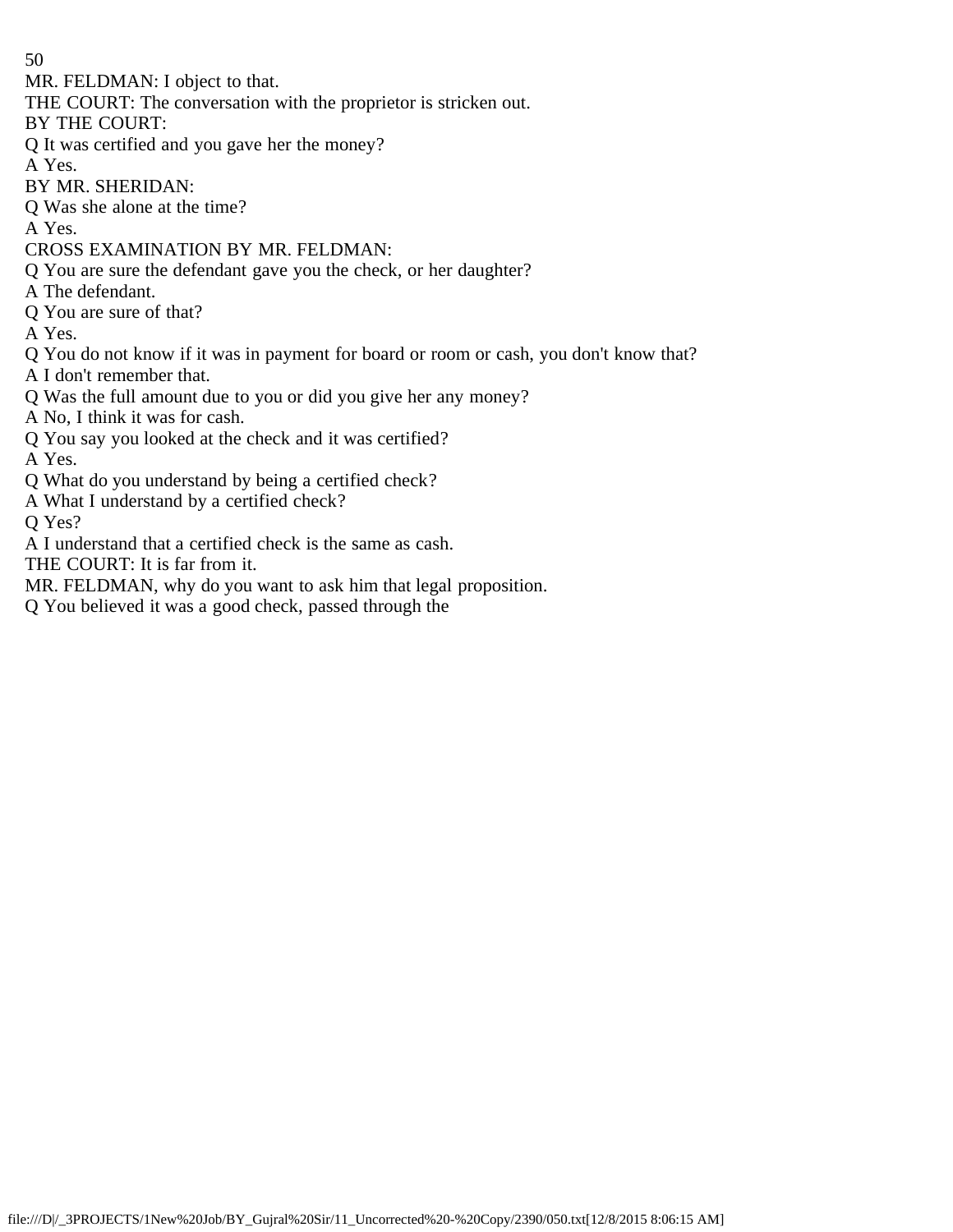MR. FELDMAN: I object to that.

THE COURT: The conversation with the proprietor is stricken out.

BY THE COURT:

Q It was certified and you gave her the money?

A Yes.

BY MR. SHERIDAN:

Q Was she alone at the time?

A Yes.

CROSS EXAMINATION BY MR. FELDMAN:

Q You are sure the defendant gave you the check, or her daughter?

A The defendant.

Q You are sure of that?

A Yes.

Q You do not know if it was in payment for board or room or cash, you don't know that?

A I don't remember that.

Q Was the full amount due to you or did you give her any money?

A No, I think it was for cash.

Q You say you looked at the check and it was certified?

A Yes.

Q What do you understand by being a certified check?

A What I understand by a certified check?

Q Yes?

A I understand that a certified check is the same as cash.

THE COURT: It is far from it.

MR. FELDMAN, why do you want to ask him that legal proposition.

Q You believed it was a good check, passed through the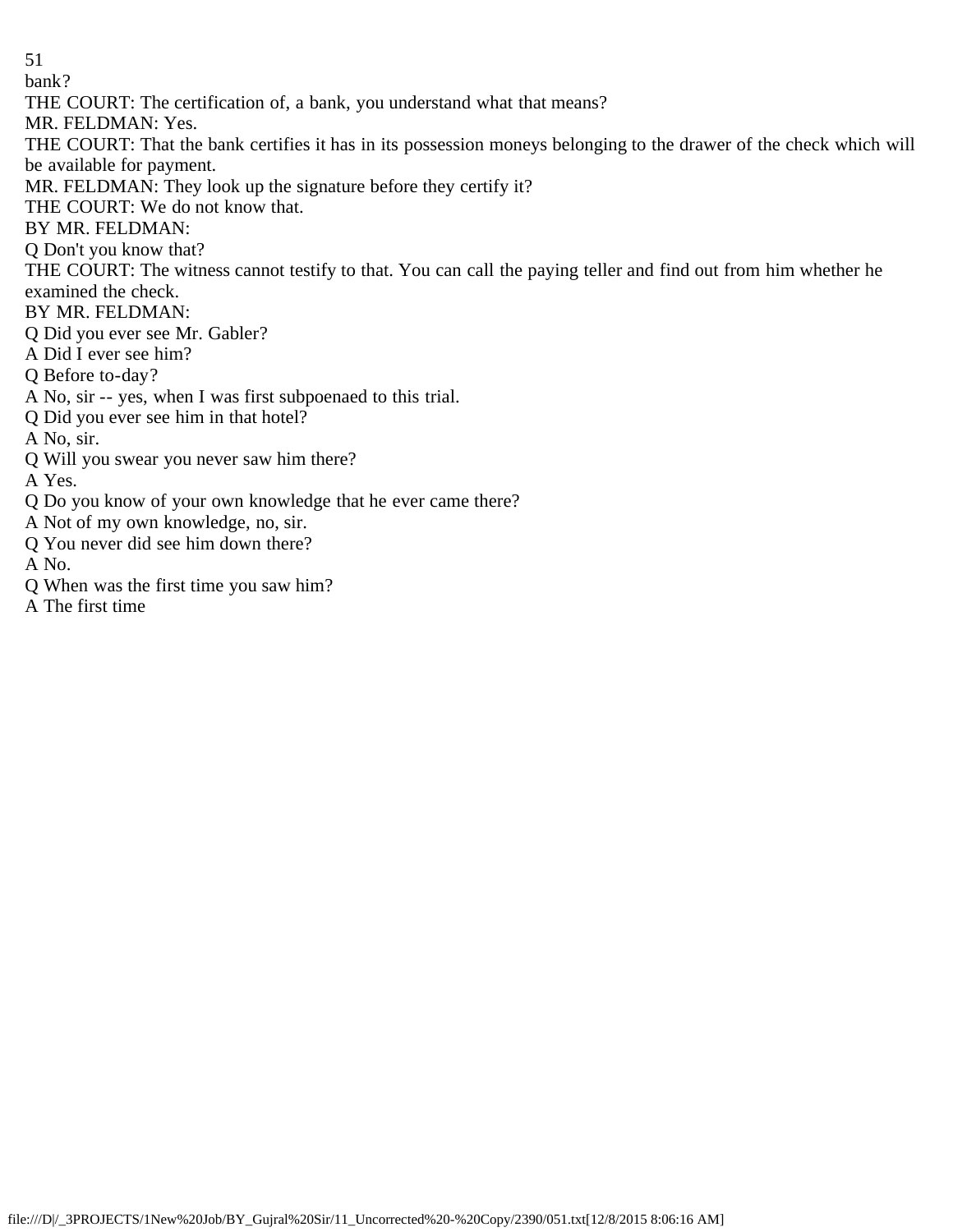bank?

THE COURT: The certification of, a bank, you understand what that means?

MR. FELDMAN: Yes.

THE COURT: That the bank certifies it has in its possession moneys belonging to the drawer of the check which will be available for payment.

MR. FELDMAN: They look up the signature before they certify it?

THE COURT: We do not know that.

BY MR. FELDMAN:

Q Don't you know that?

THE COURT: The witness cannot testify to that. You can call the paying teller and find out from him whether he examined the check.

BY MR. FELDMAN:

Q Did you ever see Mr. Gabler?

A Did I ever see him?

Q Before to-day?

A No, sir -- yes, when I was first subpoenaed to this trial.

Q Did you ever see him in that hotel?

A No, sir.

Q Will you swear you never saw him there?

A Yes.

Q Do you know of your own knowledge that he ever came there?

A Not of my own knowledge, no, sir.

Q You never did see him down there?

A No.

Q When was the first time you saw him?

A The first time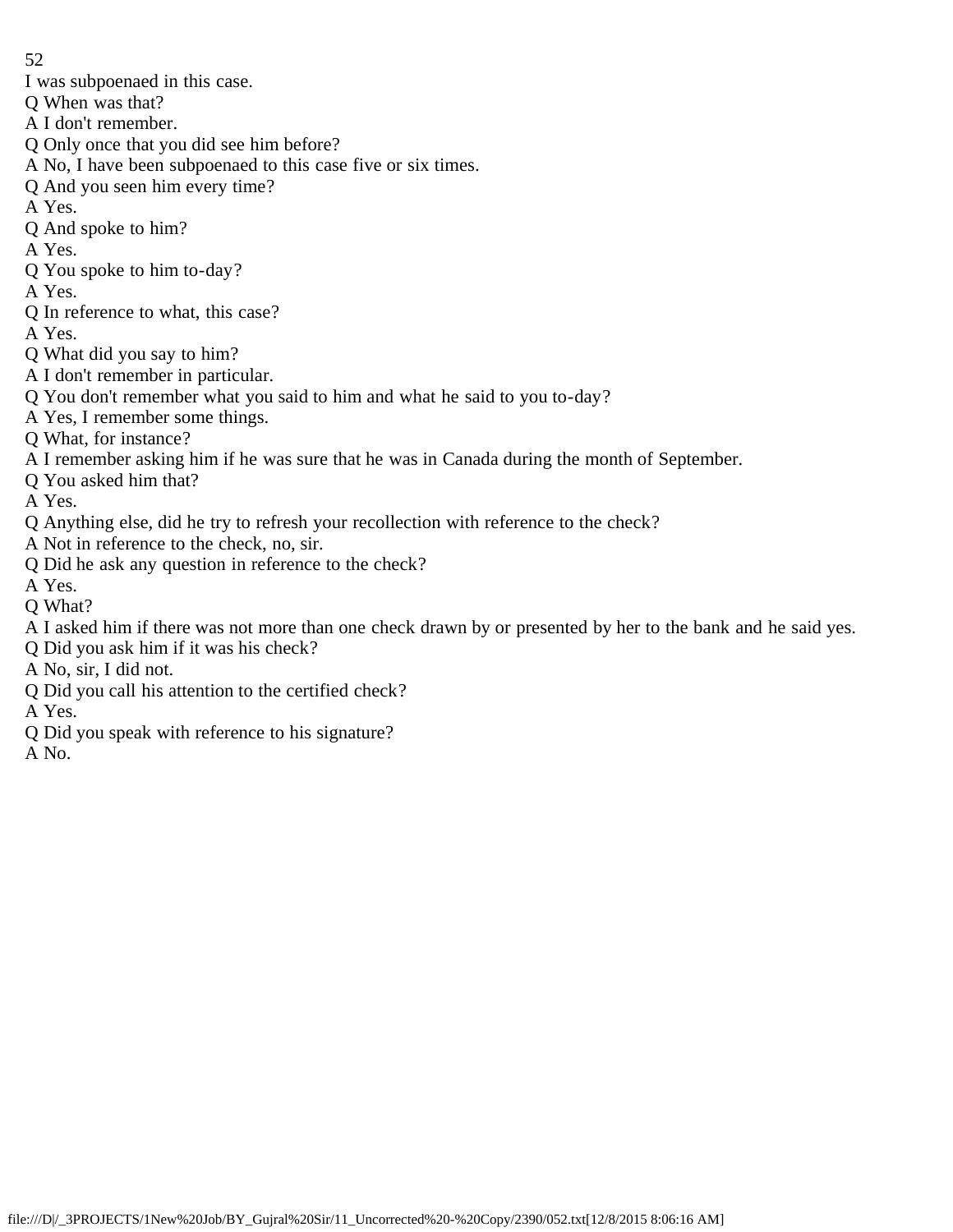I was subpoenaed in this case.

Q When was that?

A I don't remember.

Q Only once that you did see him before?

A No, I have been subpoenaed to this case five or six times.

Q And you seen him every time?

A Yes.

Q And spoke to him?

A Yes.

Q You spoke to him to-day?

A Yes.

Q In reference to what, this case?

A Yes.

Q What did you say to him?

A I don't remember in particular.

Q You don't remember what you said to him and what he said to you to-day?

A Yes, I remember some things.

Q What, for instance?

A I remember asking him if he was sure that he was in Canada during the month of September.

Q You asked him that?

A Yes.

Q Anything else, did he try to refresh your recollection with reference to the check?

A Not in reference to the check, no, sir.

Q Did he ask any question in reference to the check?

A Yes.

Q What?

A I asked him if there was not more than one check drawn by or presented by her to the bank and he said yes.

Q Did you ask him if it was his check?

A No, sir, I did not.

Q Did you call his attention to the certified check?

A Yes.

Q Did you speak with reference to his signature?

A No.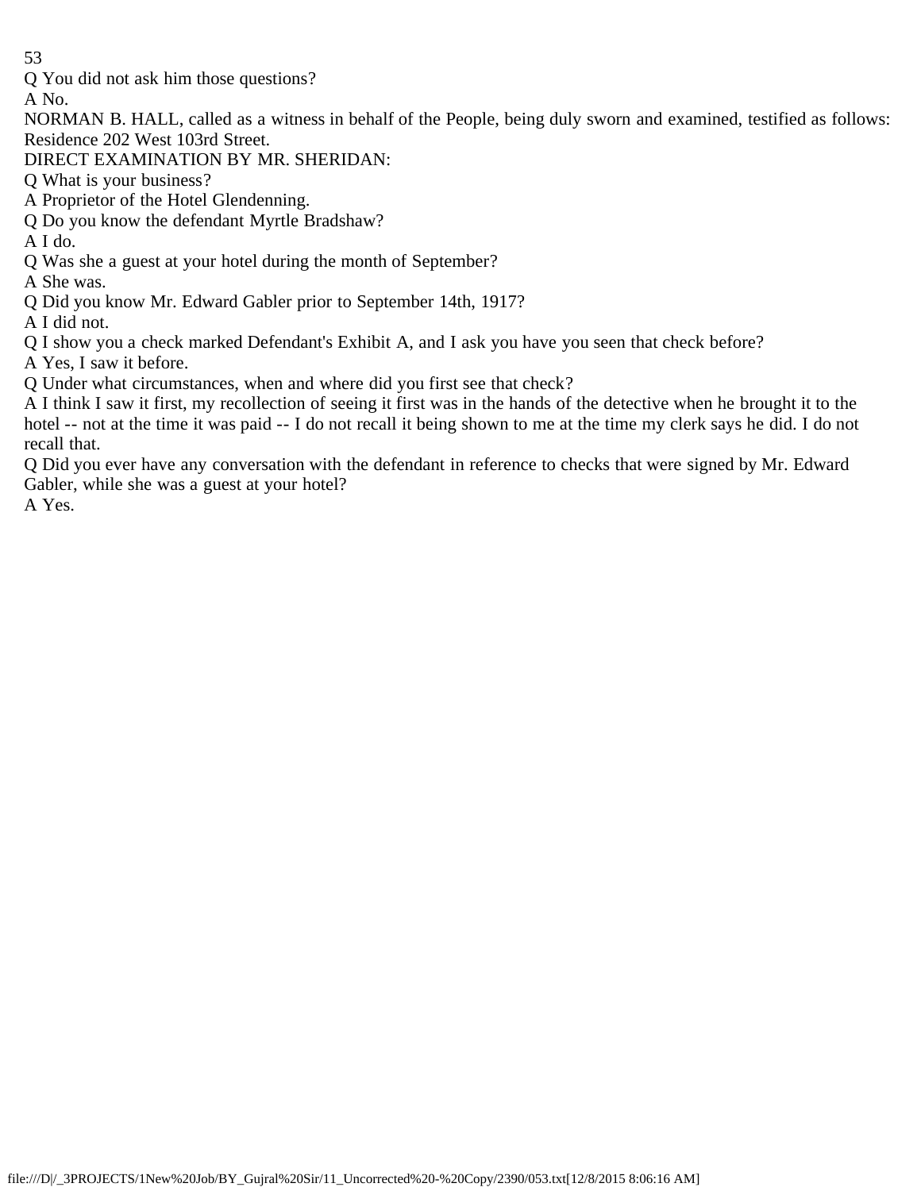Q You did not ask him those questions?

A No.

NORMAN B. HALL, called as a witness in behalf of the People, being duly sworn and examined, testified as follows: Residence 202 West 103rd Street.

DIRECT EXAMINATION BY MR. SHERIDAN:

Q What is your business?

A Proprietor of the Hotel Glendenning.

Q Do you know the defendant Myrtle Bradshaw?

A I do.

Q Was she a guest at your hotel during the month of September?

A She was.

Q Did you know Mr. Edward Gabler prior to September 14th, 1917?

A I did not.

Q I show you a check marked Defendant's Exhibit A, and I ask you have you seen that check before?

A Yes, I saw it before.

Q Under what circumstances, when and where did you first see that check?

A I think I saw it first, my recollection of seeing it first was in the hands of the detective when he brought it to the hotel -- not at the time it was paid -- I do not recall it being shown to me at the time my clerk says he did. I do not recall that.

Q Did you ever have any conversation with the defendant in reference to checks that were signed by Mr. Edward Gabler, while she was a guest at your hotel?

A Yes.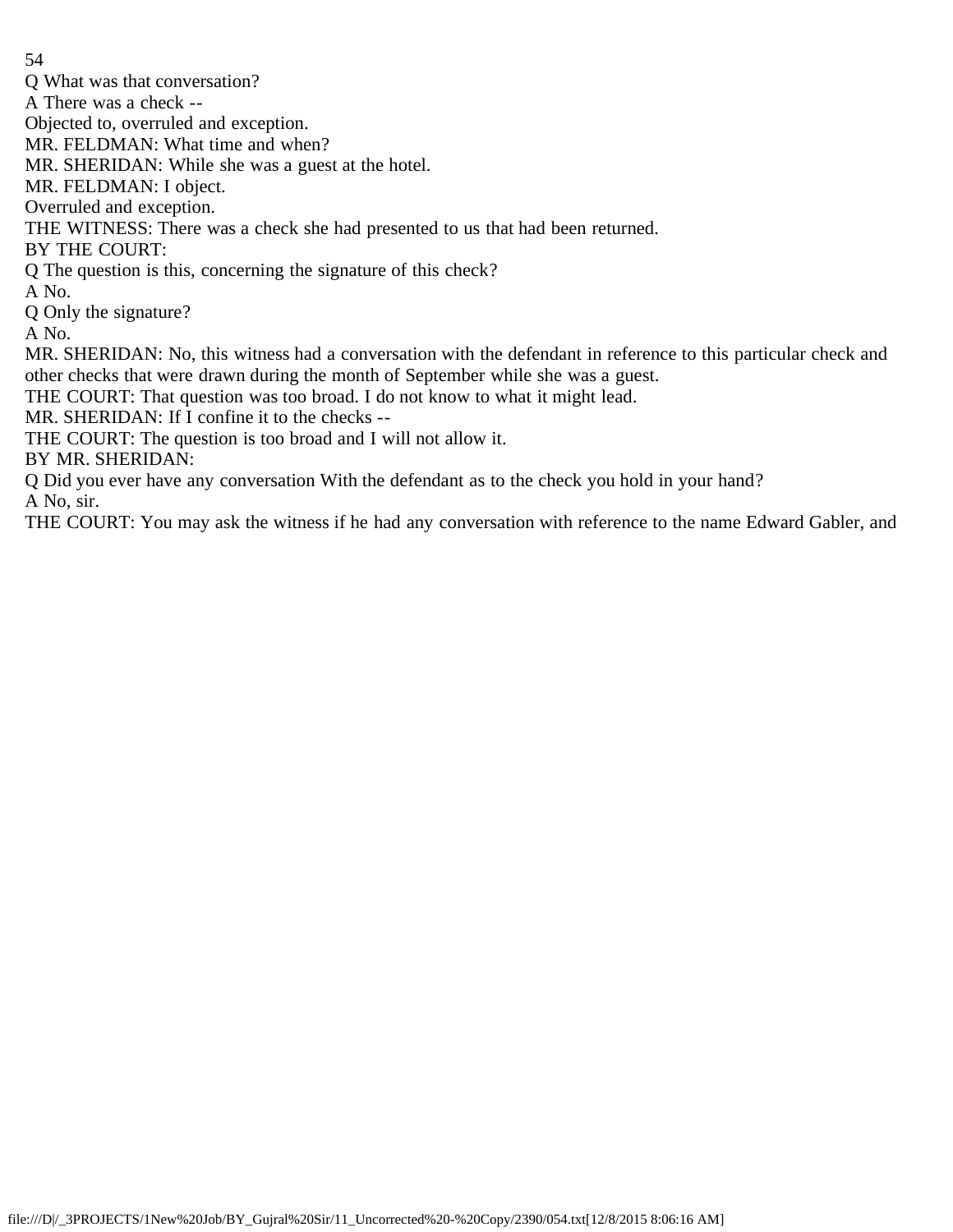Q What was that conversation?

A There was a check --

Objected to, overruled and exception.

MR. FELDMAN: What time and when?

MR. SHERIDAN: While she was a guest at the hotel.

MR. FELDMAN: I object.

Overruled and exception.

THE WITNESS: There was a check she had presented to us that had been returned.

BY THE COURT:

Q The question is this, concerning the signature of this check?

A No.

Q Only the signature?

A No.

MR. SHERIDAN: No, this witness had a conversation with the defendant in reference to this particular check and other checks that were drawn during the month of September while she was a guest.

THE COURT: That question was too broad. I do not know to what it might lead.

MR. SHERIDAN: If I confine it to the checks --

THE COURT: The question is too broad and I will not allow it.

BY MR. SHERIDAN:

Q Did you ever have any conversation With the defendant as to the check you hold in your hand?

A No, sir.

THE COURT: You may ask the witness if he had any conversation with reference to the name Edward Gabler, and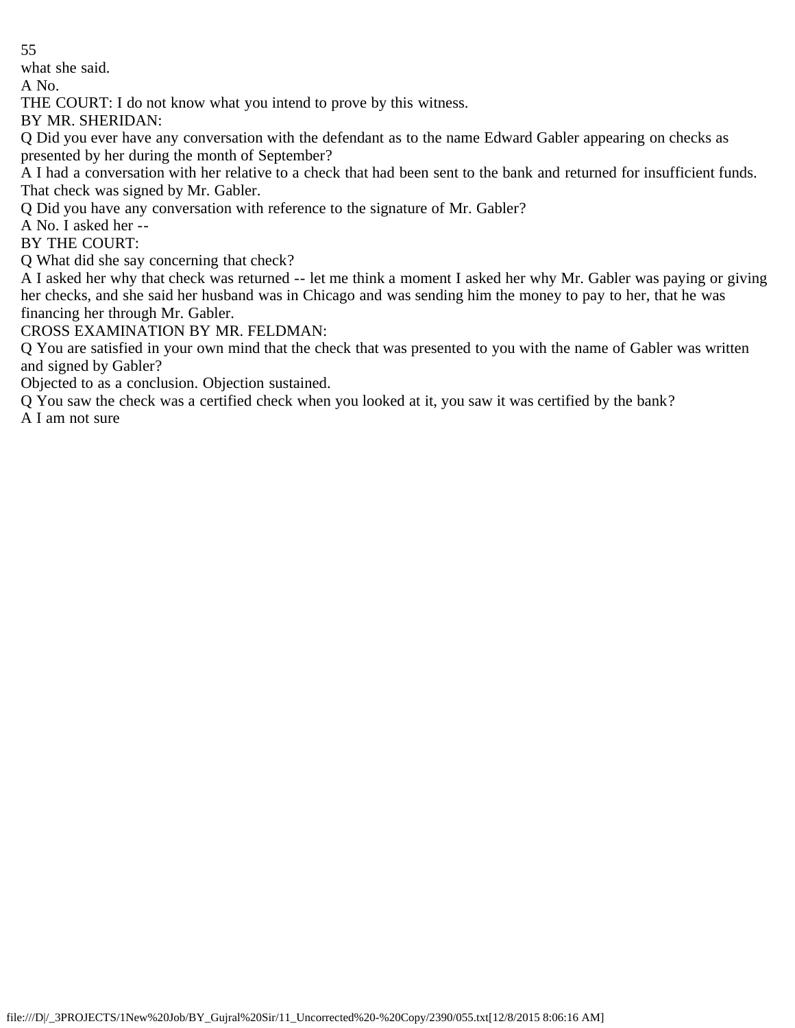what she said.

A No.

THE COURT: I do not know what you intend to prove by this witness.

BY MR. SHERIDAN:

Q Did you ever have any conversation with the defendant as to the name Edward Gabler appearing on checks as presented by her during the month of September?

A I had a conversation with her relative to a check that had been sent to the bank and returned for insufficient funds. That check was signed by Mr. Gabler.

Q Did you have any conversation with reference to the signature of Mr. Gabler?

A No. I asked her --

BY THE COURT:

Q What did she say concerning that check?

A I asked her why that check was returned -- let me think a moment I asked her why Mr. Gabler was paying or giving her checks, and she said her husband was in Chicago and was sending him the money to pay to her, that he was financing her through Mr. Gabler.

CROSS EXAMINATION BY MR. FELDMAN:

Q You are satisfied in your own mind that the check that was presented to you with the name of Gabler was written and signed by Gabler?

Objected to as a conclusion. Objection sustained.

Q You saw the check was a certified check when you looked at it, you saw it was certified by the bank?

A I am not sure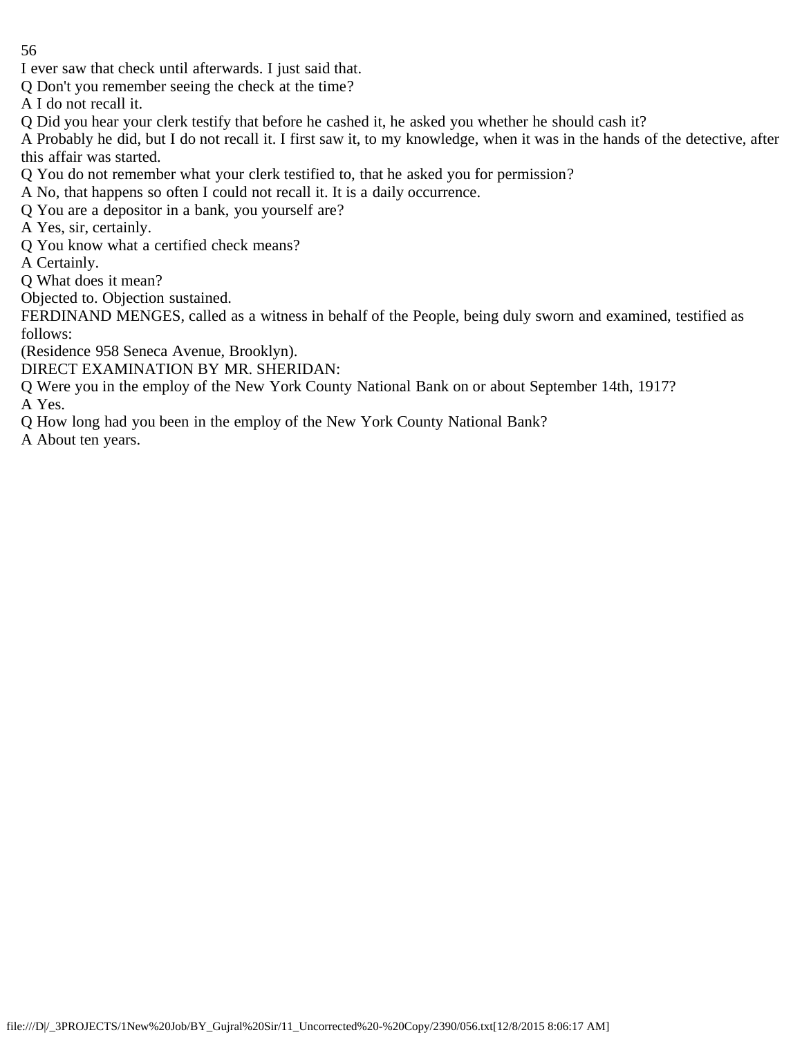I ever saw that check until afterwards. I just said that.

Q Don't you remember seeing the check at the time?

A I do not recall it.

Q Did you hear your clerk testify that before he cashed it, he asked you whether he should cash it?

A Probably he did, but I do not recall it. I first saw it, to my knowledge, when it was in the hands of the detective, after this affair was started.

Q You do not remember what your clerk testified to, that he asked you for permission?

A No, that happens so often I could not recall it. It is a daily occurrence.

Q You are a depositor in a bank, you yourself are?

A Yes, sir, certainly.

Q You know what a certified check means?

A Certainly.

Q What does it mean?

Objected to. Objection sustained.

FERDINAND MENGES, called as a witness in behalf of the People, being duly sworn and examined, testified as follows:

(Residence 958 Seneca Avenue, Brooklyn).

DIRECT EXAMINATION BY MR. SHERIDAN:

Q Were you in the employ of the New York County National Bank on or about September 14th, 1917?

A Yes.

Q How long had you been in the employ of the New York County National Bank?

A About ten years.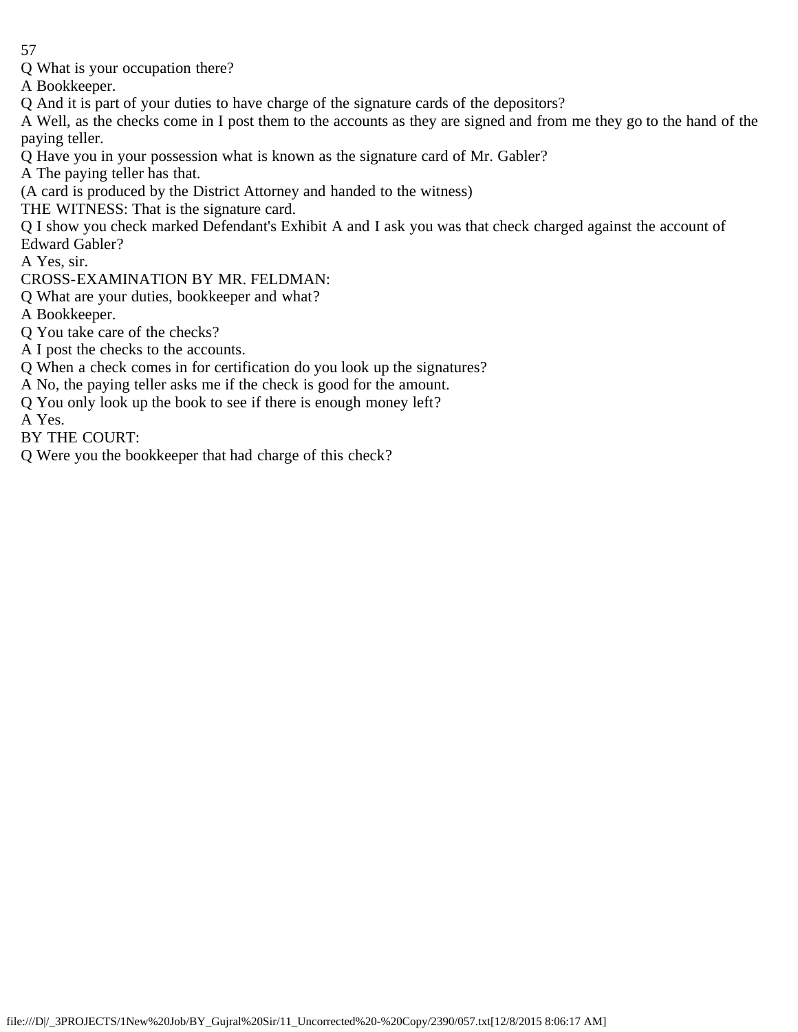Q What is your occupation there?

A Bookkeeper.

Q And it is part of your duties to have charge of the signature cards of the depositors?

A Well, as the checks come in I post them to the accounts as they are signed and from me they go to the hand of the paying teller.

Q Have you in your possession what is known as the signature card of Mr. Gabler?

A The paying teller has that.

(A card is produced by the District Attorney and handed to the witness)

THE WITNESS: That is the signature card.

Q I show you check marked Defendant's Exhibit A and I ask you was that check charged against the account of Edward Gabler?

A Yes, sir.

CROSS-EXAMINATION BY MR. FELDMAN:

Q What are your duties, bookkeeper and what?

A Bookkeeper.

Q You take care of the checks?

A I post the checks to the accounts.

Q When a check comes in for certification do you look up the signatures?

A No, the paying teller asks me if the check is good for the amount.

Q You only look up the book to see if there is enough money left?

A Yes.

BY THE COURT:

Q Were you the bookkeeper that had charge of this check?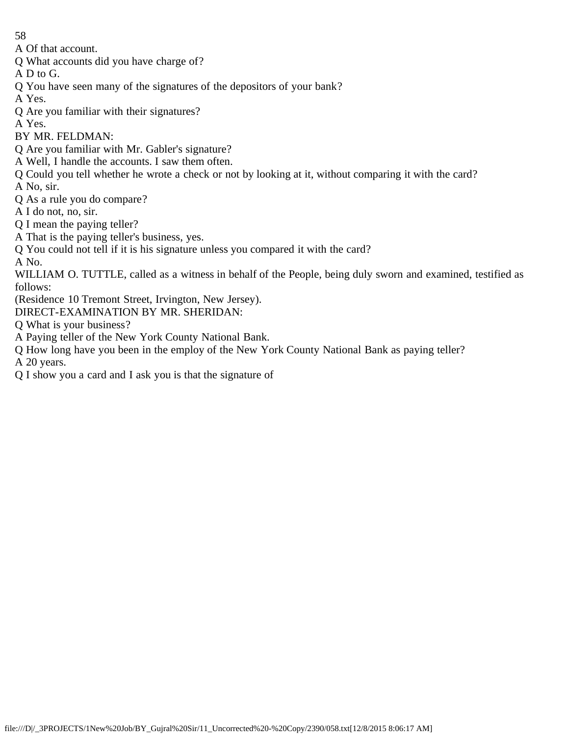A Of that account.

Q What accounts did you have charge of?

A D to G.

Q You have seen many of the signatures of the depositors of your bank?

A Yes.

Q Are you familiar with their signatures?

A Yes.

BY MR. FELDMAN:

Q Are you familiar with Mr. Gabler's signature?

A Well, I handle the accounts. I saw them often.

Q Could you tell whether he wrote a check or not by looking at it, without comparing it with the card?

A No, sir.

Q As a rule you do compare?

A I do not, no, sir.

Q I mean the paying teller?

A That is the paying teller's business, yes.

Q You could not tell if it is his signature unless you compared it with the card?

A No.

WILLIAM O. TUTTLE, called as a witness in behalf of the People, being duly sworn and examined, testified as follows:

(Residence 10 Tremont Street, Irvington, New Jersey).

DIRECT-EXAMINATION BY MR. SHERIDAN:

Q What is your business?

A Paying teller of the New York County National Bank.

Q How long have you been in the employ of the New York County National Bank as paying teller?

A 20 years.

Q I show you a card and I ask you is that the signature of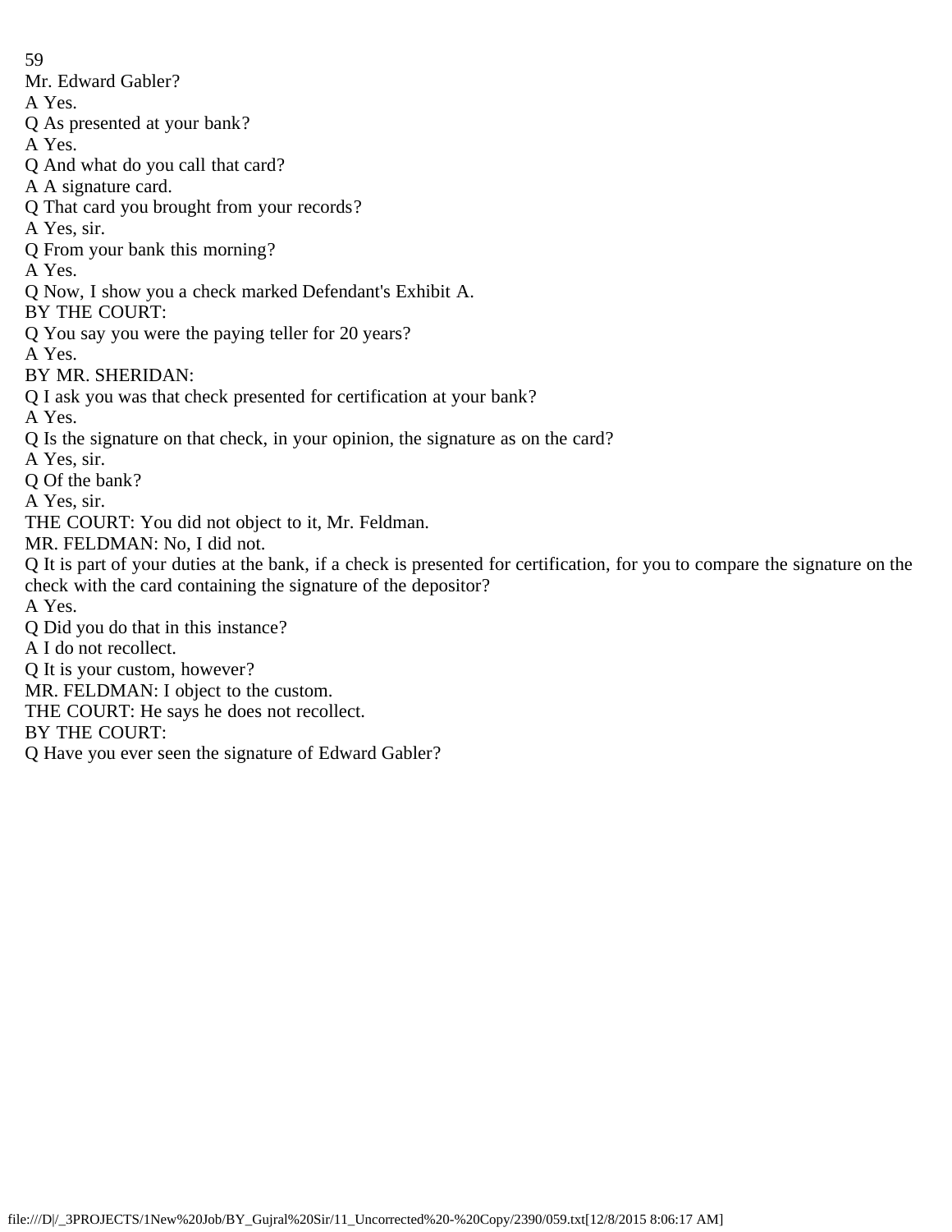Mr. Edward Gabler?

A Yes.

Q As presented at your bank?

A Yes.

Q And what do you call that card?

A A signature card.

Q That card you brought from your records?

A Yes, sir.

Q From your bank this morning?

A Yes.

Q Now, I show you a check marked Defendant's Exhibit A.

BY THE COURT:

Q You say you were the paying teller for 20 years?

A Yes.

BY MR. SHERIDAN:

Q I ask you was that check presented for certification at your bank?

A Yes.

Q Is the signature on that check, in your opinion, the signature as on the card?

A Yes, sir.

Q Of the bank?

A Yes, sir.

THE COURT: You did not object to it, Mr. Feldman.

MR. FELDMAN: No, I did not.

Q It is part of your duties at the bank, if a check is presented for certification, for you to compare the signature on the check with the card containing the signature of the depositor?

A Yes.

Q Did you do that in this instance?

A I do not recollect.

Q It is your custom, however?

MR. FELDMAN: I object to the custom.

THE COURT: He says he does not recollect.

BY THE COURT:

Q Have you ever seen the signature of Edward Gabler?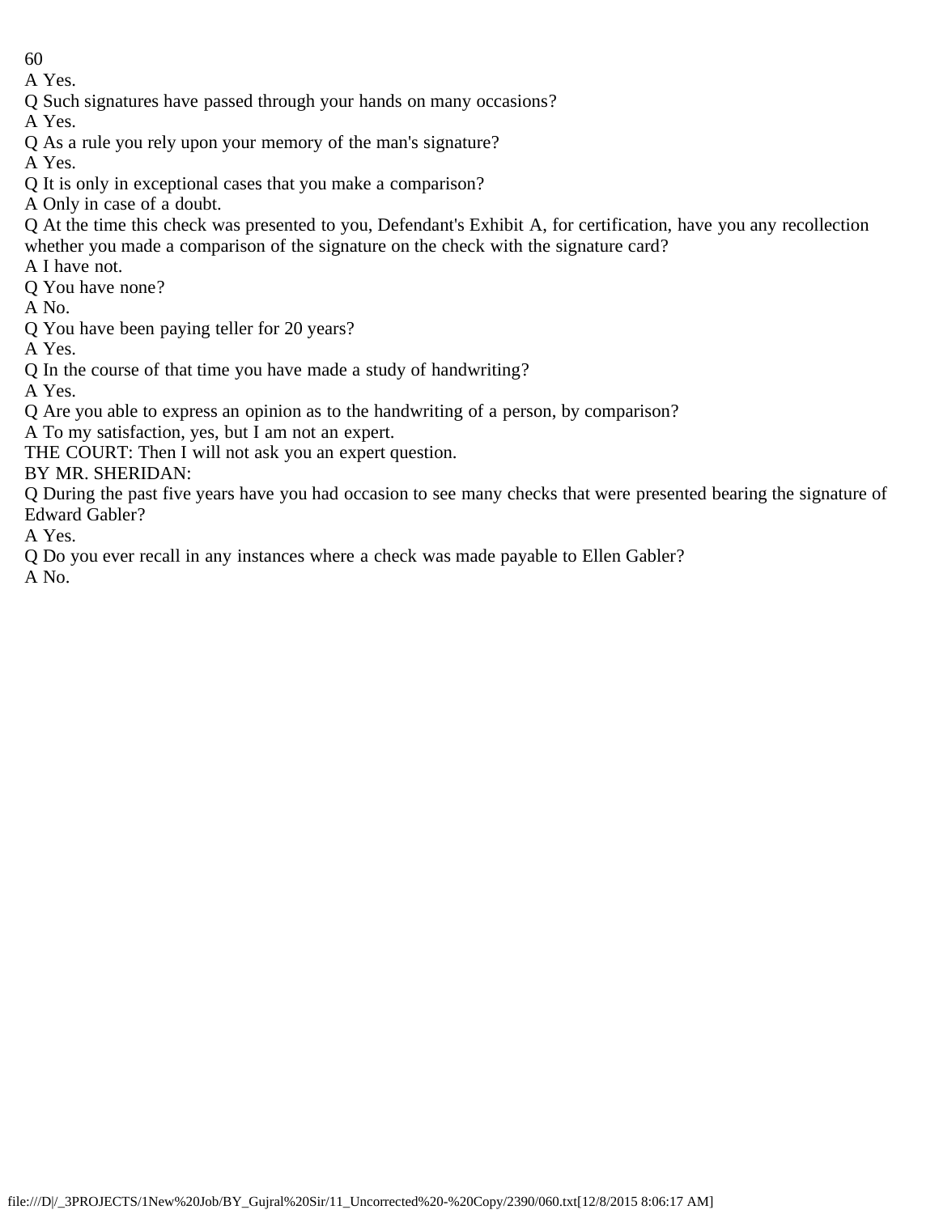A Yes.

Q Such signatures have passed through your hands on many occasions?

A Yes.

Q As a rule you rely upon your memory of the man's signature?

A Yes.

Q It is only in exceptional cases that you make a comparison?

A Only in case of a doubt.

Q At the time this check was presented to you, Defendant's Exhibit A, for certification, have you any recollection whether you made a comparison of the signature on the check with the signature card?

A I have not.

Q You have none?

A No.

Q You have been paying teller for 20 years?

A Yes.

Q In the course of that time you have made a study of handwriting?

A Yes.

Q Are you able to express an opinion as to the handwriting of a person, by comparison?

A To my satisfaction, yes, but I am not an expert.

THE COURT: Then I will not ask you an expert question.

BY MR. SHERIDAN:

Q During the past five years have you had occasion to see many checks that were presented bearing the signature of Edward Gabler?

A Yes.

Q Do you ever recall in any instances where a check was made payable to Ellen Gabler?

A No.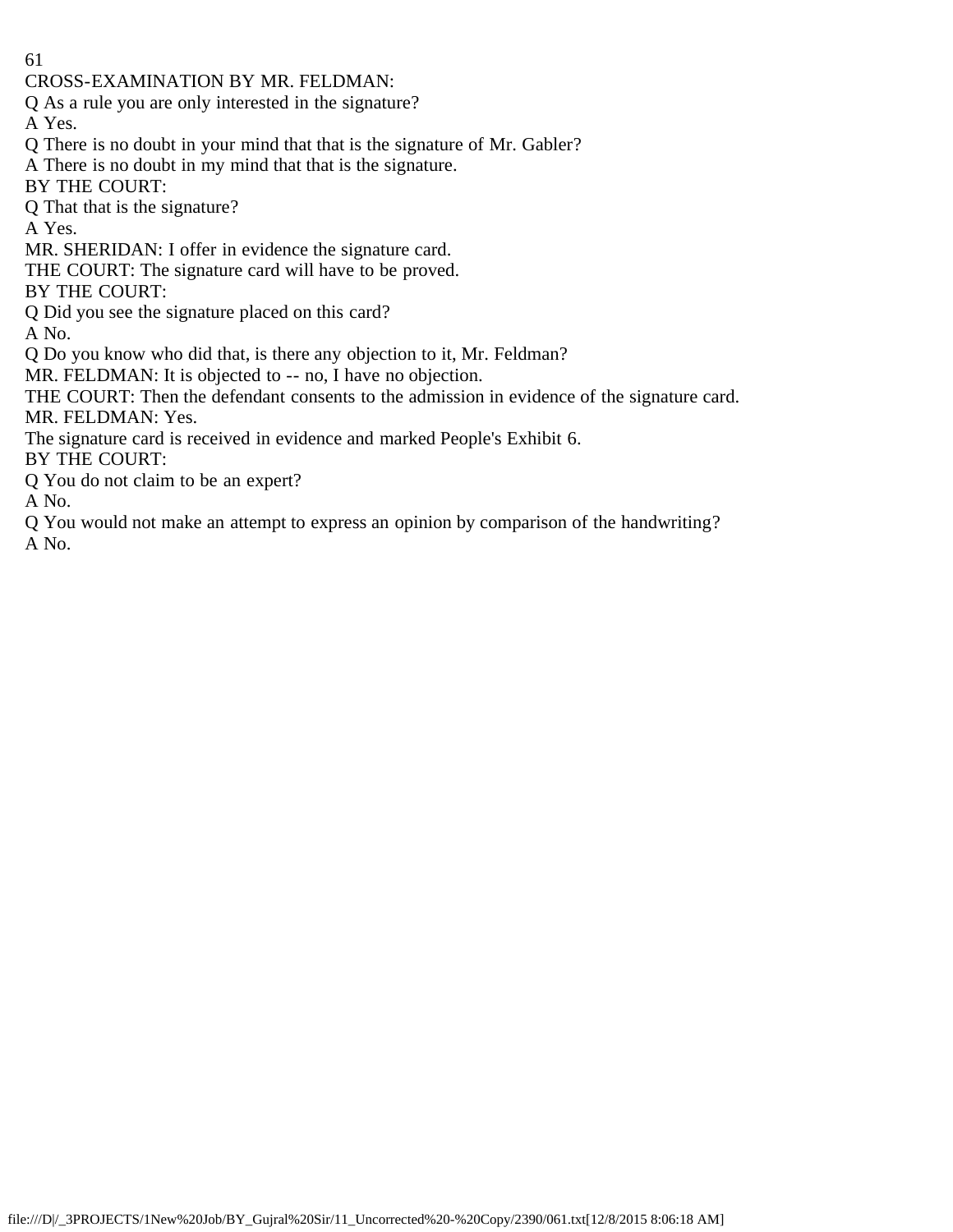CROSS-EXAMINATION BY MR. FELDMAN:

Q As a rule you are only interested in the signature?

A Yes.

Q There is no doubt in your mind that that is the signature of Mr. Gabler?

A There is no doubt in my mind that that is the signature.

BY THE COURT:

Q That that is the signature?

A Yes.

MR. SHERIDAN: I offer in evidence the signature card.

THE COURT: The signature card will have to be proved.

BY THE COURT:

Q Did you see the signature placed on this card?

A No.

Q Do you know who did that, is there any objection to it, Mr. Feldman?

MR. FELDMAN: It is objected to -- no, I have no objection.

THE COURT: Then the defendant consents to the admission in evidence of the signature card.

MR. FELDMAN: Yes.

The signature card is received in evidence and marked People's Exhibit 6.

BY THE COURT:

Q You do not claim to be an expert?

A No.

Q You would not make an attempt to express an opinion by comparison of the handwriting?

A No.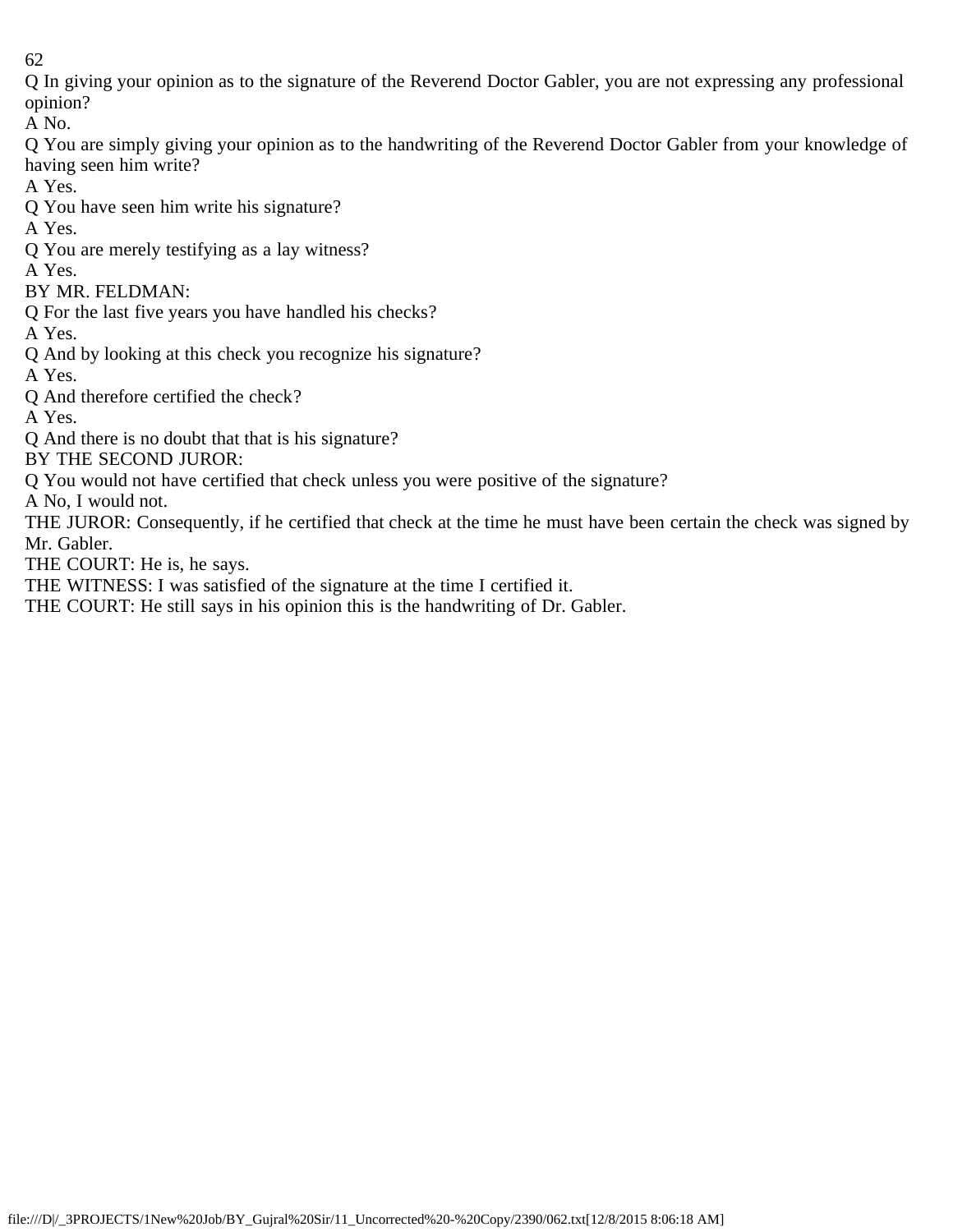Q In giving your opinion as to the signature of the Reverend Doctor Gabler, you are not expressing any professional opinion?

A No.

Q You are simply giving your opinion as to the handwriting of the Reverend Doctor Gabler from your knowledge of having seen him write?

A Yes.

Q You have seen him write his signature?

A Yes.

Q You are merely testifying as a lay witness?

A Yes.

BY MR. FELDMAN:

Q For the last five years you have handled his checks?

A Yes.

Q And by looking at this check you recognize his signature?

A Yes.

Q And therefore certified the check?

A Yes.

Q And there is no doubt that that is his signature?

BY THE SECOND JUROR:

Q You would not have certified that check unless you were positive of the signature?

A No, I would not.

THE JUROR: Consequently, if he certified that check at the time he must have been certain the check was signed by Mr. Gabler.

THE COURT: He is, he says.

THE WITNESS: I was satisfied of the signature at the time I certified it.

THE COURT: He still says in his opinion this is the handwriting of Dr. Gabler.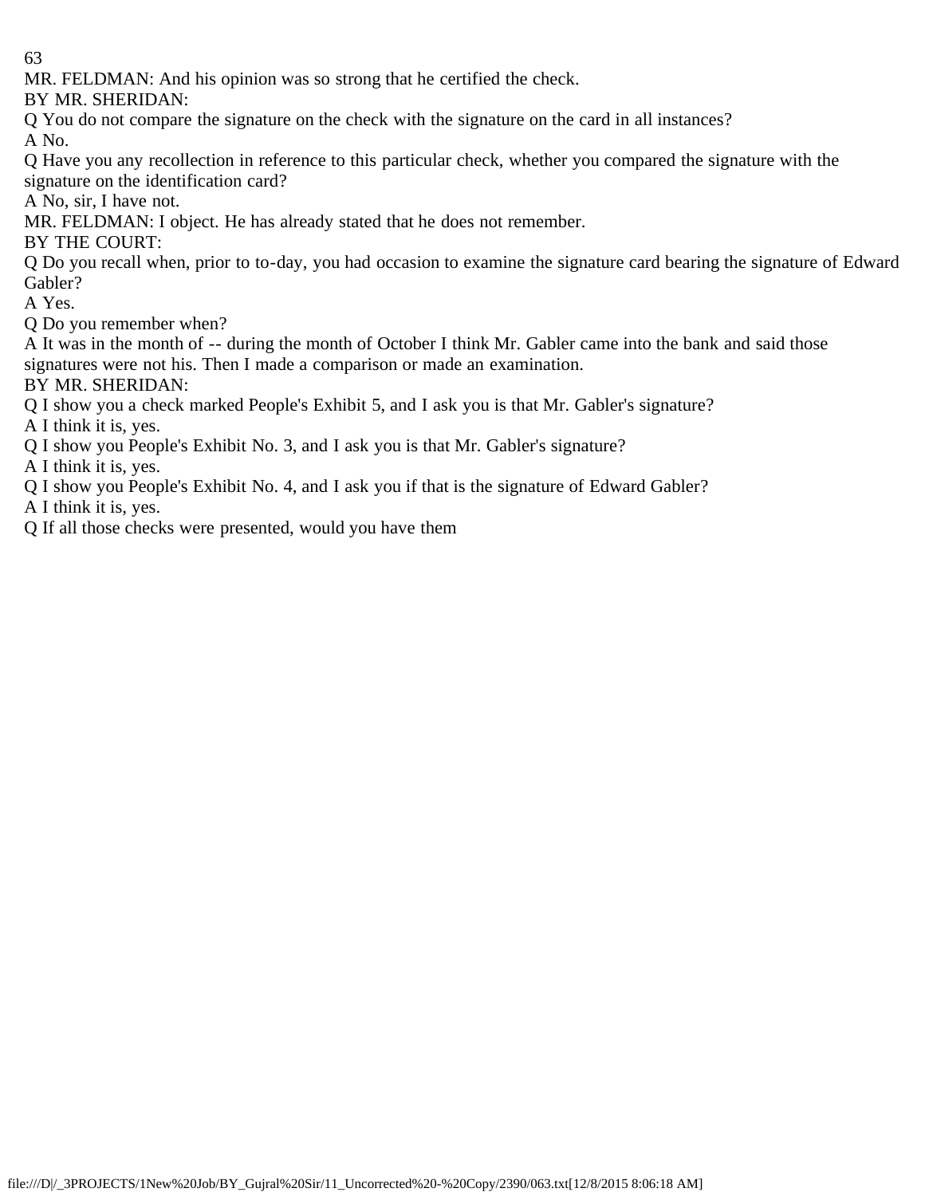MR. FELDMAN: And his opinion was so strong that he certified the check.

BY MR. SHERIDAN:

Q You do not compare the signature on the check with the signature on the card in all instances?

A No.

Q Have you any recollection in reference to this particular check, whether you compared the signature with the signature on the identification card?

A No, sir, I have not.

MR. FELDMAN: I object. He has already stated that he does not remember.

BY THE COURT:

Q Do you recall when, prior to to-day, you had occasion to examine the signature card bearing the signature of Edward Gabler?

A Yes.

Q Do you remember when?

A It was in the month of -- during the month of October I think Mr. Gabler came into the bank and said those signatures were not his. Then I made a comparison or made an examination.

BY MR. SHERIDAN:

Q I show you a check marked People's Exhibit 5, and I ask you is that Mr. Gabler's signature?

A I think it is, yes.

Q I show you People's Exhibit No. 3, and I ask you is that Mr. Gabler's signature?

A I think it is, yes.

Q I show you People's Exhibit No. 4, and I ask you if that is the signature of Edward Gabler?

A I think it is, yes.

Q If all those checks were presented, would you have them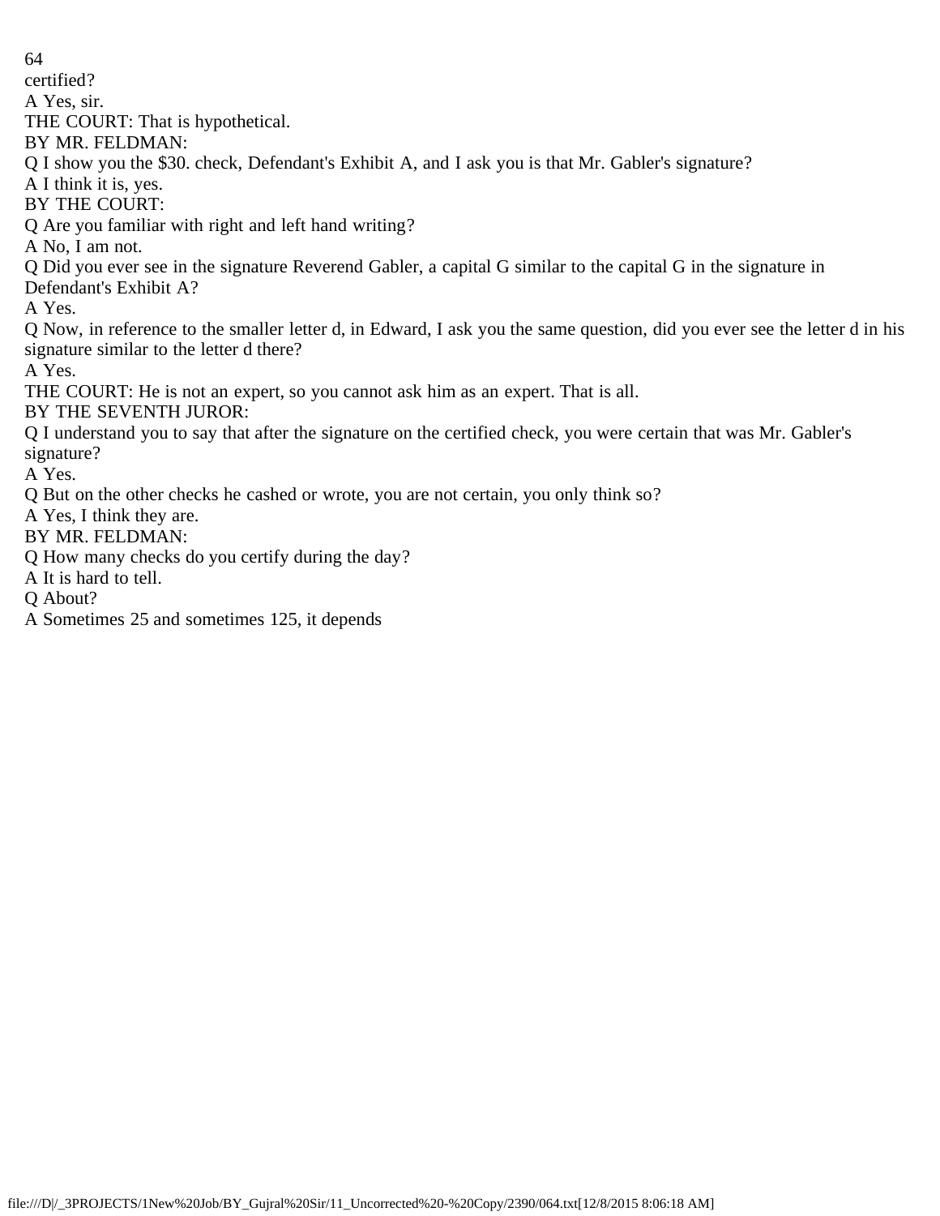certified?

A Yes, sir.

THE COURT: That is hypothetical.

BY MR. FELDMAN:

Q I show you the $30. check, Defendant's Exhibit A, and I ask you is that Mr. Gabler's signature?

A I think it is, yes.

BY THE COURT:

Q Are you familiar with right and left hand writing?

A No, I am not.

Q Did you ever see in the signature Reverend Gabler, a capital G similar to the capital G in the signature in Defendant's Exhibit A?

A Yes.

Q Now, in reference to the smaller letter d, in Edward, I ask you the same question, did you ever see the letter d in his signature similar to the letter d there?

A Yes.

THE COURT: He is not an expert, so you cannot ask him as an expert. That is all.

BY THE SEVENTH JUROR:

Q I understand you to say that after the signature on the certified check, you were certain that was Mr. Gabler's signature?

A Yes.

Q But on the other checks he cashed or wrote, you are not certain, you only think so?

A Yes, I think they are.

BY MR. FELDMAN:

Q How many checks do you certify during the day?

A It is hard to tell.

Q About?

A Sometimes 25 and sometimes 125, it depends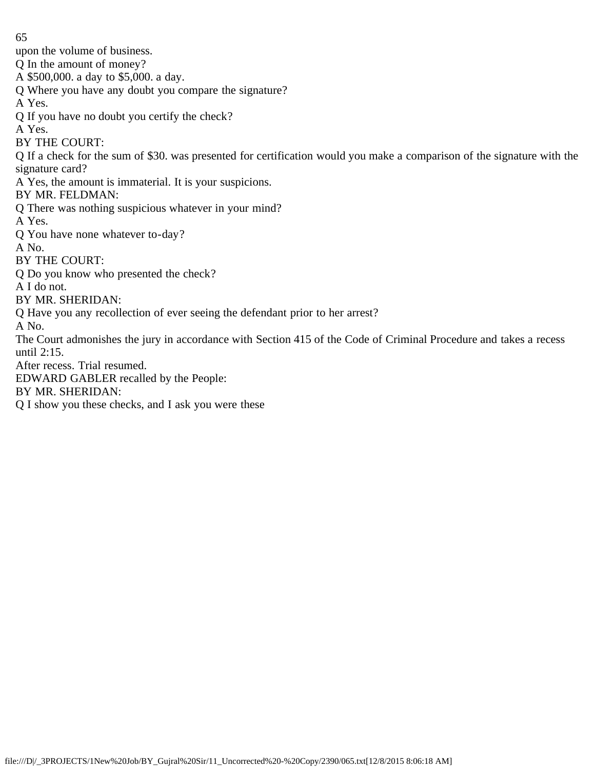upon the volume of business.

Q In the amount of money?

A $500,000. a day to $5,000. a day.

Q Where you have any doubt you compare the signature?

A Yes.

Q If you have no doubt you certify the check?

A Yes.

BY THE COURT:

Q If a check for the sum of $30. was presented for certification would you make a comparison of the signature with the signature card?

A Yes, the amount is immaterial. It is your suspicions.

BY MR. FELDMAN:

Q There was nothing suspicious whatever in your mind?

A Yes.

Q You have none whatever to-day?

A No.

BY THE COURT:

Q Do you know who presented the check?

A I do not.

BY MR. SHERIDAN:

Q Have you any recollection of ever seeing the defendant prior to her arrest?

A No.

The Court admonishes the jury in accordance with Section 415 of the Code of Criminal Procedure and takes a recess until 2:15.

After recess. Trial resumed.

EDWARD GABLER recalled by the People:

BY MR. SHERIDAN:

Q I show you these checks, and I ask you were these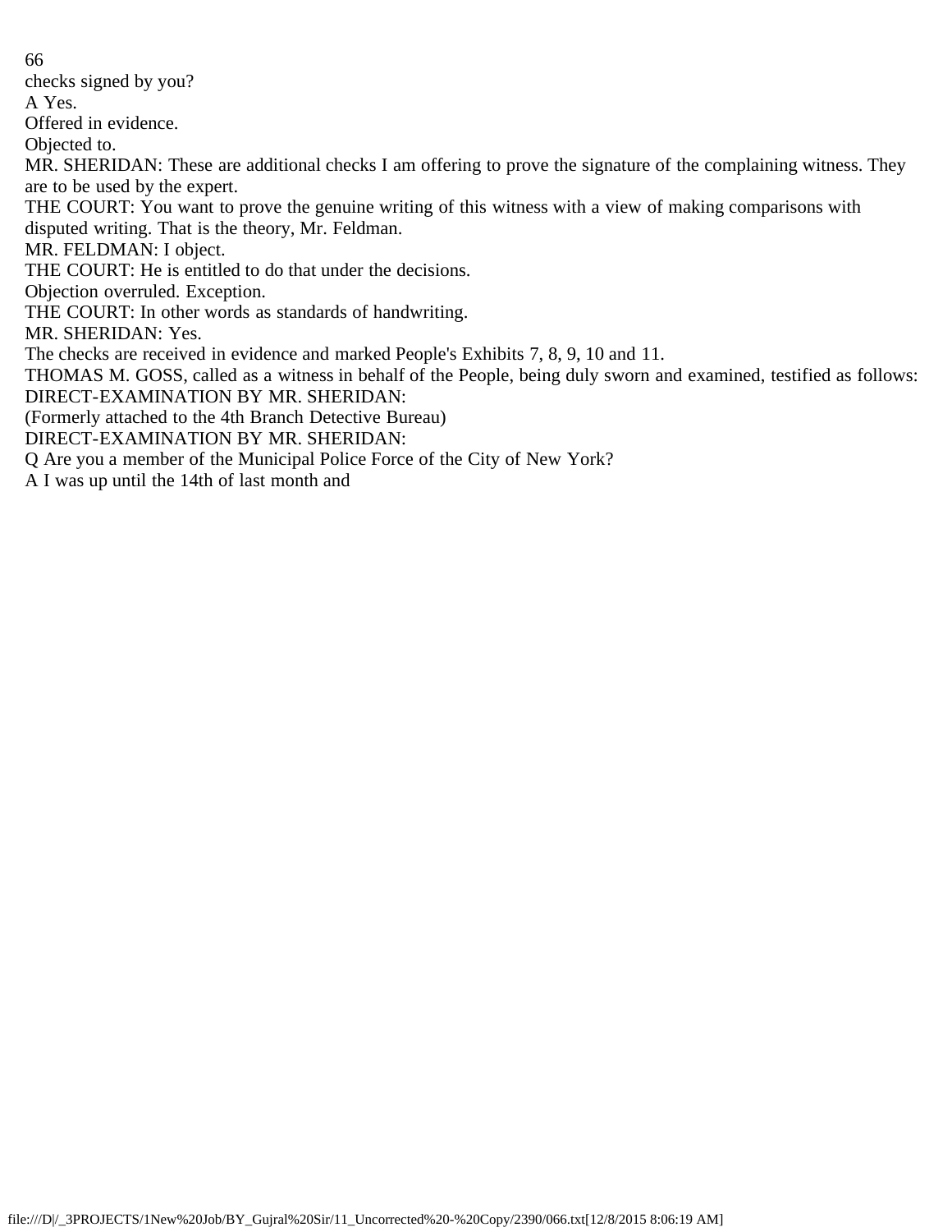checks signed by you?

A Yes.

Offered in evidence.

Objected to.

MR. SHERIDAN: These are additional checks I am offering to prove the signature of the complaining witness. They are to be used by the expert.

THE COURT: You want to prove the genuine writing of this witness with a view of making comparisons with disputed writing. That is the theory, Mr. Feldman.

MR. FELDMAN: I object.

THE COURT: He is entitled to do that under the decisions.

Objection overruled. Exception.

THE COURT: In other words as standards of handwriting.

MR. SHERIDAN: Yes.

The checks are received in evidence and marked People's Exhibits 7, 8, 9, 10 and 11.

THOMAS M. GOSS, called as a witness in behalf of the People, being duly sworn and examined, testified as follows:

DIRECT-EXAMINATION BY MR. SHERIDAN:

(Formerly attached to the 4th Branch Detective Bureau)

DIRECT-EXAMINATION BY MR. SHERIDAN:

Q Are you a member of the Municipal Police Force of the City of New York?

A I was up until the 14th of last month and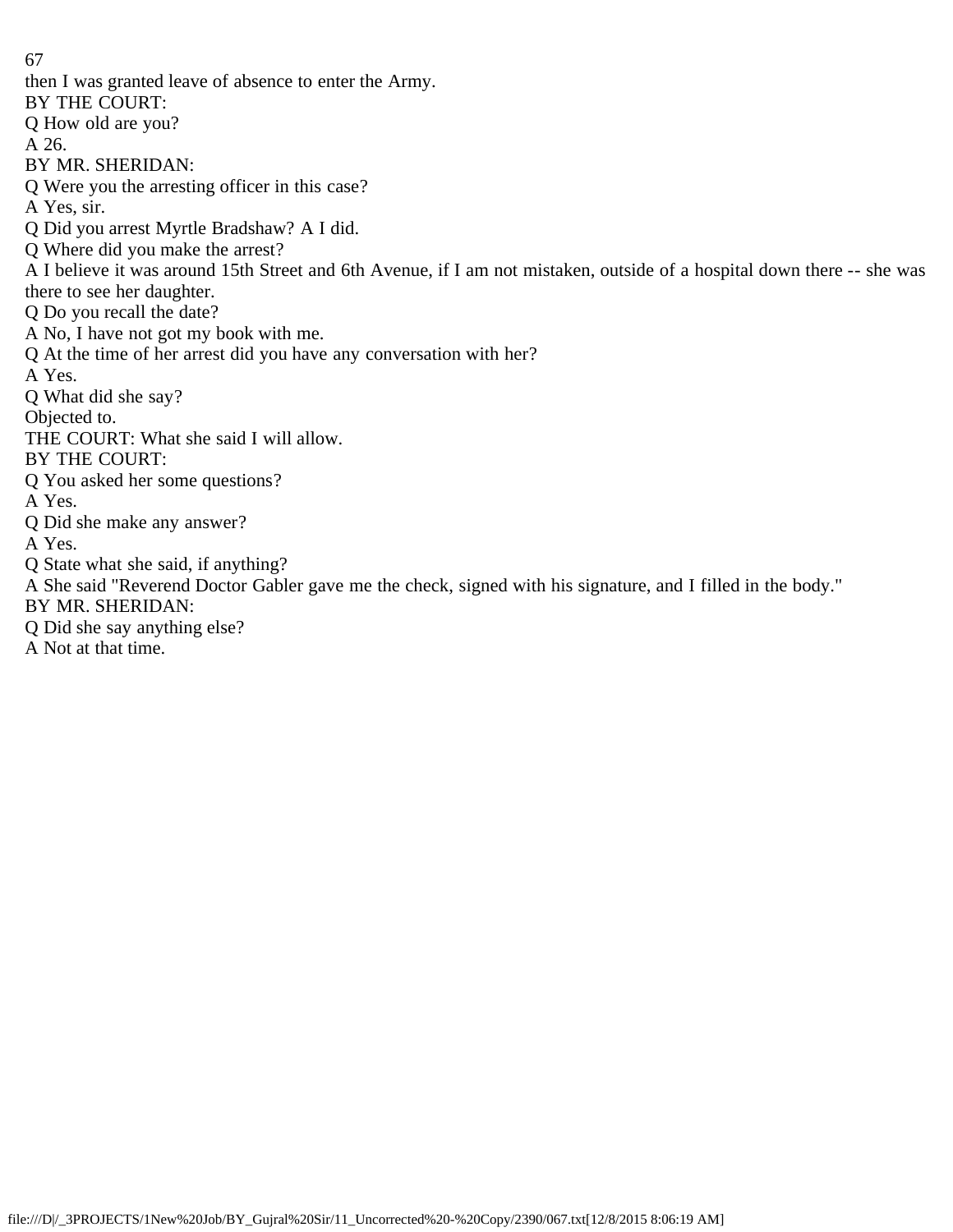then I was granted leave of absence to enter the Army.

BY THE COURT:

Q How old are you?

A 26.

BY MR. SHERIDAN:

Q Were you the arresting officer in this case?

A Yes, sir.

Q Did you arrest Myrtle Bradshaw? A I did.

Q Where did you make the arrest?

A I believe it was around 15th Street and 6th Avenue, if I am not mistaken, outside of a hospital down there -- she was there to see her daughter.

Q Do you recall the date?

A No, I have not got my book with me.

Q At the time of her arrest did you have any conversation with her?

A Yes.

Q What did she say?

Objected to.

THE COURT: What she said I will allow.

BY THE COURT:

Q You asked her some questions?

A Yes.

Q Did she make any answer?

A Yes.

Q State what she said, if anything?

A She said "Reverend Doctor Gabler gave me the check, signed with his signature, and I filled in the body."

BY MR. SHERIDAN:

Q Did she say anything else?

A Not at that time.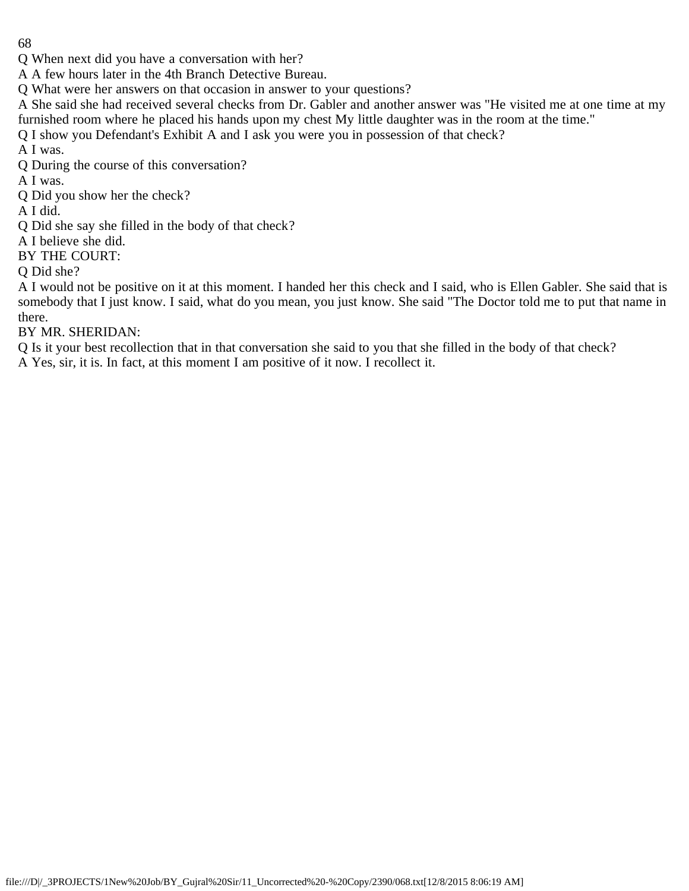Q When next did you have a conversation with her?

A A few hours later in the 4th Branch Detective Bureau.

Q What were her answers on that occasion in answer to your questions?

A She said she had received several checks from Dr. Gabler and another answer was "He visited me at one time at my furnished room where he placed his hands upon my chest My little daughter was in the room at the time."

Q I show you Defendant's Exhibit A and I ask you were you in possession of that check?

A I was.

Q During the course of this conversation?

A I was.

Q Did you show her the check?

A I did.

Q Did she say she filled in the body of that check?

A I believe she did.

BY THE COURT:

Q Did she?

A I would not be positive on it at this moment. I handed her this check and I said, who is Ellen Gabler. She said that is somebody that I just know. I said, what do you mean, you just know. She said "The Doctor told me to put that name in there.

BY MR. SHERIDAN:

Q Is it your best recollection that in that conversation she said to you that she filled in the body of that check?

A Yes, sir, it is. In fact, at this moment I am positive of it now. I recollect it.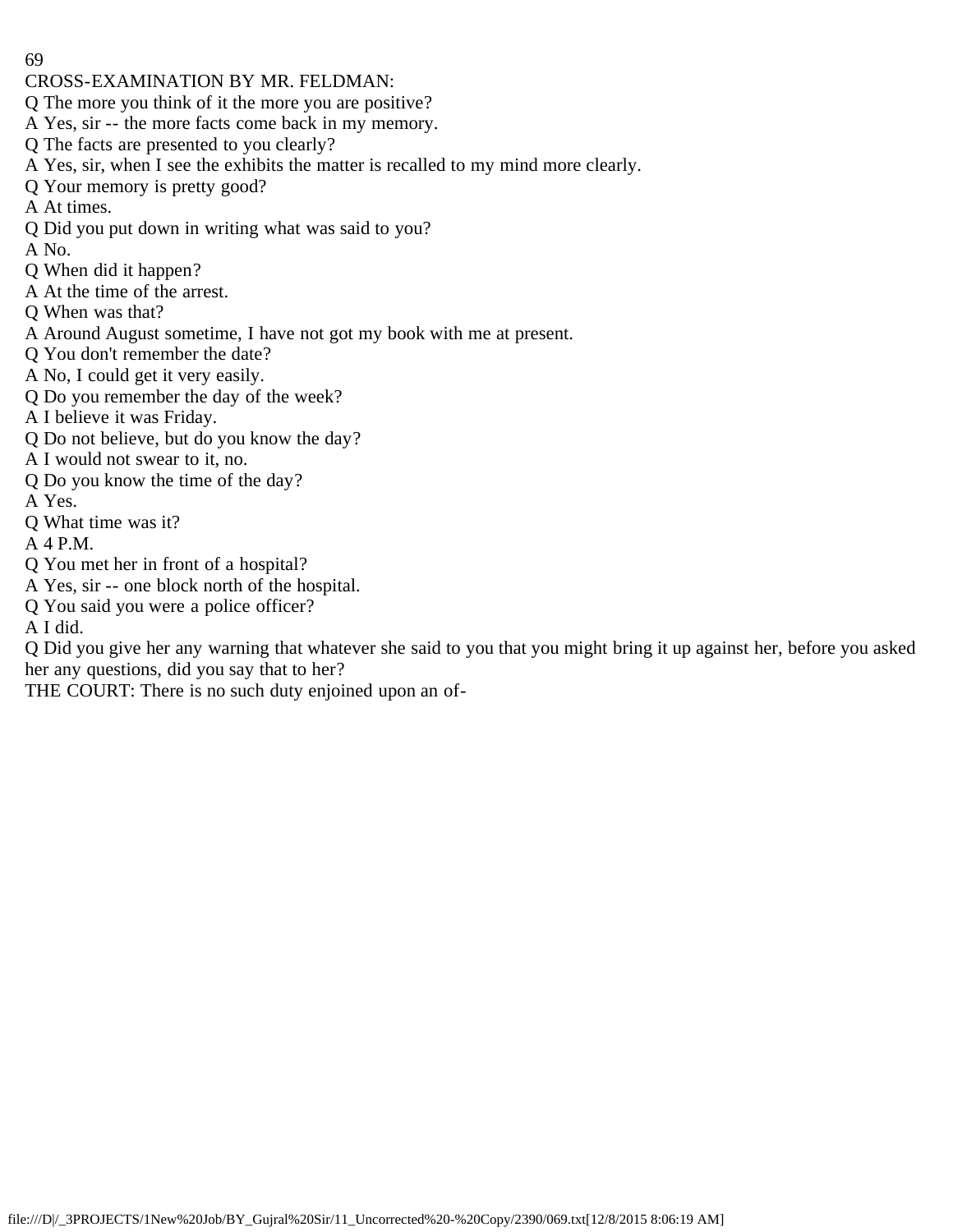CROSS-EXAMINATION BY MR. FELDMAN:

Q The more you think of it the more you are positive?

A Yes, sir -- the more facts come back in my memory.

Q The facts are presented to you clearly?

A Yes, sir, when I see the exhibits the matter is recalled to my mind more clearly.

Q Your memory is pretty good?

A At times.

Q Did you put down in writing what was said to you?

A No.

Q When did it happen?

A At the time of the arrest.

Q When was that?

A Around August sometime, I have not got my book with me at present.

Q You don't remember the date?

A No, I could get it very easily.

Q Do you remember the day of the week?

A I believe it was Friday.

Q Do not believe, but do you know the day?

A I would not swear to it, no.

Q Do you know the time of the day?

A Yes.

Q What time was it?

A 4 P.M.

Q You met her in front of a hospital?

A Yes, sir -- one block north of the hospital.

Q You said you were a police officer?

A I did.

Q Did you give her any warning that whatever she said to you that you might bring it up against her, before you asked her any questions, did you say that to her?

THE COURT: There is no such duty enjoined upon an of-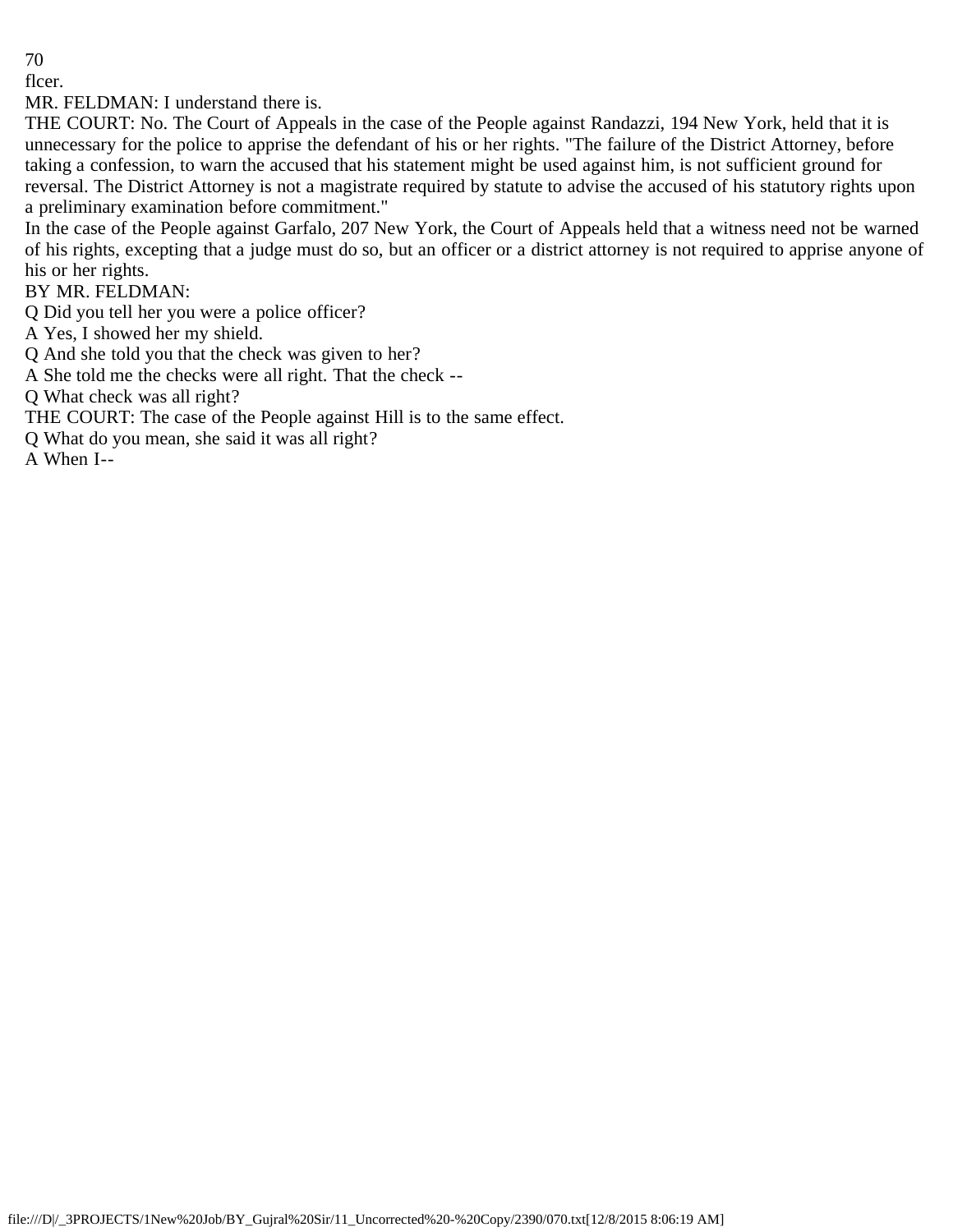flcer.

MR. FELDMAN: I understand there is.

THE COURT: No. The Court of Appeals in the case of the People against Randazzi, 194 New York, held that it is unnecessary for the police to apprise the defendant of his or her rights. "The failure of the District Attorney, before taking a confession, to warn the accused that his statement might be used against him, is not sufficient ground for reversal. The District Attorney is not a magistrate required by statute to advise the accused of his statutory rights upon a preliminary examination before commitment."

In the case of the People against Garfalo, 207 New York, the Court of Appeals held that a witness need not be warned of his rights, excepting that a judge must do so, but an officer or a district attorney is not required to apprise anyone of his or her rights.

BY MR. FELDMAN:

Q Did you tell her you were a police officer?

A Yes, I showed her my shield.

Q And she told you that the check was given to her?

A She told me the checks were all right. That the check --

Q What check was all right?

THE COURT: The case of the People against Hill is to the same effect.

Q What do you mean, she said it was all right?

A When I--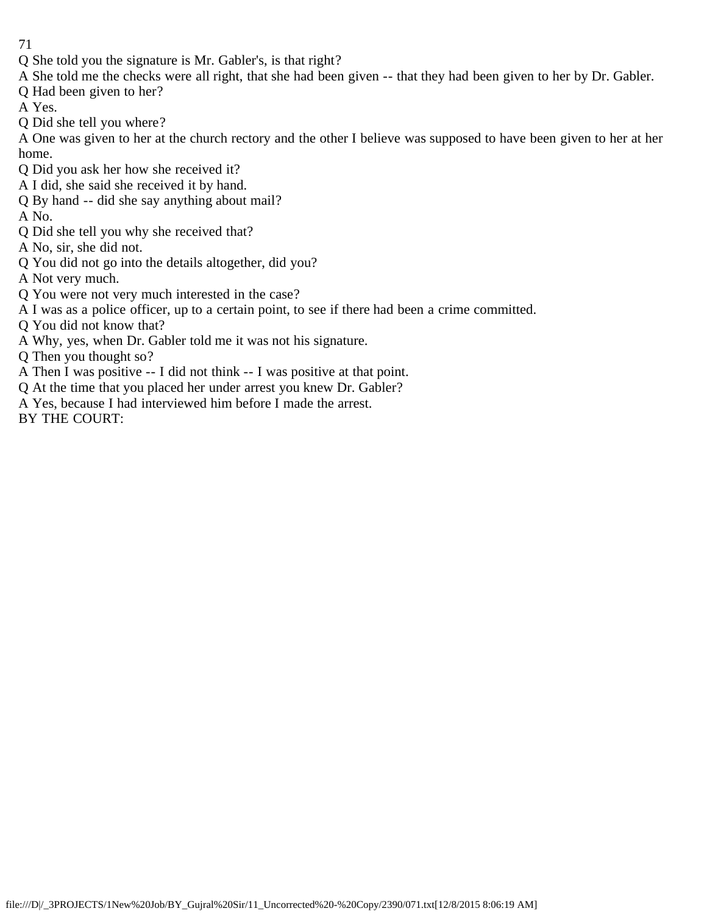Q She told you the signature is Mr. Gabler's, is that right?

A She told me the checks were all right, that she had been given -- that they had been given to her by Dr. Gabler.

Q Had been given to her?

A Yes.

Q Did she tell you where?

A One was given to her at the church rectory and the other I believe was supposed to have been given to her at her home.

Q Did you ask her how she received it?

A I did, she said she received it by hand.

Q By hand -- did she say anything about mail?

A No.

Q Did she tell you why she received that?

A No, sir, she did not.

Q You did not go into the details altogether, did you?

A Not very much.

Q You were not very much interested in the case?

A I was as a police officer, up to a certain point, to see if there had been a crime committed.

Q You did not know that?

A Why, yes, when Dr. Gabler told me it was not his signature.

Q Then you thought so?

A Then I was positive -- I did not think -- I was positive at that point.

Q At the time that you placed her under arrest you knew Dr. Gabler?

A Yes, because I had interviewed him before I made the arrest.

BY THE COURT: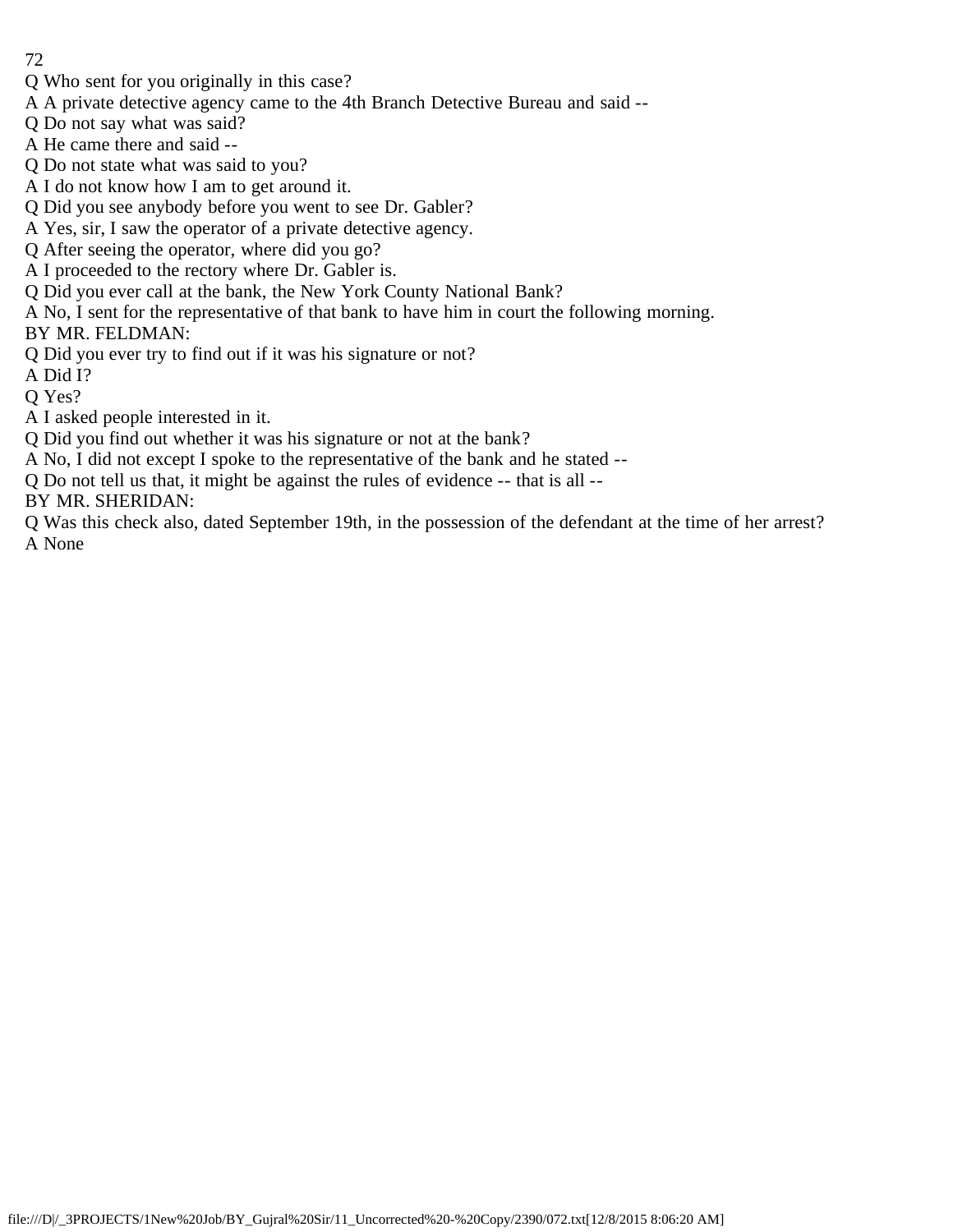Q Who sent for you originally in this case?

A A private detective agency came to the 4th Branch Detective Bureau and said --

Q Do not say what was said?

A He came there and said --

Q Do not state what was said to you?

A I do not know how I am to get around it.

Q Did you see anybody before you went to see Dr. Gabler?

A Yes, sir, I saw the operator of a private detective agency.

Q After seeing the operator, where did you go?

A I proceeded to the rectory where Dr. Gabler is.

Q Did you ever call at the bank, the New York County National Bank?

A No, I sent for the representative of that bank to have him in court the following morning.

BY MR. FELDMAN:

Q Did you ever try to find out if it was his signature or not?

A Did I?

Q Yes?

A I asked people interested in it.

Q Did you find out whether it was his signature or not at the bank?

A No, I did not except I spoke to the representative of the bank and he stated --

Q Do not tell us that, it might be against the rules of evidence -- that is all --

BY MR. SHERIDAN:

Q Was this check also, dated September 19th, in the possession of the defendant at the time of her arrest?

A None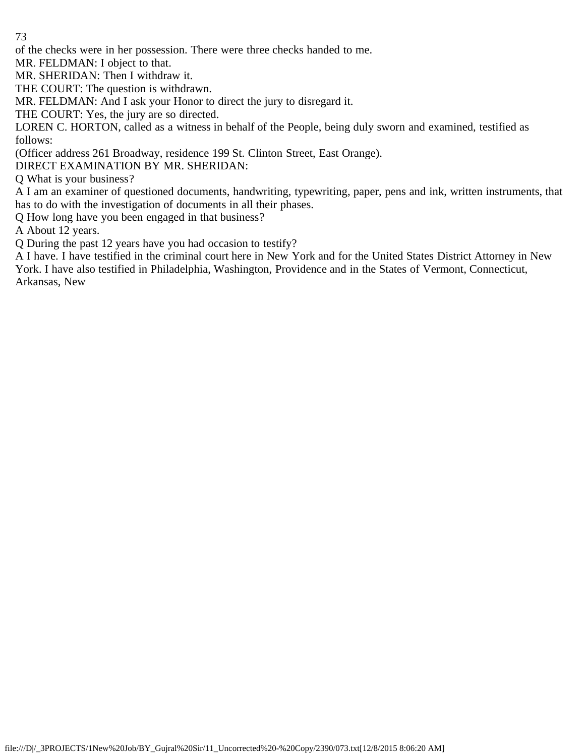of the checks were in her possession. There were three checks handed to me.

MR. FELDMAN: I object to that.

MR. SHERIDAN: Then I withdraw it.

THE COURT: The question is withdrawn.

MR. FELDMAN: And I ask your Honor to direct the jury to disregard it.

THE COURT: Yes, the jury are so directed.

LOREN C. HORTON, called as a witness in behalf of the People, being duly sworn and examined, testified as follows:

(Officer address 261 Broadway, residence 199 St. Clinton Street, East Orange).

DIRECT EXAMINATION BY MR. SHERIDAN:

Q What is your business?

A I am an examiner of questioned documents, handwriting, typewriting, paper, pens and ink, written instruments, that has to do with the investigation of documents in all their phases.

Q How long have you been engaged in that business?

A About 12 years.

Q During the past 12 years have you had occasion to testify?

A I have. I have testified in the criminal court here in New York and for the United States District Attorney in New York. I have also testified in Philadelphia, Washington, Providence and in the States of Vermont, Connecticut, Arkansas, New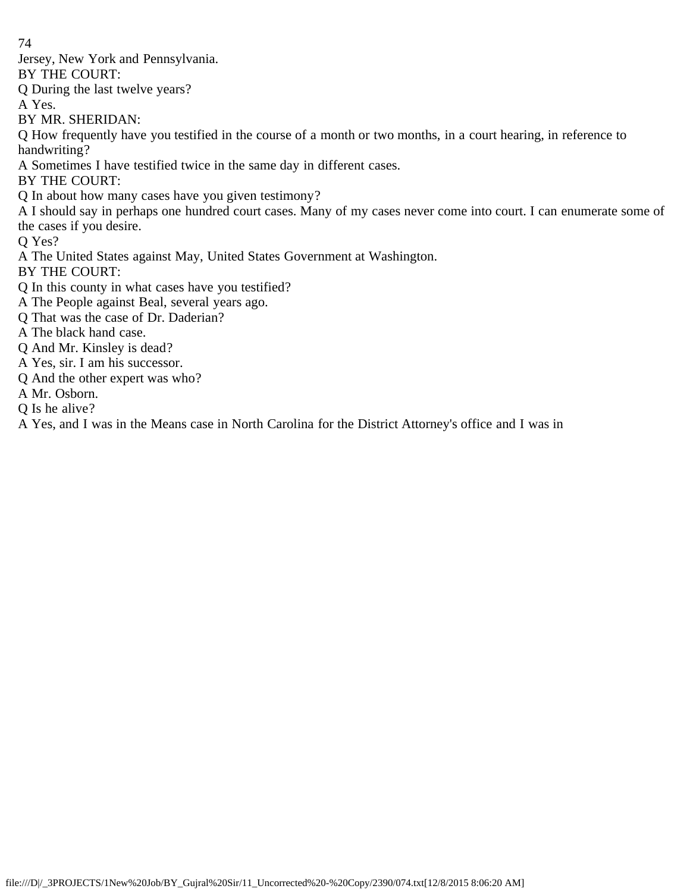Jersey, New York and Pennsylvania.

BY THE COURT:

Q During the last twelve years?

A Yes.

BY MR. SHERIDAN:

Q How frequently have you testified in the course of a month or two months, in a court hearing, in reference to handwriting?

A Sometimes I have testified twice in the same day in different cases.

BY THE COURT:

Q In about how many cases have you given testimony?

A I should say in perhaps one hundred court cases. Many of my cases never come into court. I can enumerate some of the cases if you desire.

Q Yes?

A The United States against May, United States Government at Washington.

BY THE COURT:

Q In this county in what cases have you testified?

A The People against Beal, several years ago.

Q That was the case of Dr. Daderian?

A The black hand case.

Q And Mr. Kinsley is dead?

A Yes, sir. I am his successor.

Q And the other expert was who?

A Mr. Osborn.

Q Is he alive?

A Yes, and I was in the Means case in North Carolina for the District Attorney's office and I was in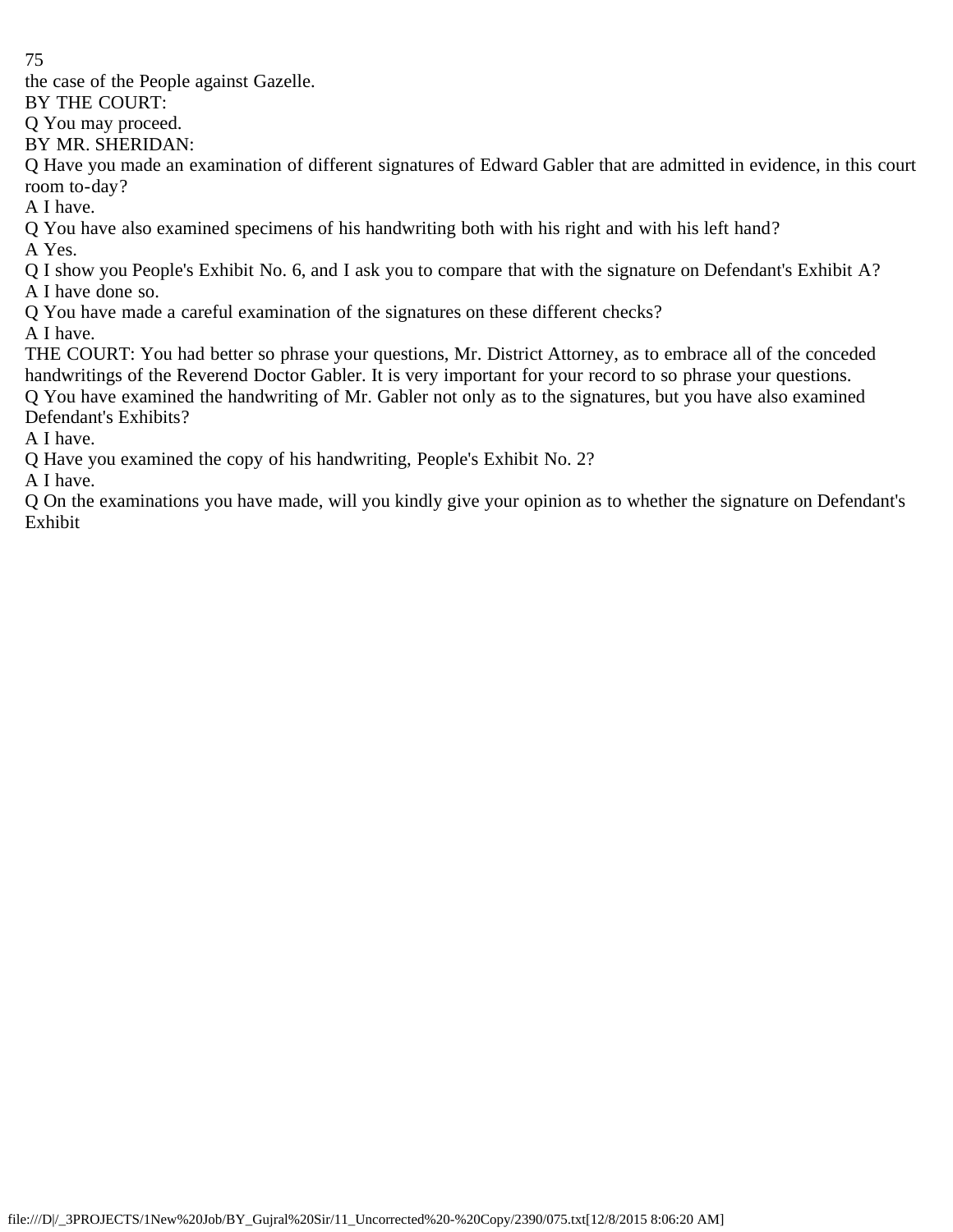the case of the People against Gazelle.

BY THE COURT:

Q You may proceed.

BY MR. SHERIDAN:

Q Have you made an examination of different signatures of Edward Gabler that are admitted in evidence, in this court room to-day?

A I have.

Q You have also examined specimens of his handwriting both with his right and with his left hand?

A Yes.

Q I show you People's Exhibit No. 6, and I ask you to compare that with the signature on Defendant's Exhibit A?

A I have done so.

Q You have made a careful examination of the signatures on these different checks?

A I have.

THE COURT: You had better so phrase your questions, Mr. District Attorney, as to embrace all of the conceded handwritings of the Reverend Doctor Gabler. It is very important for your record to so phrase your questions.

Q You have examined the handwriting of Mr. Gabler not only as to the signatures, but you have also examined Defendant's Exhibits?

A I have.

Q Have you examined the copy of his handwriting, People's Exhibit No. 2?

A I have.

Q On the examinations you have made, will you kindly give your opinion as to whether the signature on Defendant's Exhibit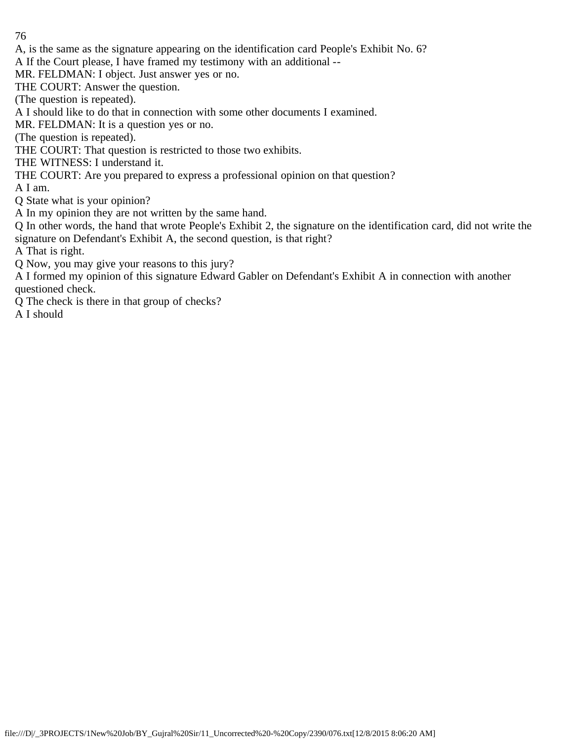A, is the same as the signature appearing on the identification card People's Exhibit No. 6?

A If the Court please, I have framed my testimony with an additional --

MR. FELDMAN: I object. Just answer yes or no.

THE COURT: Answer the question.

(The question is repeated).

A I should like to do that in connection with some other documents I examined.

MR. FELDMAN: It is a question yes or no.

(The question is repeated).

THE COURT: That question is restricted to those two exhibits.

THE WITNESS: I understand it.

THE COURT: Are you prepared to express a professional opinion on that question?

A I am.

Q State what is your opinion?

A In my opinion they are not written by the same hand.

Q In other words, the hand that wrote People's Exhibit 2, the signature on the identification card, did not write the signature on Defendant's Exhibit A, the second question, is that right?

A That is right.

Q Now, you may give your reasons to this jury?

A I formed my opinion of this signature Edward Gabler on Defendant's Exhibit A in connection with another questioned check.

Q The check is there in that group of checks?

A I should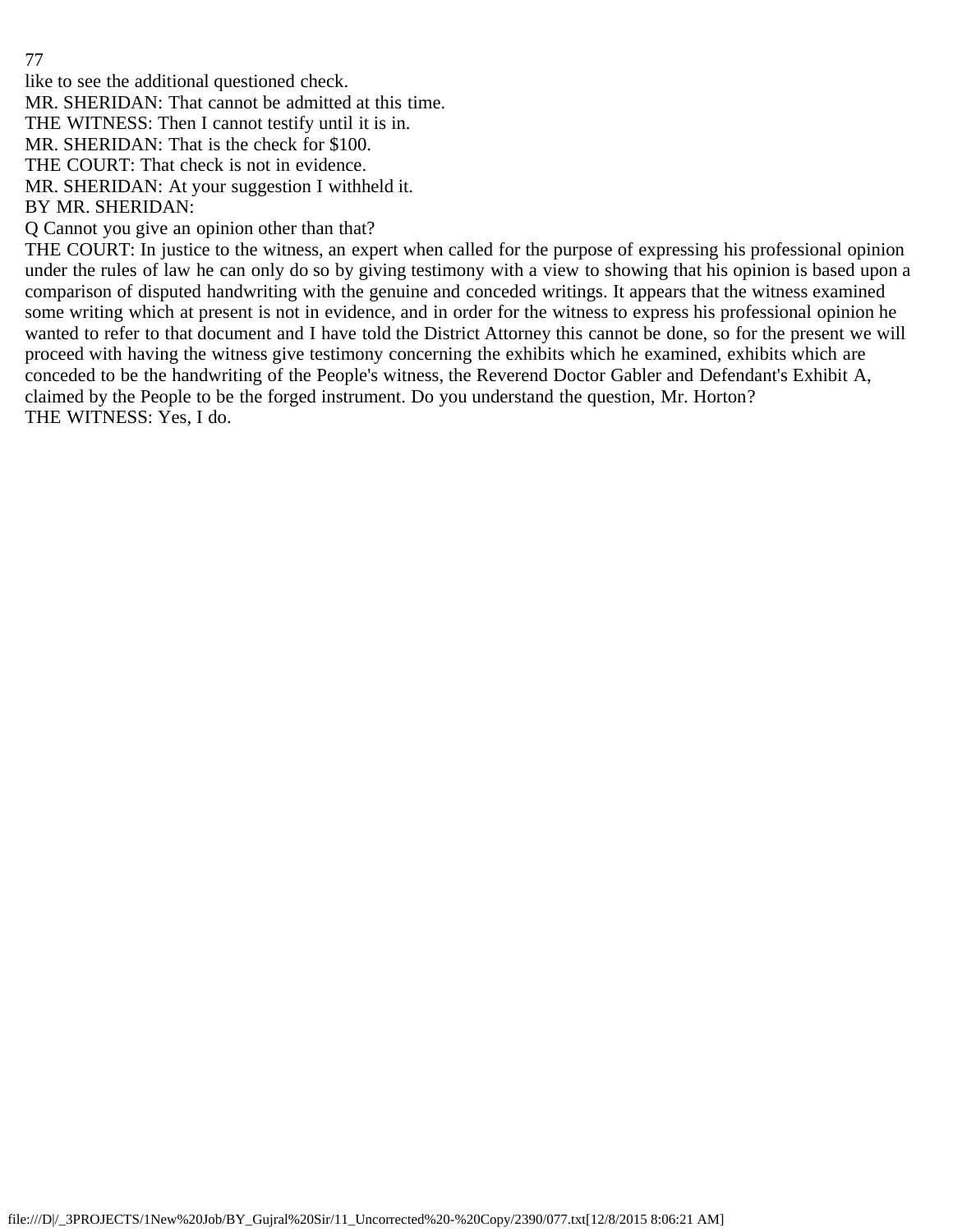like to see the additional questioned check.

MR. SHERIDAN: That cannot be admitted at this time.

THE WITNESS: Then I cannot testify until it is in.

MR. SHERIDAN: That is the check for $100.

THE COURT: That check is not in evidence.

MR. SHERIDAN: At your suggestion I withheld it.

BY MR. SHERIDAN:

Q Cannot you give an opinion other than that?

THE COURT: In justice to the witness, an expert when called for the purpose of expressing his professional opinion under the rules of law he can only do so by giving testimony with a view to showing that his opinion is based upon a comparison of disputed handwriting with the genuine and conceded writings. It appears that the witness examined some writing which at present is not in evidence, and in order for the witness to express his professional opinion he wanted to refer to that document and I have told the District Attorney this cannot be done, so for the present we will proceed with having the witness give testimony concerning the exhibits which he examined, exhibits which are conceded to be the handwriting of the People's witness, the Reverend Doctor Gabler and Defendant's Exhibit A, claimed by the People to be the forged instrument. Do you understand the question, Mr. Horton?

THE WITNESS: Yes, I do.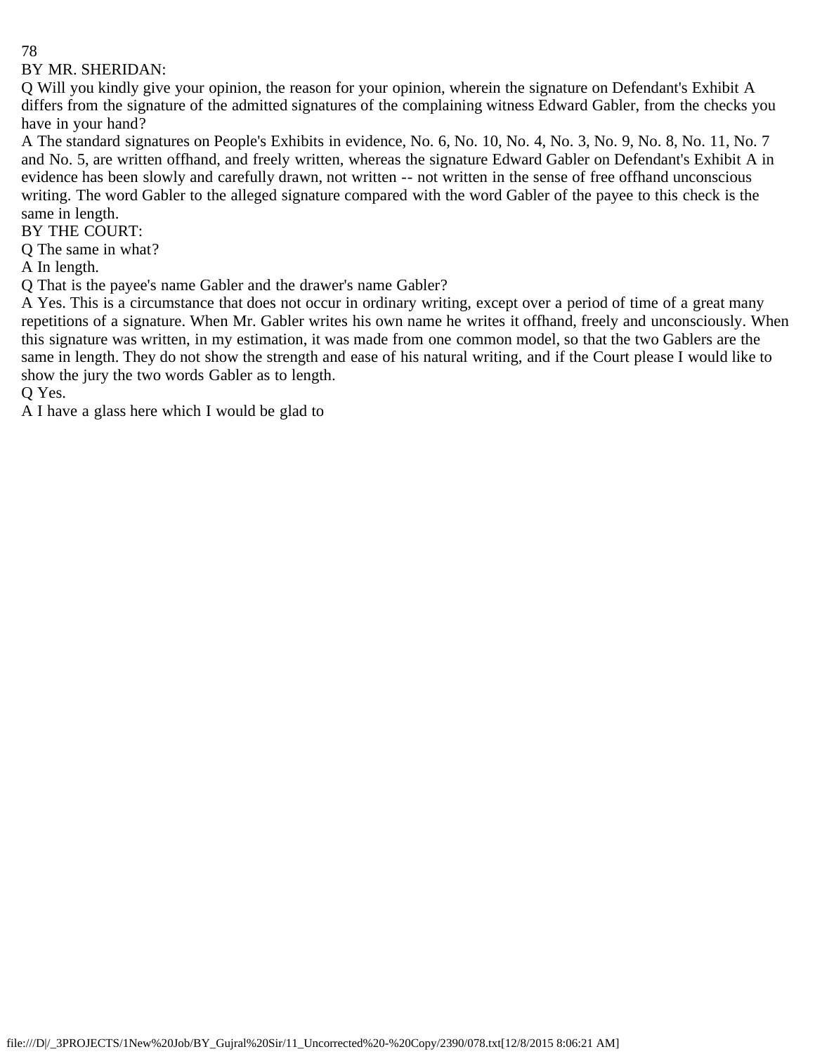BY MR. SHERIDAN:

Q Will you kindly give your opinion, the reason for your opinion, wherein the signature on Defendant's Exhibit A differs from the signature of the admitted signatures of the complaining witness Edward Gabler, from the checks you have in your hand?

A The standard signatures on People's Exhibits in evidence, No. 6, No. 10, No. 4, No. 3, No. 9, No. 8, No. 11, No. 7 and No. 5, are written offhand, and freely written, whereas the signature Edward Gabler on Defendant's Exhibit A in evidence has been slowly and carefully drawn, not written -- not written in the sense of free offhand unconscious writing. The word Gabler to the alleged signature compared with the word Gabler of the payee to this check is the same in length.

BY THE COURT:

Q The same in what?

A In length.

Q That is the payee's name Gabler and the drawer's name Gabler?

A Yes. This is a circumstance that does not occur in ordinary writing, except over a period of time of a great many repetitions of a signature. When Mr. Gabler writes his own name he writes it offhand, freely and unconsciously. When this signature was written, in my estimation, it was made from one common model, so that the two Gablers are the same in length. They do not show the strength and ease of his natural writing, and if the Court please I would like to show the jury the two words Gabler as to length.

Q Yes.

A I have a glass here which I would be glad to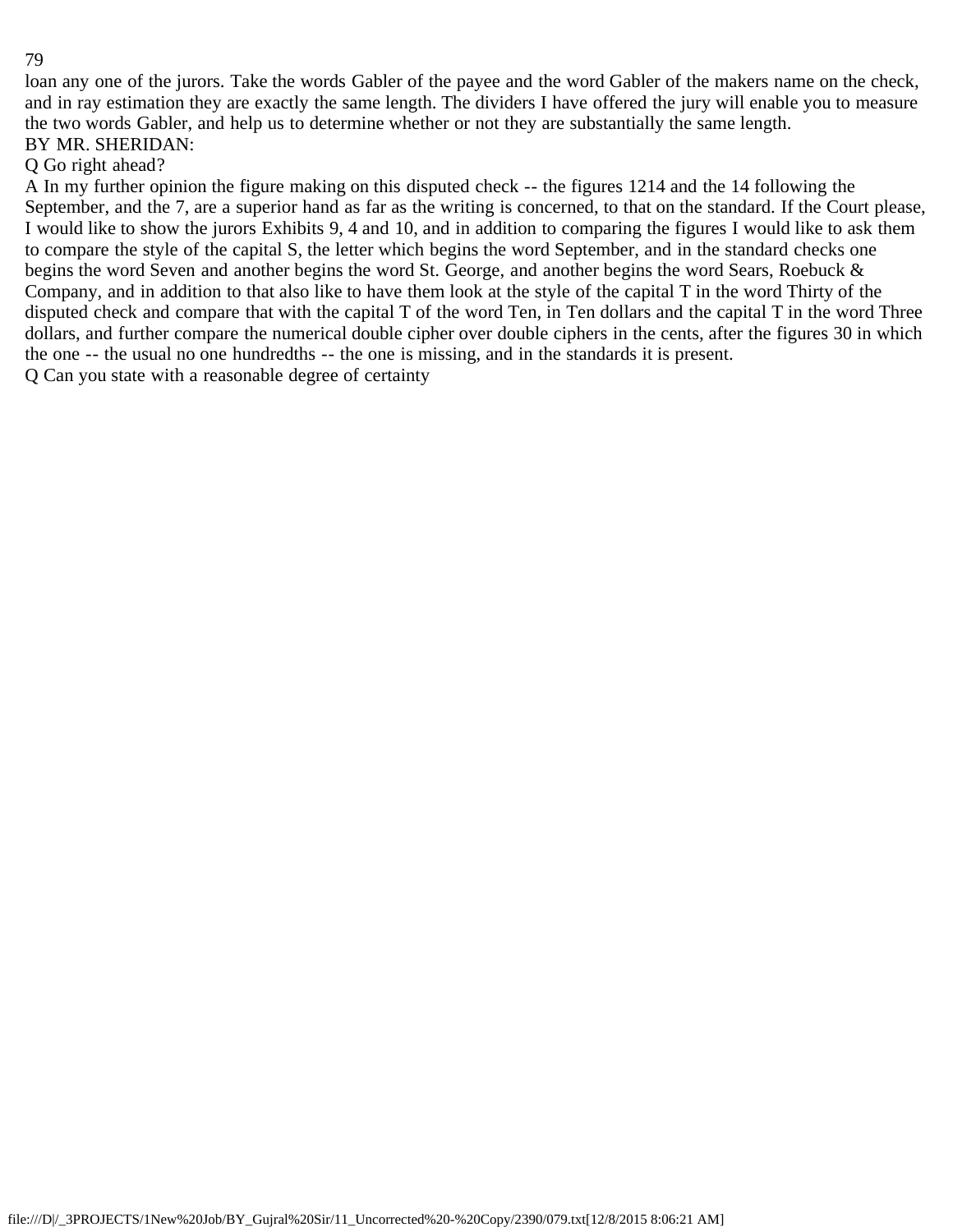loan any one of the jurors. Take the words Gabler of the payee and the word Gabler of the makers name on the check, and in ray estimation they are exactly the same length. The dividers I have offered the jury will enable you to measure the two words Gabler, and help us to determine whether or not they are substantially the same length.

BY MR. SHERIDAN:

Q Go right ahead?

A In my further opinion the figure making on this disputed check -- the figures 1214 and the 14 following the September, and the 7, are a superior hand as far as the writing is concerned, to that on the standard. If the Court please, I would like to show the jurors Exhibits 9, 4 and 10, and in addition to comparing the figures I would like to ask them to compare the style of the capital S, the letter which begins the word September, and in the standard checks one begins the word Seven and another begins the word St. George, and another begins the word Sears, Roebuck & Company, and in addition to that also like to have them look at the style of the capital T in the word Thirty of the disputed check and compare that with the capital T of the word Ten, in Ten dollars and the capital T in the word Three dollars, and further compare the numerical double cipher over double ciphers in the cents, after the figures 30 in which the one -- the usual no one hundredths -- the one is missing, and in the standards it is present.

Q Can you state with a reasonable degree of certainty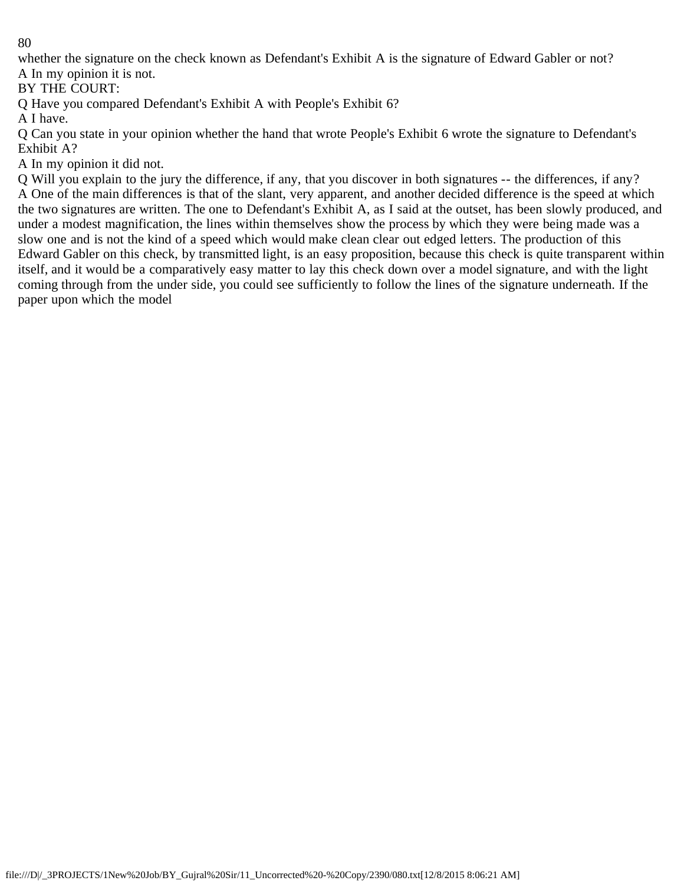whether the signature on the check known as Defendant's Exhibit A is the signature of Edward Gabler or not?

A In my opinion it is not.

BY THE COURT:

Q Have you compared Defendant's Exhibit A with People's Exhibit 6?

A I have.

Q Can you state in your opinion whether the hand that wrote People's Exhibit 6 wrote the signature to Defendant's Exhibit A?

A In my opinion it did not.

Q Will you explain to the jury the difference, if any, that you discover in both signatures -- the differences, if any?

A One of the main differences is that of the slant, very apparent, and another decided difference is the speed at which the two signatures are written. The one to Defendant's Exhibit A, as I said at the outset, has been slowly produced, and under a modest magnification, the lines within themselves show the process by which they were being made was a slow one and is not the kind of a speed which would make clean clear out edged letters. The production of this Edward Gabler on this check, by transmitted light, is an easy proposition, because this check is quite transparent within itself, and it would be a comparatively easy matter to lay this check down over a model signature, and with the light coming through from the under side, you could see sufficiently to follow the lines of the signature underneath. If the paper upon which the model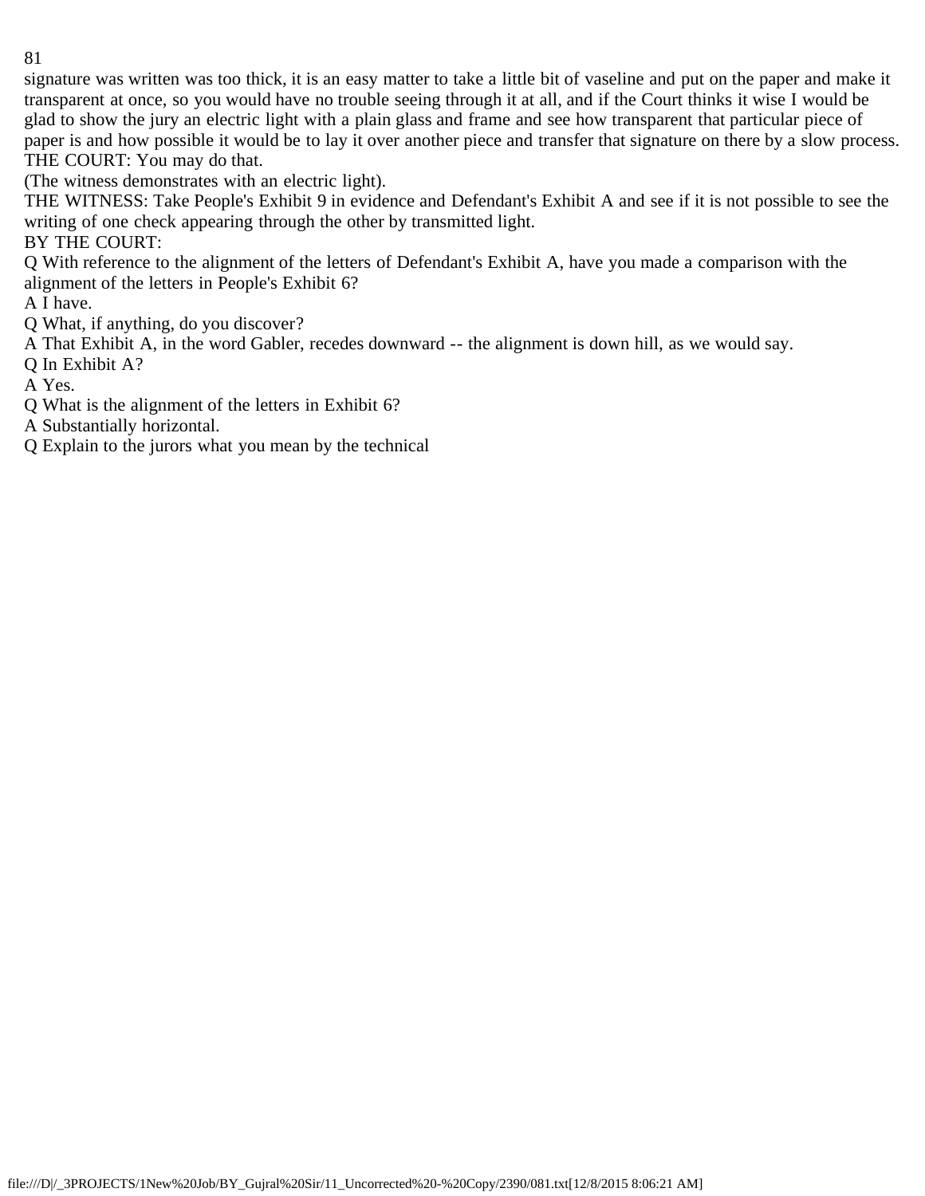signature was written was too thick, it is an easy matter to take a little bit of vaseline and put on the paper and make it transparent at once, so you would have no trouble seeing through it at all, and if the Court thinks it wise I would be glad to show the jury an electric light with a plain glass and frame and see how transparent that particular piece of paper is and how possible it would be to lay it over another piece and transfer that signature on there by a slow process.

THE COURT: You may do that.

(The witness demonstrates with an electric light).

THE WITNESS: Take People's Exhibit 9 in evidence and Defendant's Exhibit A and see if it is not possible to see the writing of one check appearing through the other by transmitted light.

BY THE COURT:

Q With reference to the alignment of the letters of Defendant's Exhibit A, have you made a comparison with the alignment of the letters in People's Exhibit 6?

A I have.

Q What, if anything, do you discover?

A That Exhibit A, in the word Gabler, recedes downward -- the alignment is down hill, as we would say.

Q In Exhibit A?

A Yes.

Q What is the alignment of the letters in Exhibit 6?

A Substantially horizontal.

Q Explain to the jurors what you mean by the technical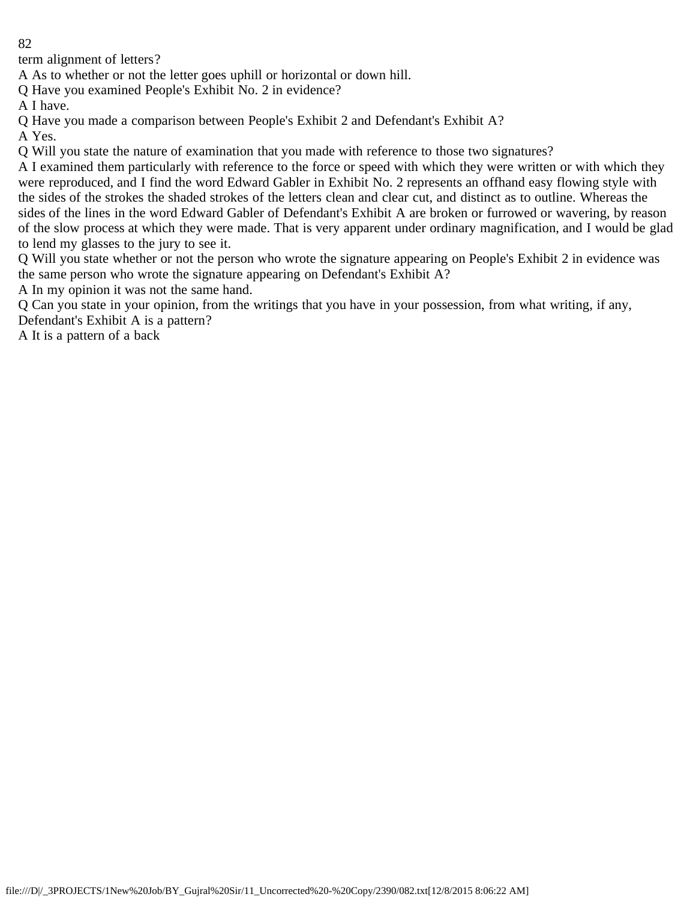term alignment of letters?

A As to whether or not the letter goes uphill or horizontal or down hill.

Q Have you examined People's Exhibit No. 2 in evidence?

A I have.

Q Have you made a comparison between People's Exhibit 2 and Defendant's Exhibit A?

A Yes.

Q Will you state the nature of examination that you made with reference to those two signatures?

A I examined them particularly with reference to the force or speed with which they were written or with which they were reproduced, and I find the word Edward Gabler in Exhibit No. 2 represents an offhand easy flowing style with the sides of the strokes the shaded strokes of the letters clean and clear cut, and distinct as to outline. Whereas the sides of the lines in the word Edward Gabler of Defendant's Exhibit A are broken or furrowed or wavering, by reason of the slow process at which they were made. That is very apparent under ordinary magnification, and I would be glad to lend my glasses to the jury to see it.

Q Will you state whether or not the person who wrote the signature appearing on People's Exhibit 2 in evidence was the same person who wrote the signature appearing on Defendant's Exhibit A?

A In my opinion it was not the same hand.

Q Can you state in your opinion, from the writings that you have in your possession, from what writing, if any, Defendant's Exhibit A is a pattern?

A It is a pattern of a back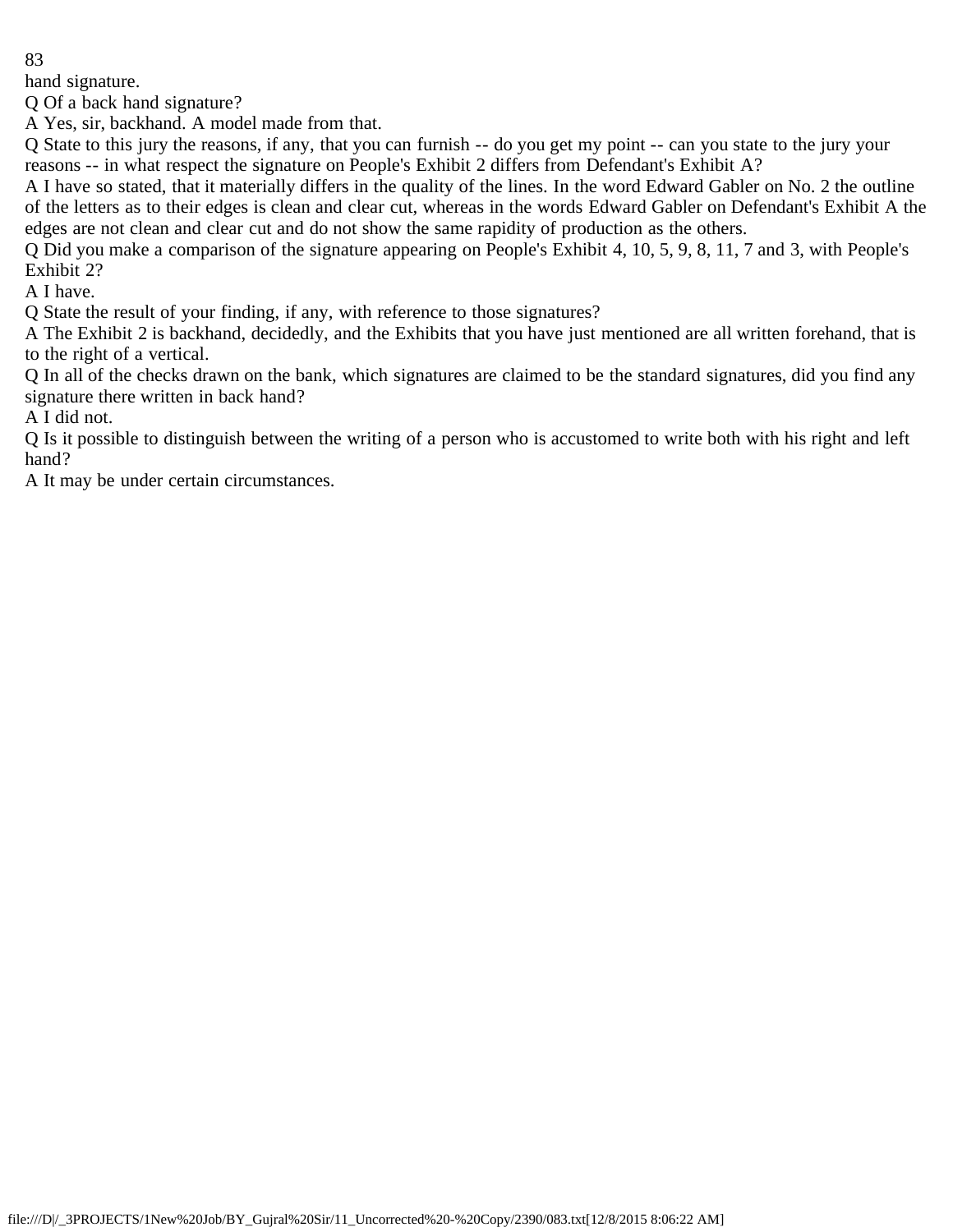hand signature.

Q Of a back hand signature?

A Yes, sir, backhand. A model made from that.

Q State to this jury the reasons, if any, that you can furnish -- do you get my point -- can you state to the jury your reasons -- in what respect the signature on People's Exhibit 2 differs from Defendant's Exhibit A?

A I have so stated, that it materially differs in the quality of the lines. In the word Edward Gabler on No. 2 the outline of the letters as to their edges is clean and clear cut, whereas in the words Edward Gabler on Defendant's Exhibit A the edges are not clean and clear cut and do not show the same rapidity of production as the others.

Q Did you make a comparison of the signature appearing on People's Exhibit 4, 10, 5, 9, 8, 11, 7 and 3, with People's Exhibit 2?

A I have.

Q State the result of your finding, if any, with reference to those signatures?

A The Exhibit 2 is backhand, decidedly, and the Exhibits that you have just mentioned are all written forehand, that is to the right of a vertical.

Q In all of the checks drawn on the bank, which signatures are claimed to be the standard signatures, did you find any signature there written in back hand?

A I did not.

Q Is it possible to distinguish between the writing of a person who is accustomed to write both with his right and left hand?

A It may be under certain circumstances.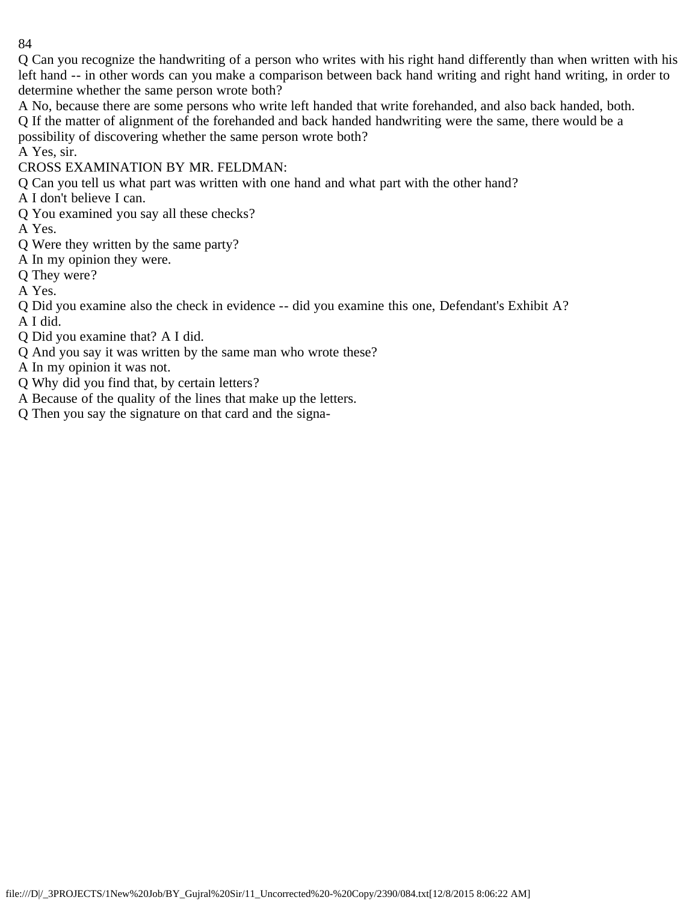Q Can you recognize the handwriting of a person who writes with his right hand differently than when written with his left hand -- in other words can you make a comparison between back hand writing and right hand writing, in order to determine whether the same person wrote both?

A No, because there are some persons who write left handed that write forehanded, and also back handed, both.

Q If the matter of alignment of the forehanded and back handed handwriting were the same, there would be a possibility of discovering whether the same person wrote both?

A Yes, sir.

CROSS EXAMINATION BY MR. FELDMAN:

Q Can you tell us what part was written with one hand and what part with the other hand?

A I don't believe I can.

Q You examined you say all these checks?

A Yes.

Q Were they written by the same party?

A In my opinion they were.

Q They were?

A Yes.

Q Did you examine also the check in evidence -- did you examine this one, Defendant's Exhibit A?

A I did.

Q Did you examine that? A I did.

Q And you say it was written by the same man who wrote these?

A In my opinion it was not.

Q Why did you find that, by certain letters?

A Because of the quality of the lines that make up the letters.

Q Then you say the signature on that card and the signa-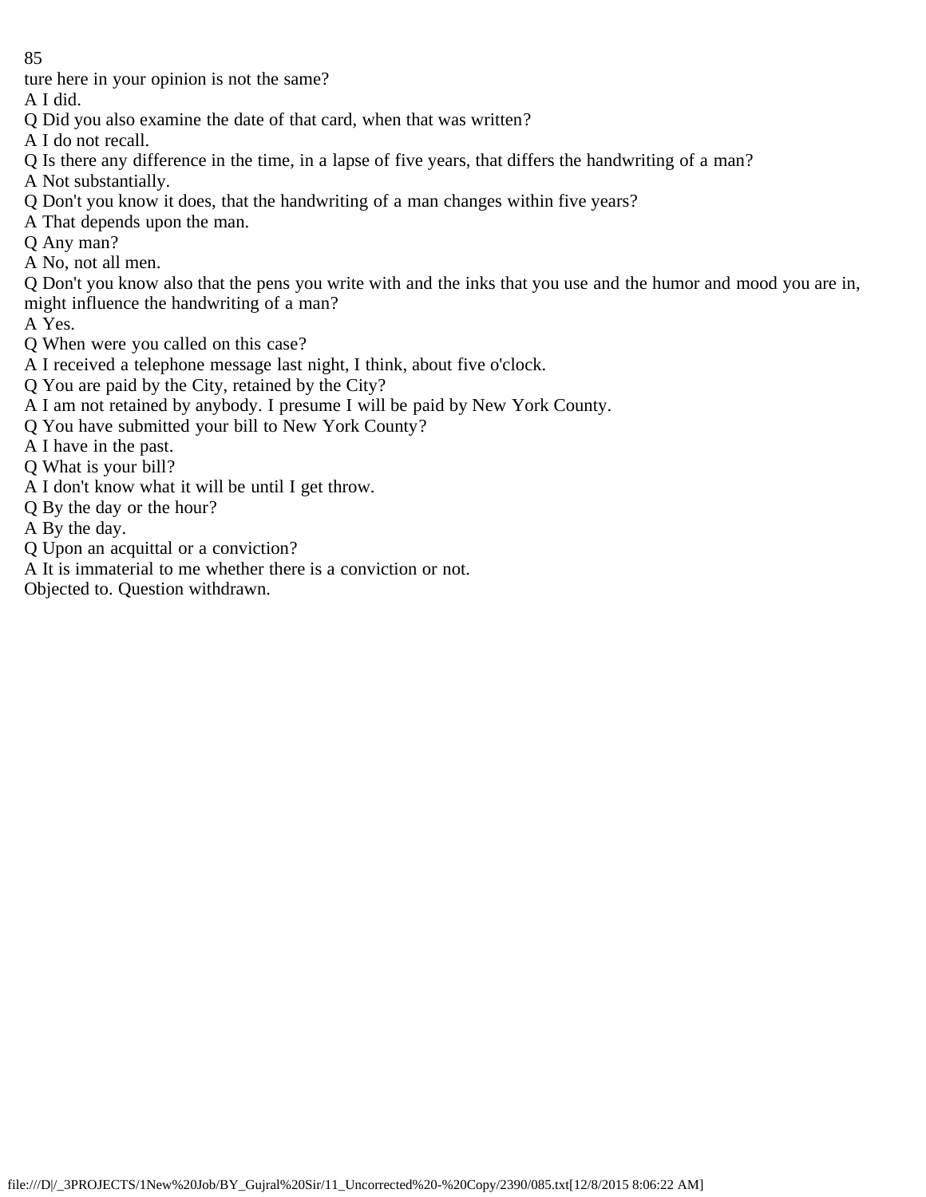ture here in your opinion is not the same?

A I did.

Q Did you also examine the date of that card, when that was written?

A I do not recall.

Q Is there any difference in the time, in a lapse of five years, that differs the handwriting of a man?

A Not substantially.

Q Don't you know it does, that the handwriting of a man changes within five years?

A That depends upon the man.

Q Any man?

A No, not all men.

Q Don't you know also that the pens you write with and the inks that you use and the humor and mood you are in, might influence the handwriting of a man?

A Yes.

Q When were you called on this case?

A I received a telephone message last night, I think, about five o'clock.

Q You are paid by the City, retained by the City?

A I am not retained by anybody. I presume I will be paid by New York County.

Q You have submitted your bill to New York County?

A I have in the past.

Q What is your bill?

A I don't know what it will be until I get throw.

Q By the day or the hour?

A By the day.

Q Upon an acquittal or a conviction?

A It is immaterial to me whether there is a conviction or not.

Objected to. Question withdrawn.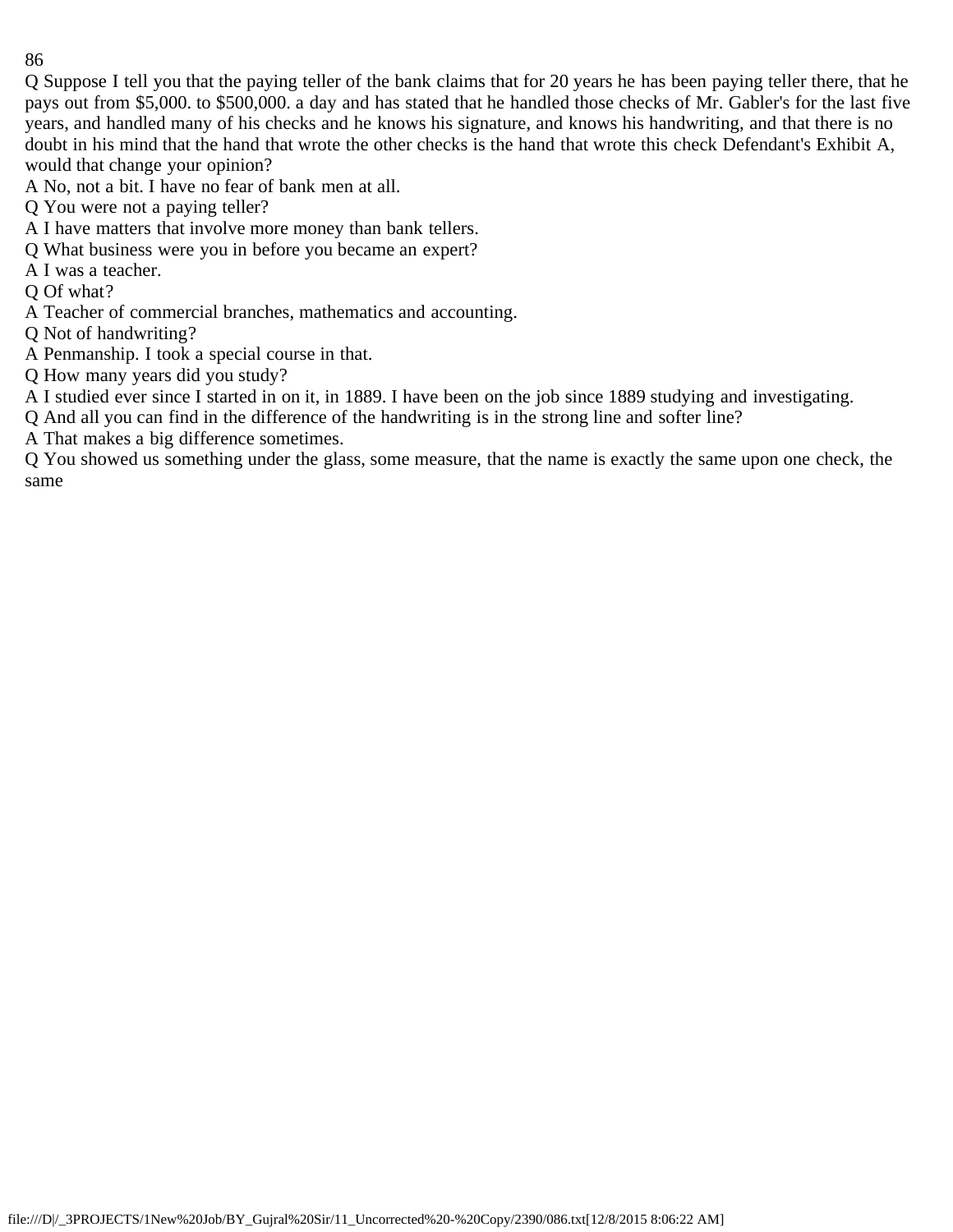Q Suppose I tell you that the paying teller of the bank claims that for 20 years he has been paying teller there, that he pays out from $5,000. to $500,000. a day and has stated that he handled those checks of Mr. Gabler's for the last five years, and handled many of his checks and he knows his signature, and knows his handwriting, and that there is no doubt in his mind that the hand that wrote the other checks is the hand that wrote this check Defendant's Exhibit A, would that change your opinion?

A No, not a bit. I have no fear of bank men at all.

Q You were not a paying teller?

A I have matters that involve more money than bank tellers.

Q What business were you in before you became an expert?

A I was a teacher.

Q Of what?

A Teacher of commercial branches, mathematics and accounting.

Q Not of handwriting?

A Penmanship. I took a special course in that.

Q How many years did you study?

A I studied ever since I started in on it, in 1889. I have been on the job since 1889 studying and investigating.

Q And all you can find in the difference of the handwriting is in the strong line and softer line?

A That makes a big difference sometimes.

Q You showed us something under the glass, some measure, that the name is exactly the same upon one check, the same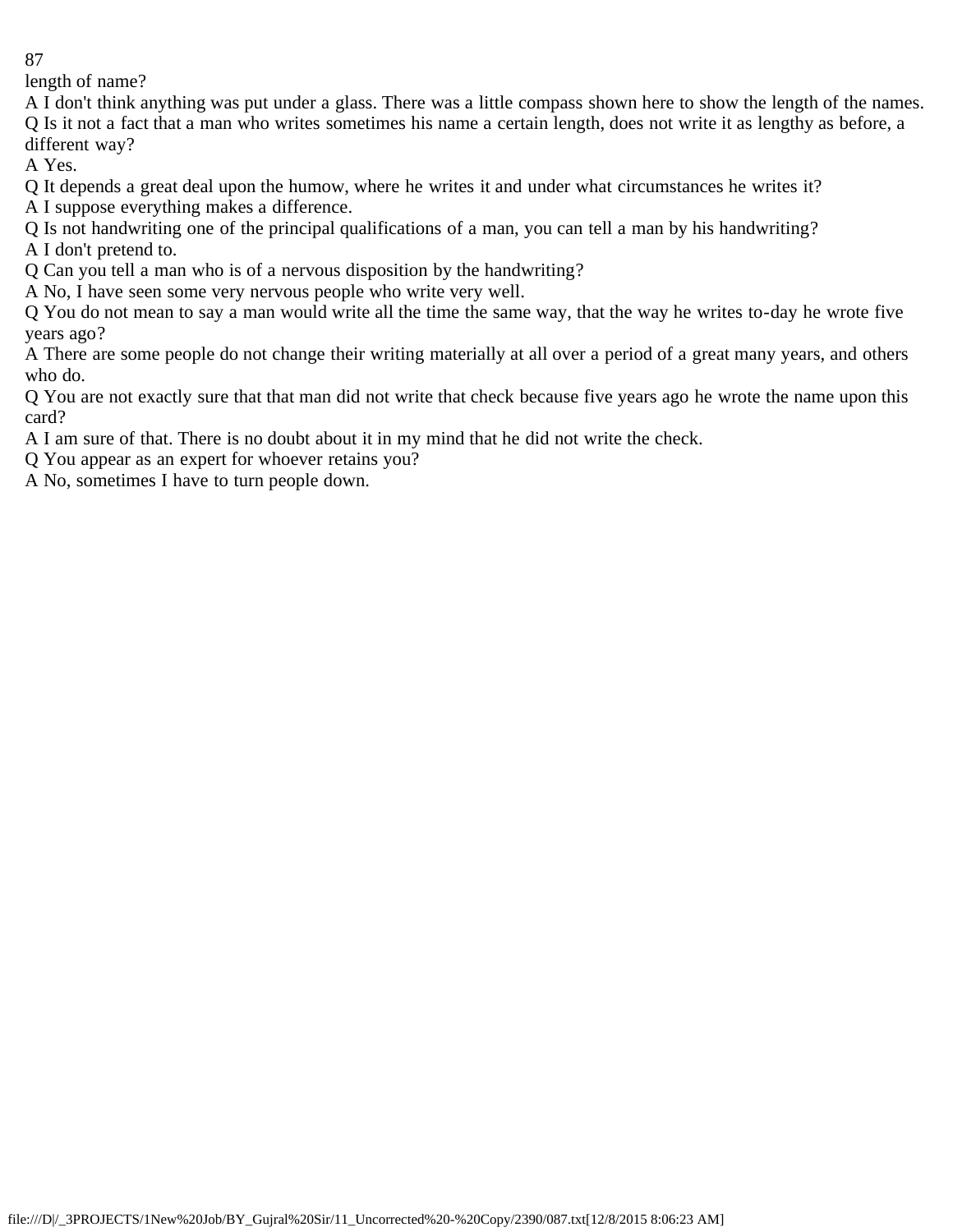length of name?

A I don't think anything was put under a glass. There was a little compass shown here to show the length of the names.

Q Is it not a fact that a man who writes sometimes his name a certain length, does not write it as lengthy as before, a different way?

A Yes.

Q It depends a great deal upon the humow, where he writes it and under what circumstances he writes it?

A I suppose everything makes a difference.

Q Is not handwriting one of the principal qualifications of a man, you can tell a man by his handwriting?

A I don't pretend to.

Q Can you tell a man who is of a nervous disposition by the handwriting?

A No, I have seen some very nervous people who write very well.

Q You do not mean to say a man would write all the time the same way, that the way he writes to-day he wrote five years ago?

A There are some people do not change their writing materially at all over a period of a great many years, and others who do.

Q You are not exactly sure that that man did not write that check because five years ago he wrote the name upon this card?

A I am sure of that. There is no doubt about it in my mind that he did not write the check.

Q You appear as an expert for whoever retains you?

A No, sometimes I have to turn people down.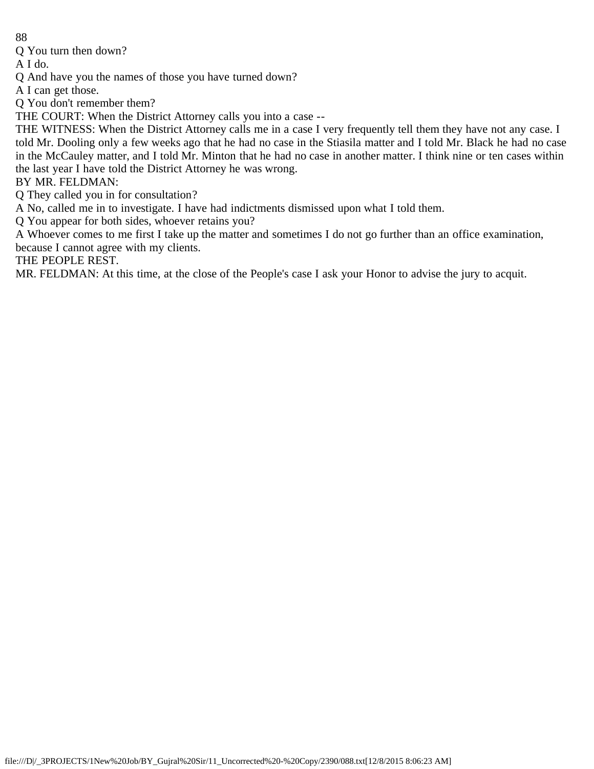Q You turn then down?

A I do.

Q And have you the names of those you have turned down?

A I can get those.

Q You don't remember them?

THE COURT: When the District Attorney calls you into a case --

THE WITNESS: When the District Attorney calls me in a case I very frequently tell them they have not any case. I told Mr. Dooling only a few weeks ago that he had no case in the Stiasila matter and I told Mr. Black he had no case in the McCauley matter, and I told Mr. Minton that he had no case in another matter. I think nine or ten cases within the last year I have told the District Attorney he was wrong.

BY MR. FELDMAN:

Q They called you in for consultation?

A No, called me in to investigate. I have had indictments dismissed upon what I told them.

Q You appear for both sides, whoever retains you?

A Whoever comes to me first I take up the matter and sometimes I do not go further than an office examination, because I cannot agree with my clients.

THE PEOPLE REST.

MR. FELDMAN: At this time, at the close of the People's case I ask your Honor to advise the jury to acquit.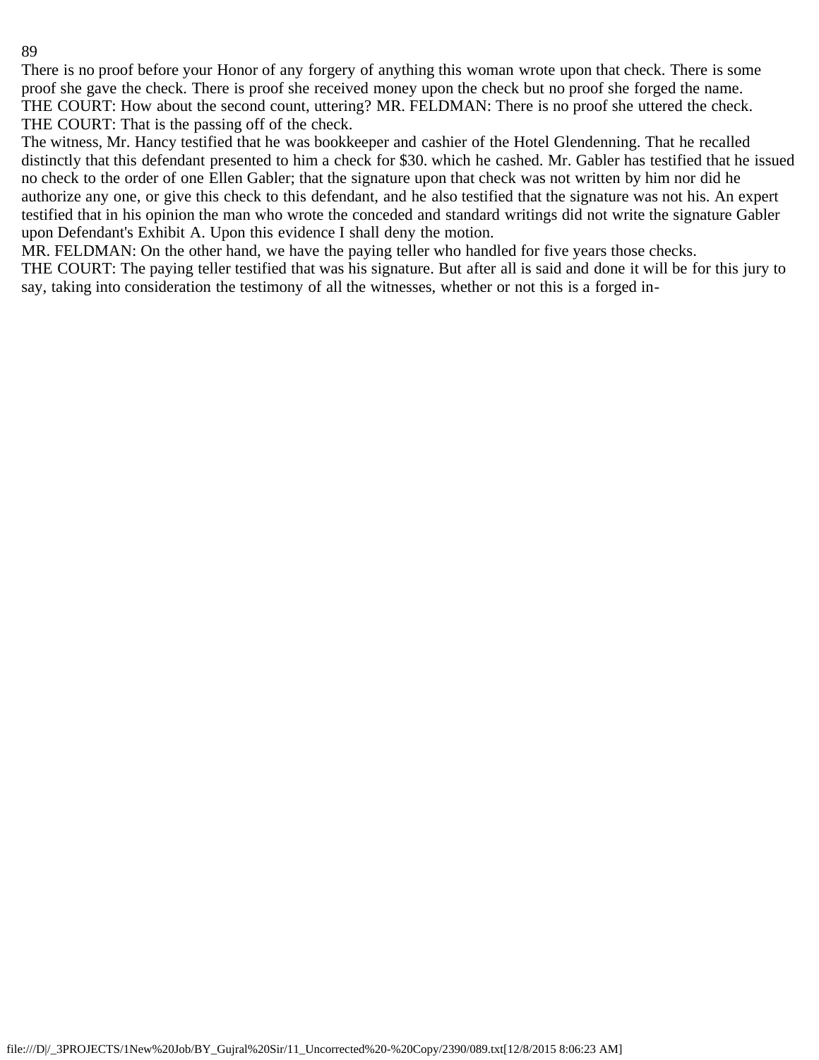There is no proof before your Honor of any forgery of anything this woman wrote upon that check. There is some proof she gave the check. There is proof she received money upon the check but no proof she forged the name.

THE COURT: How about the second count, uttering? MR. FELDMAN: There is no proof she uttered the check.

THE COURT: That is the passing off of the check.

The witness, Mr. Hancy testified that he was bookkeeper and cashier of the Hotel Glendenning. That he recalled distinctly that this defendant presented to him a check for $30. which he cashed. Mr. Gabler has testified that he issued no check to the order of one Ellen Gabler; that the signature upon that check was not written by him nor did he authorize any one, or give this check to this defendant, and he also testified that the signature was not his. An expert testified that in his opinion the man who wrote the conceded and standard writings did not write the signature Gabler upon Defendant's Exhibit A. Upon this evidence I shall deny the motion.

MR. FELDMAN: On the other hand, we have the paying teller who handled for five years those checks.

THE COURT: The paying teller testified that was his signature. But after all is said and done it will be for this jury to say, taking into consideration the testimony of all the witnesses, whether or not this is a forged in-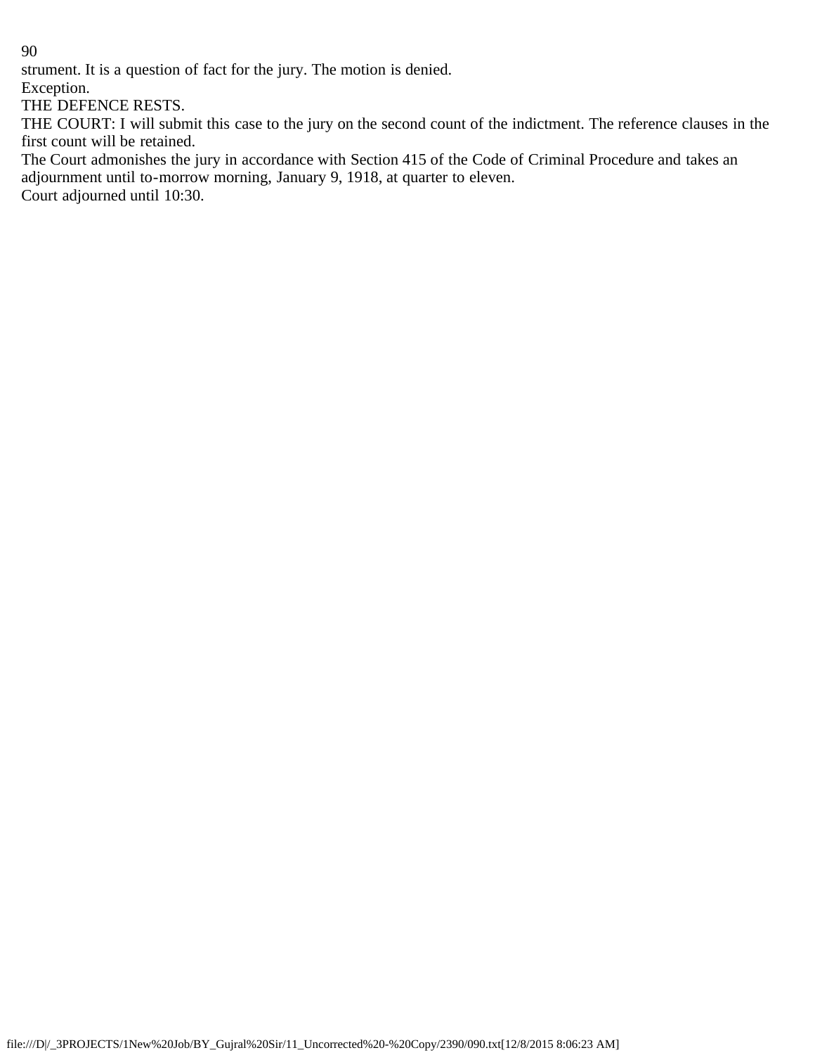strument. It is a question of fact for the jury. The motion is denied.

Exception.

THE DEFENCE RESTS.

THE COURT: I will submit this case to the jury on the second count of the indictment. The reference clauses in the first count will be retained.

The Court admonishes the jury in accordance with Section 415 of the Code of Criminal Procedure and takes an adjournment until to-morrow morning, January 9, 1918, at quarter to eleven.

Court adjourned until 10:30.